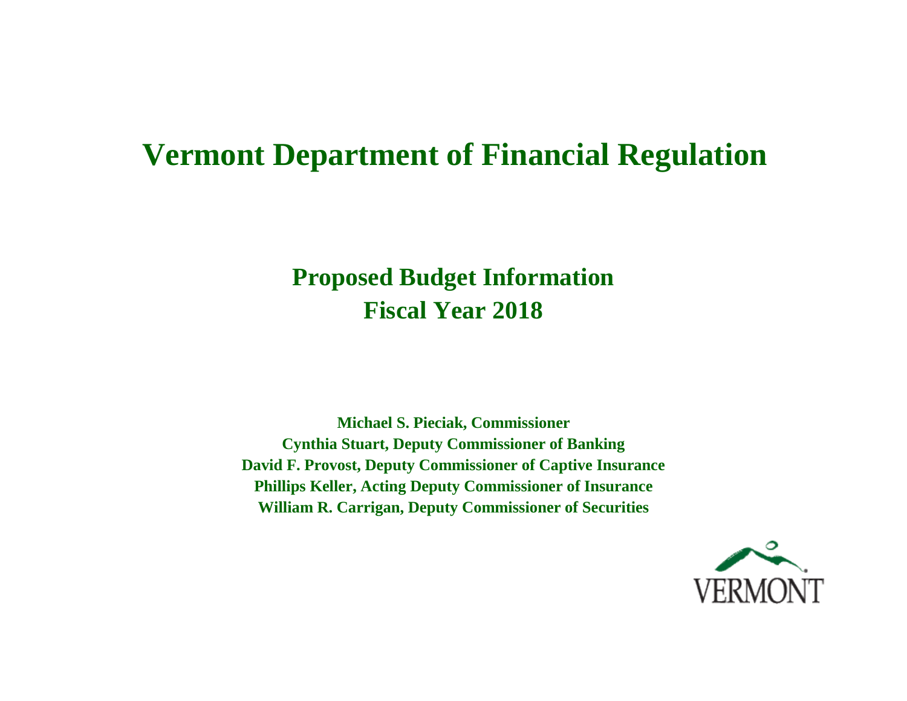# Vermont Department of Financial Regulation

## Proposed Budget Information
## Fiscal Year 2018

**Michael S. Pieciak, Commissioner**
**Cynthia Stuart, Deputy Commissioner of Banking**
**David F. Provost, Deputy Commissioner of Captive Insurance**
**Phillips Keller, Acting Deputy Commissioner of Insurance**
**William R. Carrigan, Deputy Commissioner of Securities**

VERMONT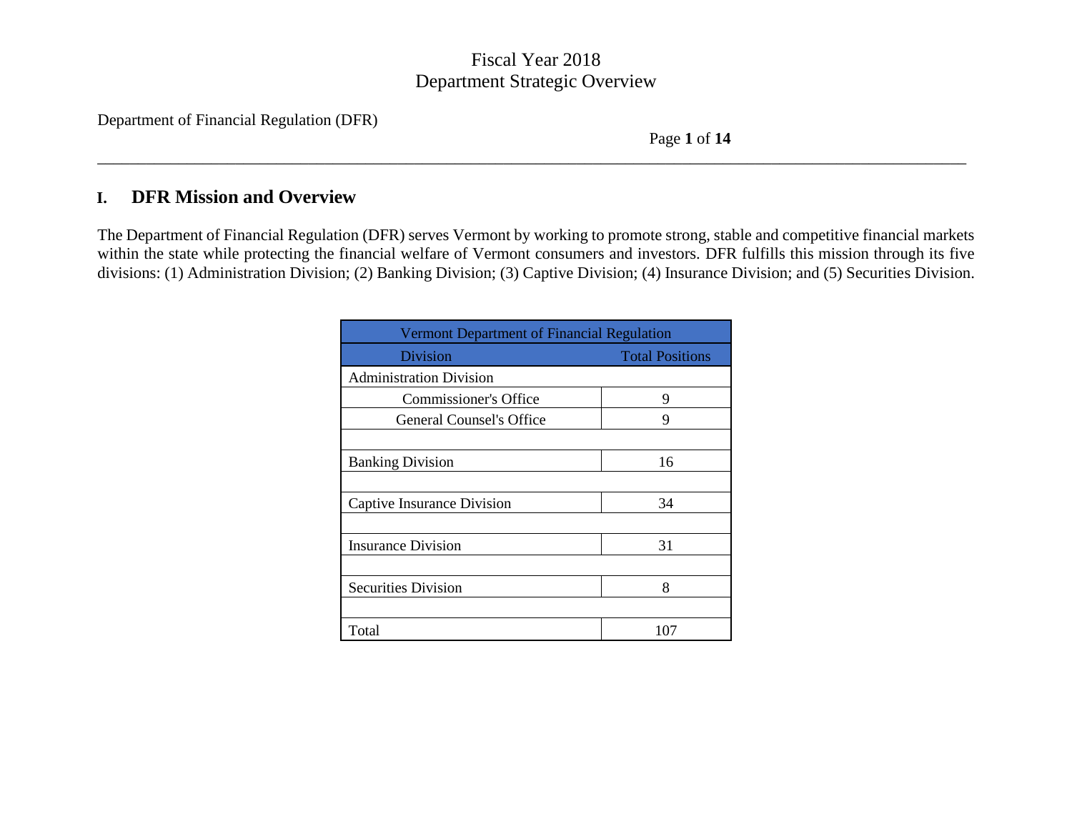## I. DFR Mission and Overview

The Department of Financial Regulation (DFR) serves Vermont by working to promote strong, stable and competitive financial markets within the state while protecting the financial welfare of Vermont consumers and investors. DFR fulfills this mission through its five divisions: (1) Administration Division; (2) Banking Division; (3) Captive Division; (4) Insurance Division; and (5) Securities Division.

| Vermont Department of Financial Regulation | |
|---|---|
| Division | Total Positions |
| Administration Division | |
| Commissioner's Office | 9 |
| General Counsel's Office | 9 |
| | |
| Banking Division | 16 |
| | |
| Captive Insurance Division | 34 |
| | |
| Insurance Division | 31 |
| | |
| Securities Division | 8 |
| | |
| Total | 107 |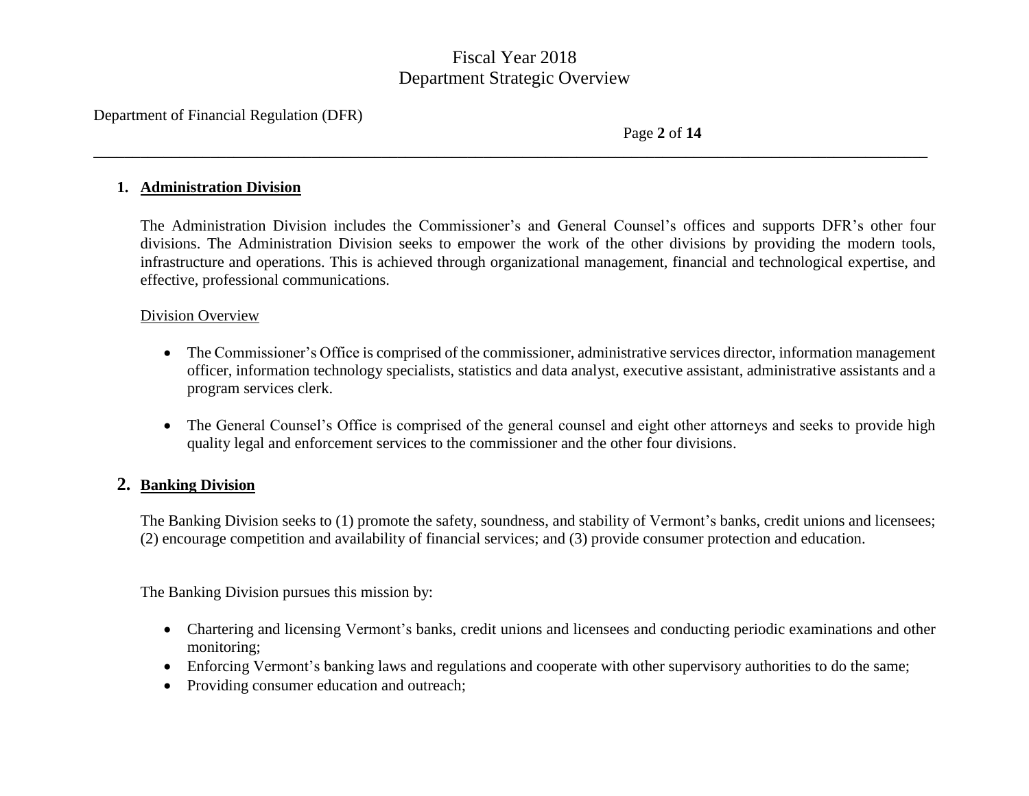## 1. Administration Division

The Administration Division includes the Commissioner's and General Counsel's offices and supports DFR's other four divisions. The Administration Division seeks to empower the work of the other divisions by providing the modern tools, infrastructure and operations. This is achieved through organizational management, financial and technological expertise, and effective, professional communications.

Division Overview

- The Commissioner's Office is comprised of the commissioner, administrative services director, information management officer, information technology specialists, statistics and data analyst, executive assistant, administrative assistants and a program services clerk.

- The General Counsel's Office is comprised of the general counsel and eight other attorneys and seeks to provide high quality legal and enforcement services to the commissioner and the other four divisions.

## 2. Banking Division

The Banking Division seeks to (1) promote the safety, soundness, and stability of Vermont's banks, credit unions and licensees; (2) encourage competition and availability of financial services; and (3) provide consumer protection and education.

The Banking Division pursues this mission by:

- Chartering and licensing Vermont's banks, credit unions and licensees and conducting periodic examinations and other monitoring;
- Enforcing Vermont's banking laws and regulations and cooperate with other supervisory authorities to do the same;
- Providing consumer education and outreach;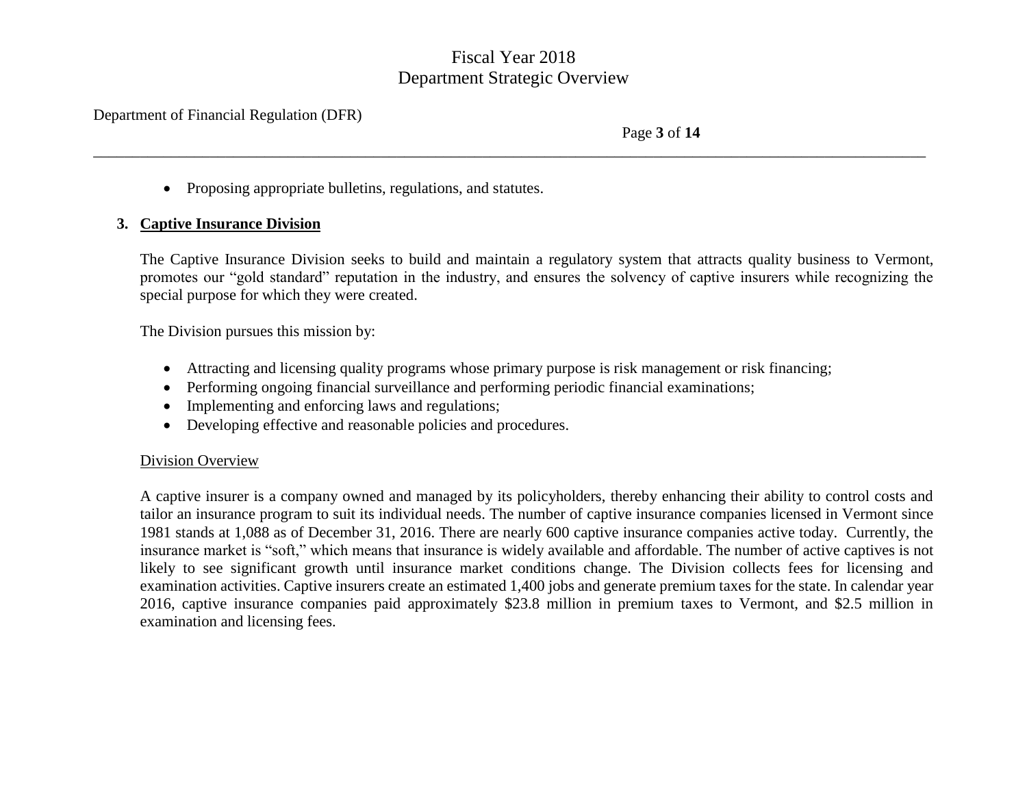- Proposing appropriate bulletins, regulations, and statutes.

### 3. Captive Insurance Division

The Captive Insurance Division seeks to build and maintain a regulatory system that attracts quality business to Vermont, promotes our "gold standard" reputation in the industry, and ensures the solvency of captive insurers while recognizing the special purpose for which they were created.

The Division pursues this mission by:

- Attracting and licensing quality programs whose primary purpose is risk management or risk financing;
- Performing ongoing financial surveillance and performing periodic financial examinations;
- Implementing and enforcing laws and regulations;
- Developing effective and reasonable policies and procedures.

#### Division Overview

A captive insurer is a company owned and managed by its policyholders, thereby enhancing their ability to control costs and tailor an insurance program to suit its individual needs. The number of captive insurance companies licensed in Vermont since 1981 stands at 1,088 as of December 31, 2016. There are nearly 600 captive insurance companies active today. Currently, the insurance market is "soft," which means that insurance is widely available and affordable. The number of active captives is not likely to see significant growth until insurance market conditions change. The Division collects fees for licensing and examination activities. Captive insurers create an estimated 1,400 jobs and generate premium taxes for the state. In calendar year 2016, captive insurance companies paid approximately $23.8 million in premium taxes to Vermont, and $2.5 million in examination and licensing fees.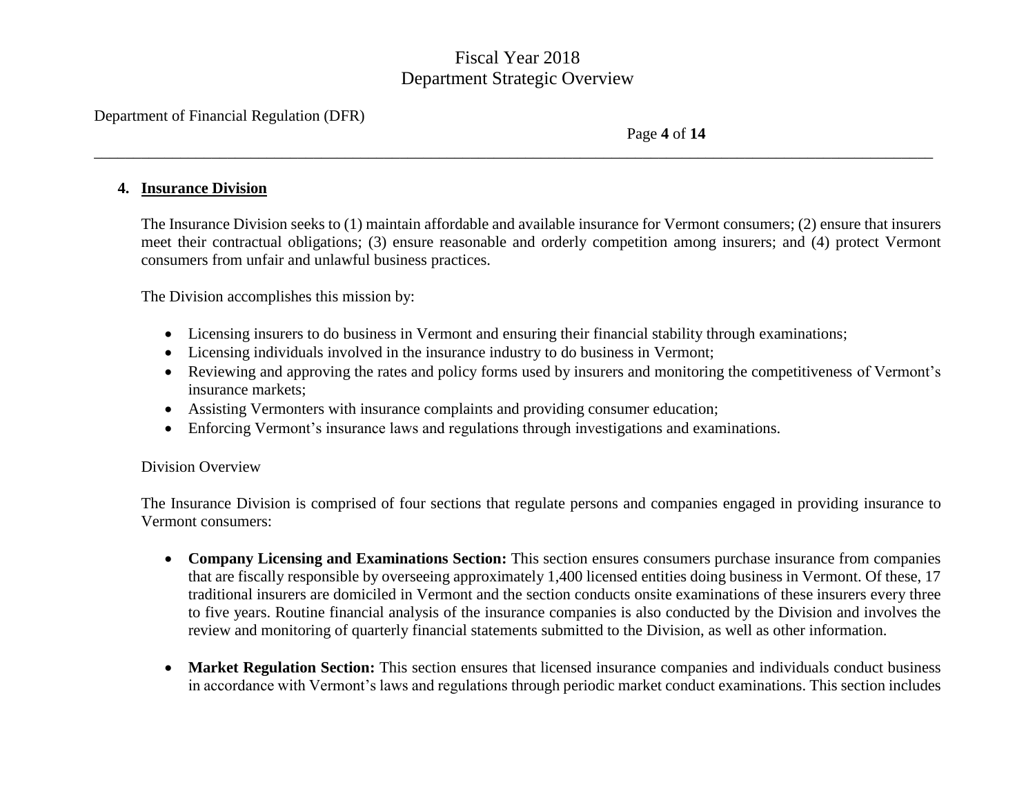## 4. Insurance Division

The Insurance Division seeks to (1) maintain affordable and available insurance for Vermont consumers; (2) ensure that insurers meet their contractual obligations; (3) ensure reasonable and orderly competition among insurers; and (4) protect Vermont consumers from unfair and unlawful business practices.

The Division accomplishes this mission by:

- Licensing insurers to do business in Vermont and ensuring their financial stability through examinations;
- Licensing individuals involved in the insurance industry to do business in Vermont;
- Reviewing and approving the rates and policy forms used by insurers and monitoring the competitiveness of Vermont's insurance markets;
- Assisting Vermonters with insurance complaints and providing consumer education;
- Enforcing Vermont's insurance laws and regulations through investigations and examinations.

Division Overview

The Insurance Division is comprised of four sections that regulate persons and companies engaged in providing insurance to Vermont consumers:

- **Company Licensing and Examinations Section:** This section ensures consumers purchase insurance from companies that are fiscally responsible by overseeing approximately 1,400 licensed entities doing business in Vermont. Of these, 17 traditional insurers are domiciled in Vermont and the section conducts onsite examinations of these insurers every three to five years. Routine financial analysis of the insurance companies is also conducted by the Division and involves the review and monitoring of quarterly financial statements submitted to the Division, as well as other information.

- **Market Regulation Section:** This section ensures that licensed insurance companies and individuals conduct business in accordance with Vermont's laws and regulations through periodic market conduct examinations. This section includes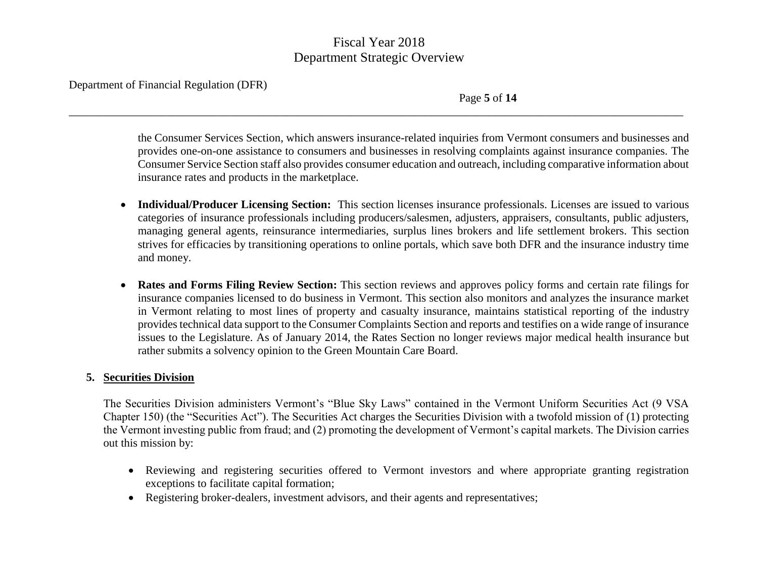the Consumer Services Section, which answers insurance-related inquiries from Vermont consumers and businesses and provides one-on-one assistance to consumers and businesses in resolving complaints against insurance companies. The Consumer Service Section staff also provides consumer education and outreach, including comparative information about insurance rates and products in the marketplace.

- **Individual/Producer Licensing Section:** This section licenses insurance professionals. Licenses are issued to various categories of insurance professionals including producers/salesmen, adjusters, appraisers, consultants, public adjusters, managing general agents, reinsurance intermediaries, surplus lines brokers and life settlement brokers. This section strives for efficacies by transitioning operations to online portals, which save both DFR and the insurance industry time and money.

- **Rates and Forms Filing Review Section:** This section reviews and approves policy forms and certain rate filings for insurance companies licensed to do business in Vermont. This section also monitors and analyzes the insurance market in Vermont relating to most lines of property and casualty insurance, maintains statistical reporting of the industry provides technical data support to the Consumer Complaints Section and reports and testifies on a wide range of insurance issues to the Legislature. As of January 2014, the Rates Section no longer reviews major medical health insurance but rather submits a solvency opinion to the Green Mountain Care Board.

**5. Securities Division**

The Securities Division administers Vermont's "Blue Sky Laws" contained in the Vermont Uniform Securities Act (9 VSA Chapter 150) (the "Securities Act"). The Securities Act charges the Securities Division with a twofold mission of (1) protecting the Vermont investing public from fraud; and (2) promoting the development of Vermont's capital markets. The Division carries out this mission by:

- Reviewing and registering securities offered to Vermont investors and where appropriate granting registration exceptions to facilitate capital formation;
- Registering broker-dealers, investment advisors, and their agents and representatives;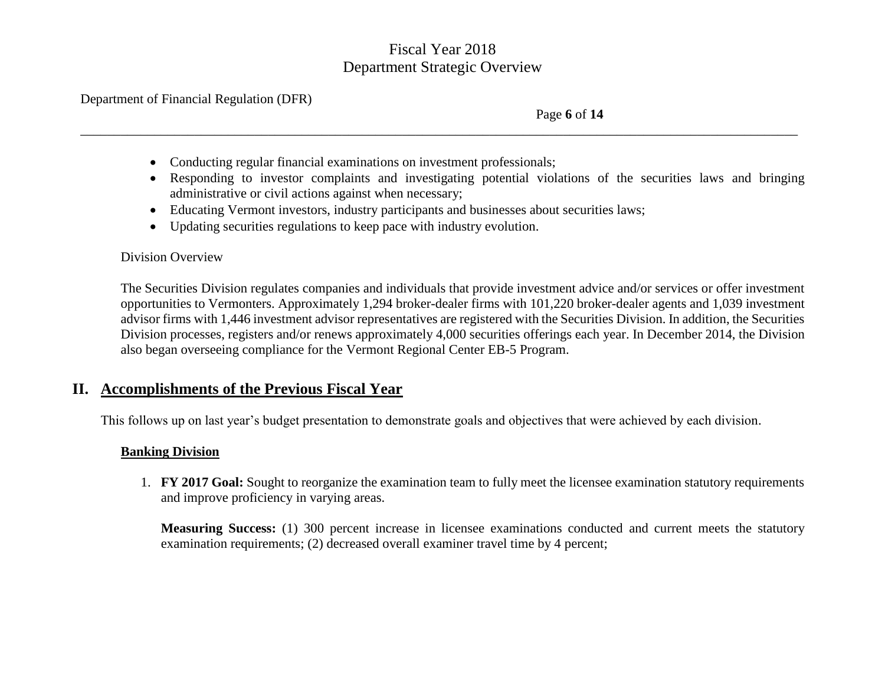- Conducting regular financial examinations on investment professionals;
- Responding to investor complaints and investigating potential violations of the securities laws and bringing administrative or civil actions against when necessary;
- Educating Vermont investors, industry participants and businesses about securities laws;
- Updating securities regulations to keep pace with industry evolution.

Division Overview

The Securities Division regulates companies and individuals that provide investment advice and/or services or offer investment opportunities to Vermonters. Approximately 1,294 broker-dealer firms with 101,220 broker-dealer agents and 1,039 investment advisor firms with 1,446 investment advisor representatives are registered with the Securities Division. In addition, the Securities Division processes, registers and/or renews approximately 4,000 securities offerings each year. In December 2014, the Division also began overseeing compliance for the Vermont Regional Center EB-5 Program.

## II. Accomplishments of the Previous Fiscal Year

This follows up on last year's budget presentation to demonstrate goals and objectives that were achieved by each division.

### Banking Division

1. **FY 2017 Goal:** Sought to reorganize the examination team to fully meet the licensee examination statutory requirements and improve proficiency in varying areas.

   **Measuring Success:** (1) 300 percent increase in licensee examinations conducted and current meets the statutory examination requirements; (2) decreased overall examiner travel time by 4 percent;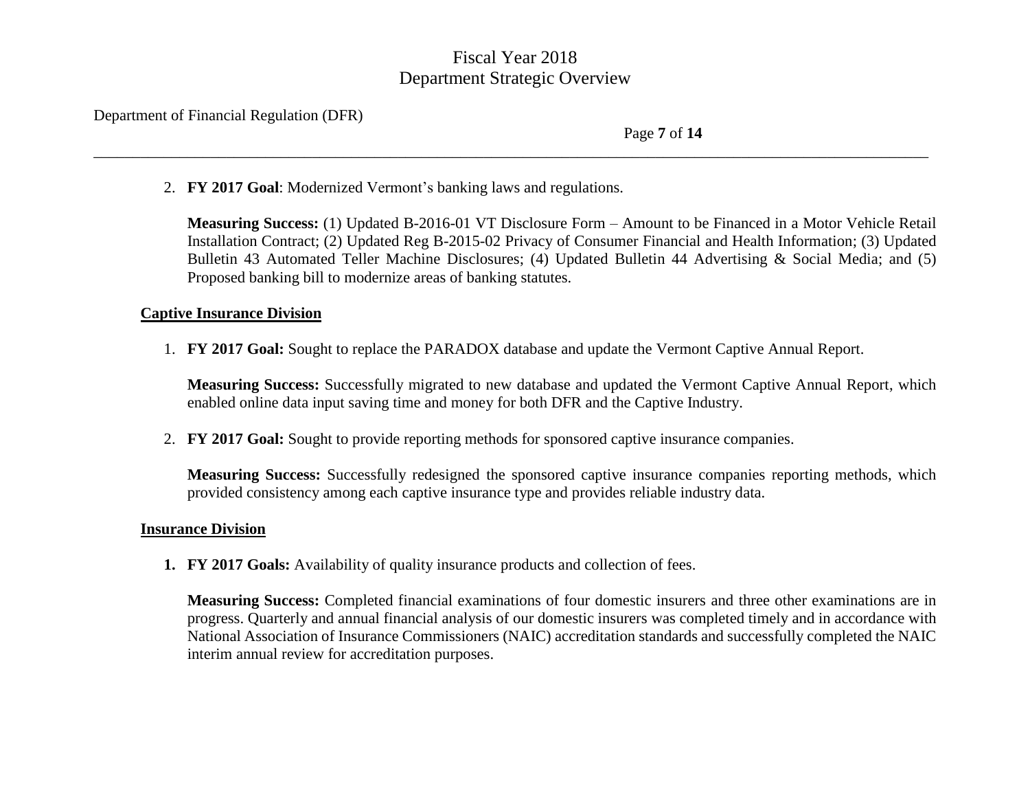2. **FY 2017 Goal**: Modernized Vermont's banking laws and regulations.

   **Measuring Success:** (1) Updated B-2016-01 VT Disclosure Form – Amount to be Financed in a Motor Vehicle Retail Installation Contract; (2) Updated Reg B-2015-02 Privacy of Consumer Financial and Health Information; (3) Updated Bulletin 43 Automated Teller Machine Disclosures; (4) Updated Bulletin 44 Advertising & Social Media; and (5) Proposed banking bill to modernize areas of banking statutes.

**Captive Insurance Division**

1. **FY 2017 Goal:** Sought to replace the PARADOX database and update the Vermont Captive Annual Report.

   **Measuring Success:** Successfully migrated to new database and updated the Vermont Captive Annual Report, which enabled online data input saving time and money for both DFR and the Captive Industry.

2. **FY 2017 Goal:** Sought to provide reporting methods for sponsored captive insurance companies.

   **Measuring Success:** Successfully redesigned the sponsored captive insurance companies reporting methods, which provided consistency among each captive insurance type and provides reliable industry data.

**Insurance Division**

1. **FY 2017 Goals:** Availability of quality insurance products and collection of fees.

   **Measuring Success:** Completed financial examinations of four domestic insurers and three other examinations are in progress. Quarterly and annual financial analysis of our domestic insurers was completed timely and in accordance with National Association of Insurance Commissioners (NAIC) accreditation standards and successfully completed the NAIC interim annual review for accreditation purposes.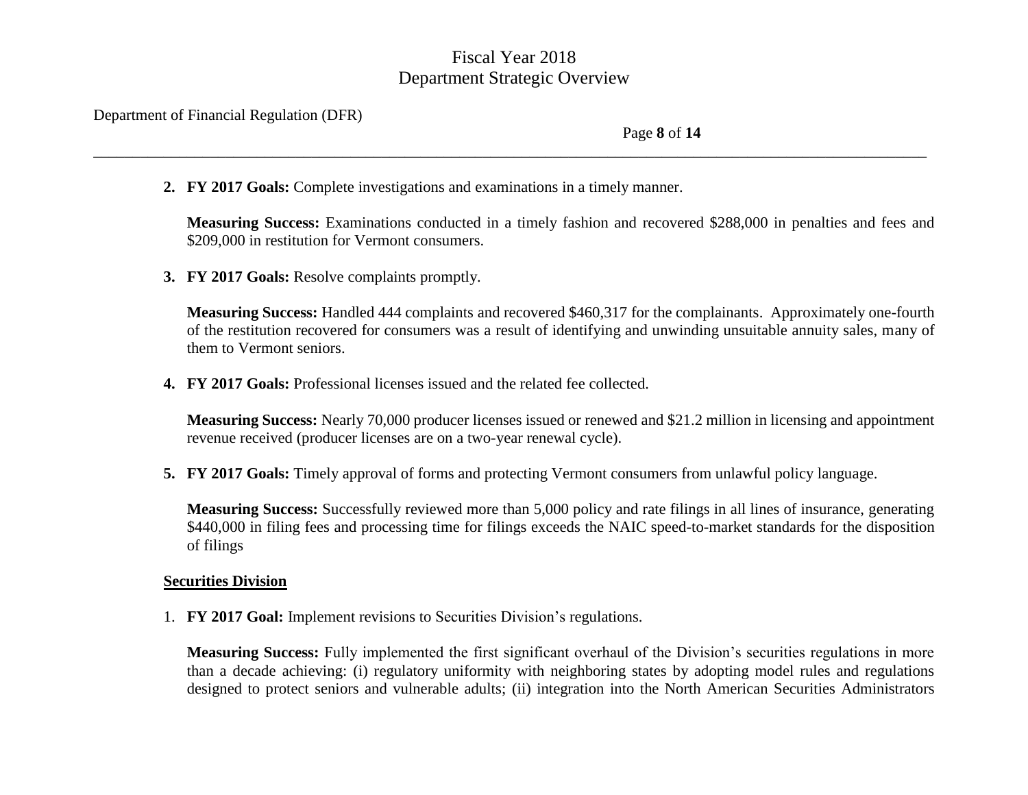2. **FY 2017 Goals:** Complete investigations and examinations in a timely manner.

   **Measuring Success:** Examinations conducted in a timely fashion and recovered $288,000 in penalties and fees and $209,000 in restitution for Vermont consumers.

3. **FY 2017 Goals:** Resolve complaints promptly.

   **Measuring Success:** Handled 444 complaints and recovered $460,317 for the complainants. Approximately one-fourth of the restitution recovered for consumers was a result of identifying and unwinding unsuitable annuity sales, many of them to Vermont seniors.

4. **FY 2017 Goals:** Professional licenses issued and the related fee collected.

   **Measuring Success:** Nearly 70,000 producer licenses issued or renewed and $21.2 million in licensing and appointment revenue received (producer licenses are on a two-year renewal cycle).

5. **FY 2017 Goals:** Timely approval of forms and protecting Vermont consumers from unlawful policy language.

   **Measuring Success:** Successfully reviewed more than 5,000 policy and rate filings in all lines of insurance, generating $440,000 in filing fees and processing time for filings exceeds the NAIC speed-to-market standards for the disposition of filings

**Securities Division**

1. **FY 2017 Goal:** Implement revisions to Securities Division's regulations.

   **Measuring Success:** Fully implemented the first significant overhaul of the Division's securities regulations in more than a decade achieving: (i) regulatory uniformity with neighboring states by adopting model rules and regulations designed to protect seniors and vulnerable adults; (ii) integration into the North American Securities Administrators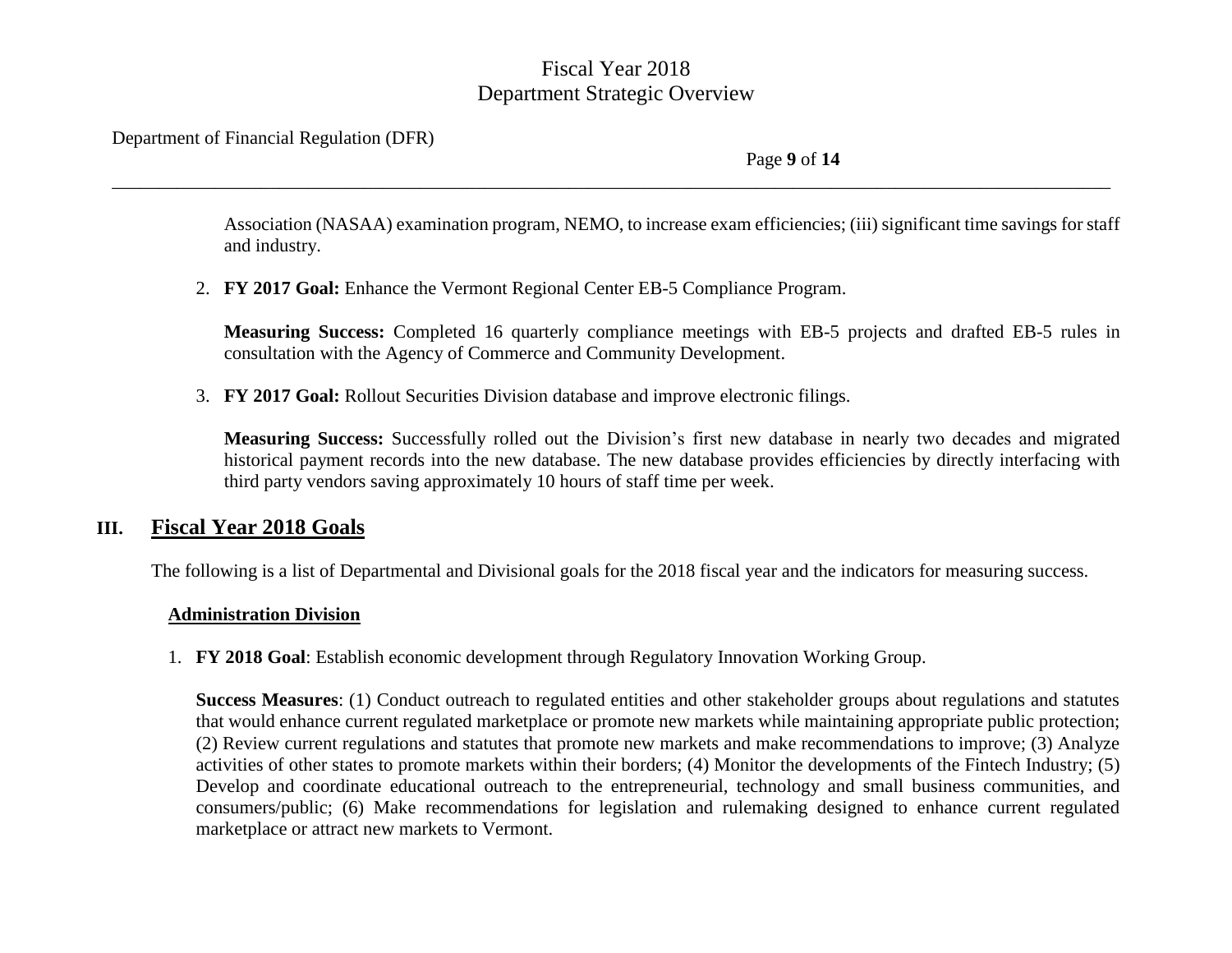Association (NASAA) examination program, NEMO, to increase exam efficiencies; (iii) significant time savings for staff and industry.

2. **FY 2017 Goal:** Enhance the Vermont Regional Center EB-5 Compliance Program.

   **Measuring Success:** Completed 16 quarterly compliance meetings with EB-5 projects and drafted EB-5 rules in consultation with the Agency of Commerce and Community Development.

3. **FY 2017 Goal:** Rollout Securities Division database and improve electronic filings.

   **Measuring Success:** Successfully rolled out the Division's first new database in nearly two decades and migrated historical payment records into the new database. The new database provides efficiencies by directly interfacing with third party vendors saving approximately 10 hours of staff time per week.

## III. Fiscal Year 2018 Goals

The following is a list of Departmental and Divisional goals for the 2018 fiscal year and the indicators for measuring success.

### Administration Division

1. **FY 2018 Goal**: Establish economic development through Regulatory Innovation Working Group.

   **Success Measures**: (1) Conduct outreach to regulated entities and other stakeholder groups about regulations and statutes that would enhance current regulated marketplace or promote new markets while maintaining appropriate public protection; (2) Review current regulations and statutes that promote new markets and make recommendations to improve; (3) Analyze activities of other states to promote markets within their borders; (4) Monitor the developments of the Fintech Industry; (5) Develop and coordinate educational outreach to the entrepreneurial, technology and small business communities, and consumers/public; (6) Make recommendations for legislation and rulemaking designed to enhance current regulated marketplace or attract new markets to Vermont.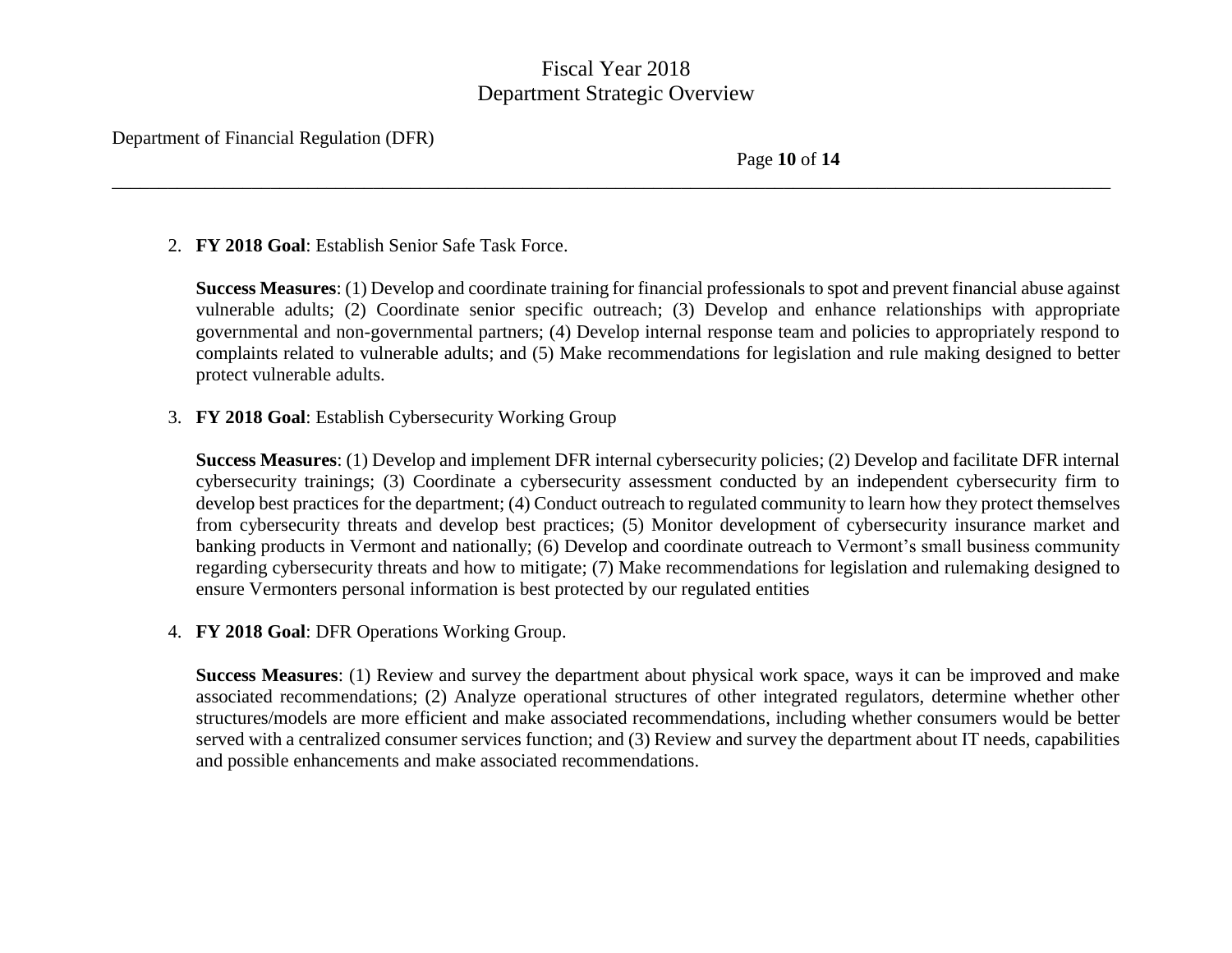2. **FY 2018 Goal**: Establish Senior Safe Task Force.

   **Success Measures**: (1) Develop and coordinate training for financial professionals to spot and prevent financial abuse against vulnerable adults; (2) Coordinate senior specific outreach; (3) Develop and enhance relationships with appropriate governmental and non-governmental partners; (4) Develop internal response team and policies to appropriately respond to complaints related to vulnerable adults; and (5) Make recommendations for legislation and rule making designed to better protect vulnerable adults.

3. **FY 2018 Goal**: Establish Cybersecurity Working Group

   **Success Measures**: (1) Develop and implement DFR internal cybersecurity policies; (2) Develop and facilitate DFR internal cybersecurity trainings; (3) Coordinate a cybersecurity assessment conducted by an independent cybersecurity firm to develop best practices for the department; (4) Conduct outreach to regulated community to learn how they protect themselves from cybersecurity threats and develop best practices; (5) Monitor development of cybersecurity insurance market and banking products in Vermont and nationally; (6) Develop and coordinate outreach to Vermont's small business community regarding cybersecurity threats and how to mitigate; (7) Make recommendations for legislation and rulemaking designed to ensure Vermonters personal information is best protected by our regulated entities

4. **FY 2018 Goal**: DFR Operations Working Group.

   **Success Measures**: (1) Review and survey the department about physical work space, ways it can be improved and make associated recommendations; (2) Analyze operational structures of other integrated regulators, determine whether other structures/models are more efficient and make associated recommendations, including whether consumers would be better served with a centralized consumer services function; and (3) Review and survey the department about IT needs, capabilities and possible enhancements and make associated recommendations.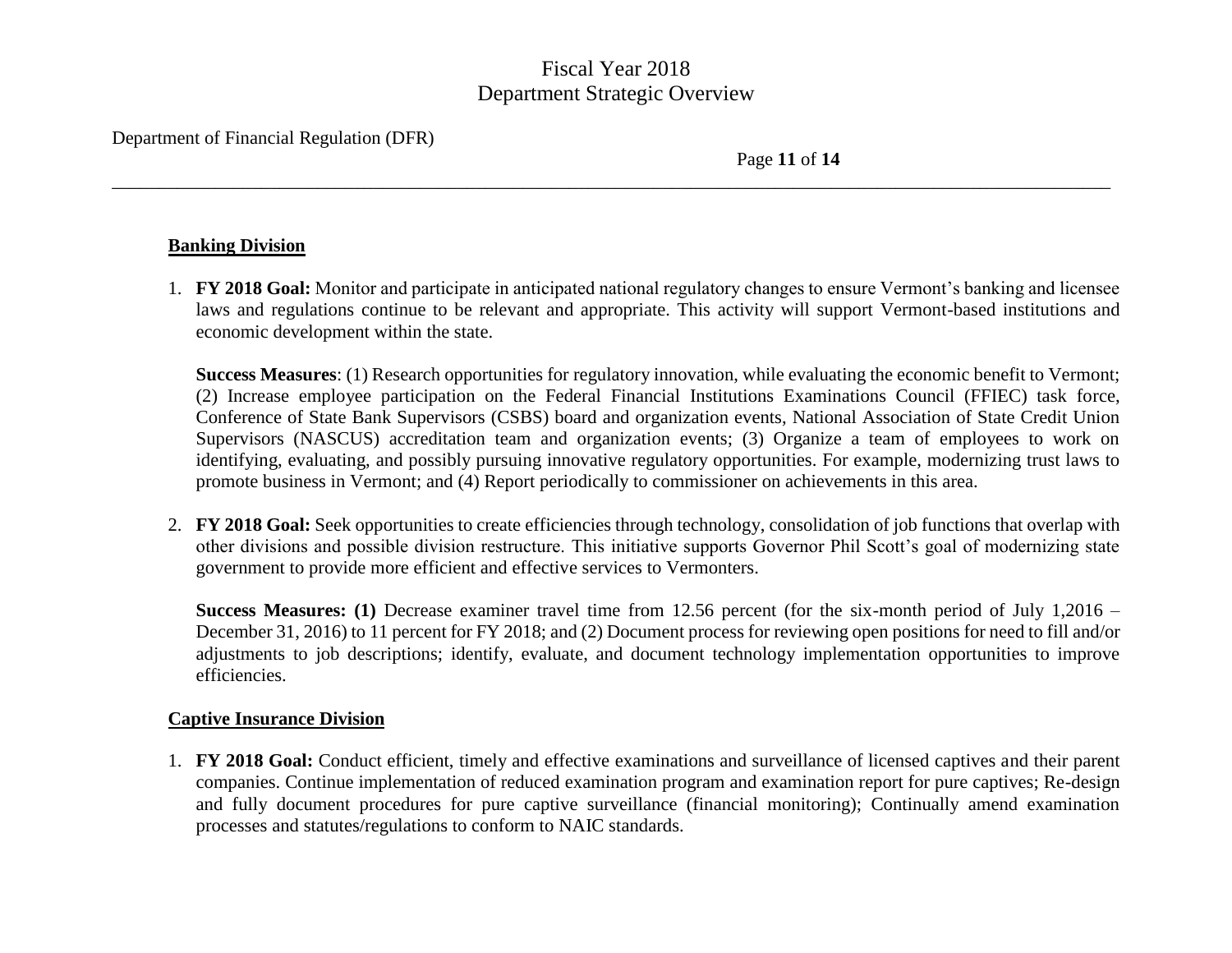**Banking Division**

1. **FY 2018 Goal:** Monitor and participate in anticipated national regulatory changes to ensure Vermont's banking and licensee laws and regulations continue to be relevant and appropriate. This activity will support Vermont-based institutions and economic development within the state.

   **Success Measures**: (1) Research opportunities for regulatory innovation, while evaluating the economic benefit to Vermont; (2) Increase employee participation on the Federal Financial Institutions Examinations Council (FFIEC) task force, Conference of State Bank Supervisors (CSBS) board and organization events, National Association of State Credit Union Supervisors (NASCUS) accreditation team and organization events; (3) Organize a team of employees to work on identifying, evaluating, and possibly pursuing innovative regulatory opportunities. For example, modernizing trust laws to promote business in Vermont; and (4) Report periodically to commissioner on achievements in this area.

2. **FY 2018 Goal:** Seek opportunities to create efficiencies through technology, consolidation of job functions that overlap with other divisions and possible division restructure. This initiative supports Governor Phil Scott's goal of modernizing state government to provide more efficient and effective services to Vermonters.

   **Success Measures: (1)** Decrease examiner travel time from 12.56 percent (for the six-month period of July 1,2016 – December 31, 2016) to 11 percent for FY 2018; and (2) Document process for reviewing open positions for need to fill and/or adjustments to job descriptions; identify, evaluate, and document technology implementation opportunities to improve efficiencies.

**Captive Insurance Division**

1. **FY 2018 Goal:** Conduct efficient, timely and effective examinations and surveillance of licensed captives and their parent companies. Continue implementation of reduced examination program and examination report for pure captives; Re-design and fully document procedures for pure captive surveillance (financial monitoring); Continually amend examination processes and statutes/regulations to conform to NAIC standards.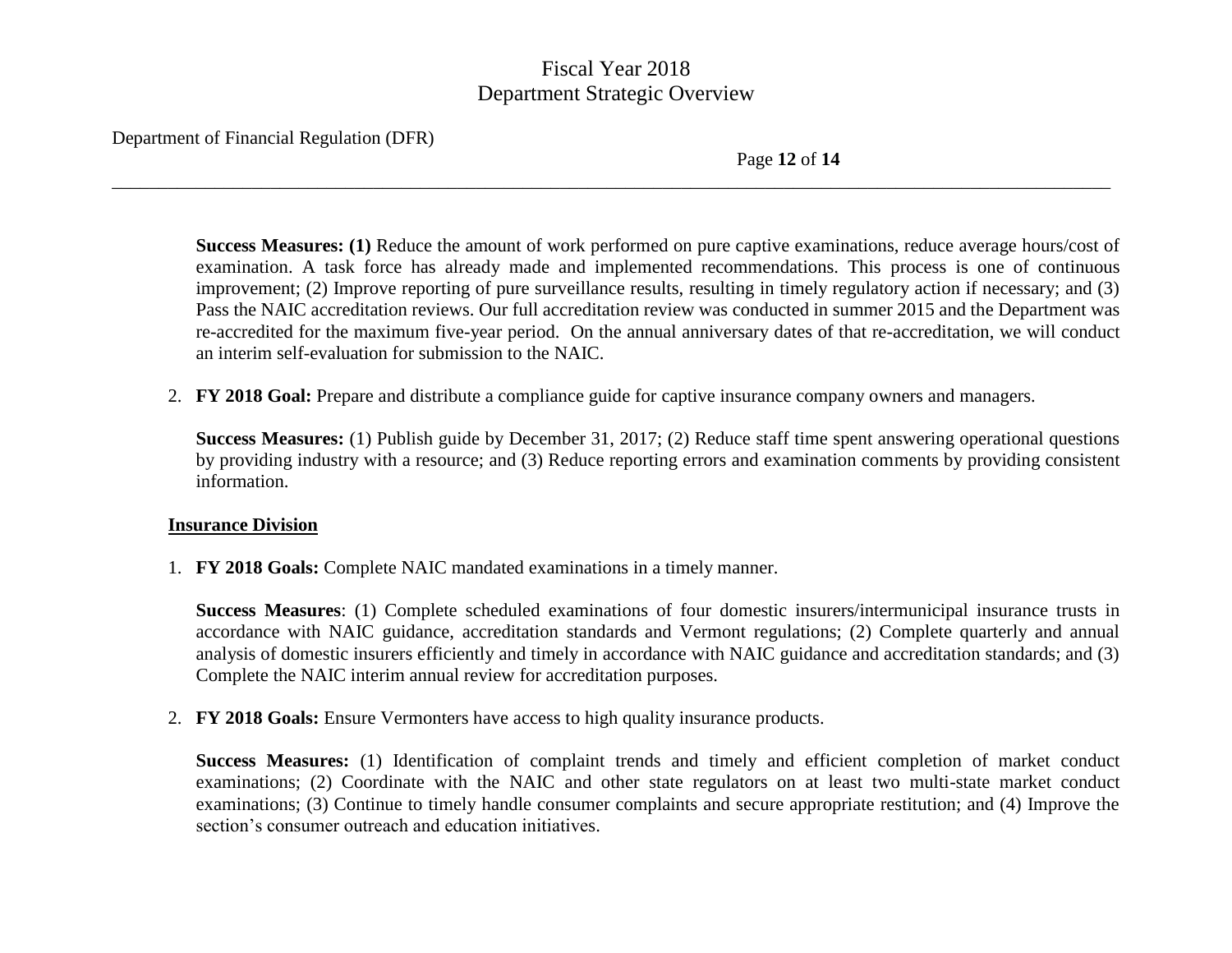**Success Measures: (1)** Reduce the amount of work performed on pure captive examinations, reduce average hours/cost of examination. A task force has already made and implemented recommendations. This process is one of continuous improvement; (2) Improve reporting of pure surveillance results, resulting in timely regulatory action if necessary; and (3) Pass the NAIC accreditation reviews. Our full accreditation review was conducted in summer 2015 and the Department was re-accredited for the maximum five-year period. On the annual anniversary dates of that re-accreditation, we will conduct an interim self-evaluation for submission to the NAIC.

2. **FY 2018 Goal:** Prepare and distribute a compliance guide for captive insurance company owners and managers.

   **Success Measures:** (1) Publish guide by December 31, 2017; (2) Reduce staff time spent answering operational questions by providing industry with a resource; and (3) Reduce reporting errors and examination comments by providing consistent information.

**Insurance Division**

1. **FY 2018 Goals:** Complete NAIC mandated examinations in a timely manner.

   **Success Measures**: (1) Complete scheduled examinations of four domestic insurers/intermunicipal insurance trusts in accordance with NAIC guidance, accreditation standards and Vermont regulations; (2) Complete quarterly and annual analysis of domestic insurers efficiently and timely in accordance with NAIC guidance and accreditation standards; and (3) Complete the NAIC interim annual review for accreditation purposes.

2. **FY 2018 Goals:** Ensure Vermonters have access to high quality insurance products.

   **Success Measures:** (1) Identification of complaint trends and timely and efficient completion of market conduct examinations; (2) Coordinate with the NAIC and other state regulators on at least two multi-state market conduct examinations; (3) Continue to timely handle consumer complaints and secure appropriate restitution; and (4) Improve the section's consumer outreach and education initiatives.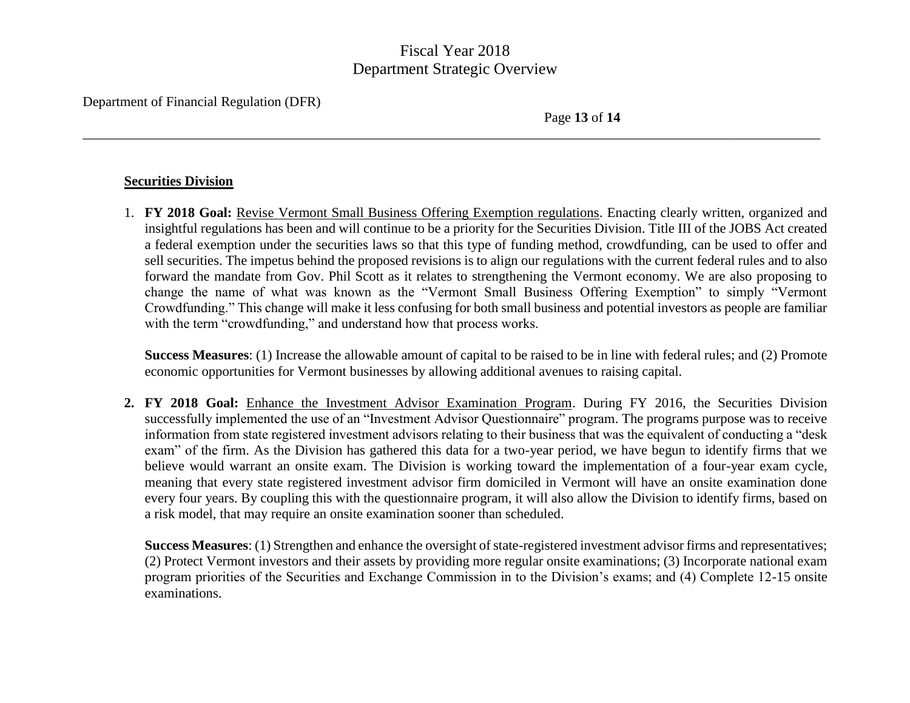**Securities Division**

1. **FY 2018 Goal:** Revise Vermont Small Business Offering Exemption regulations. Enacting clearly written, organized and insightful regulations has been and will continue to be a priority for the Securities Division. Title III of the JOBS Act created a federal exemption under the securities laws so that this type of funding method, crowdfunding, can be used to offer and sell securities. The impetus behind the proposed revisions is to align our regulations with the current federal rules and to also forward the mandate from Gov. Phil Scott as it relates to strengthening the Vermont economy. We are also proposing to change the name of what was known as the "Vermont Small Business Offering Exemption" to simply "Vermont Crowdfunding." This change will make it less confusing for both small business and potential investors as people are familiar with the term "crowdfunding," and understand how that process works.

   **Success Measures**: (1) Increase the allowable amount of capital to be raised to be in line with federal rules; and (2) Promote economic opportunities for Vermont businesses by allowing additional avenues to raising capital.

2. **FY 2018 Goal:** Enhance the Investment Advisor Examination Program. During FY 2016, the Securities Division successfully implemented the use of an "Investment Advisor Questionnaire" program. The programs purpose was to receive information from state registered investment advisors relating to their business that was the equivalent of conducting a "desk exam" of the firm. As the Division has gathered this data for a two-year period, we have begun to identify firms that we believe would warrant an onsite exam. The Division is working toward the implementation of a four-year exam cycle, meaning that every state registered investment advisor firm domiciled in Vermont will have an onsite examination done every four years. By coupling this with the questionnaire program, it will also allow the Division to identify firms, based on a risk model, that may require an onsite examination sooner than scheduled.

   **Success Measures**: (1) Strengthen and enhance the oversight of state-registered investment advisor firms and representatives; (2) Protect Vermont investors and their assets by providing more regular onsite examinations; (3) Incorporate national exam program priorities of the Securities and Exchange Commission in to the Division's exams; and (4) Complete 12-15 onsite examinations.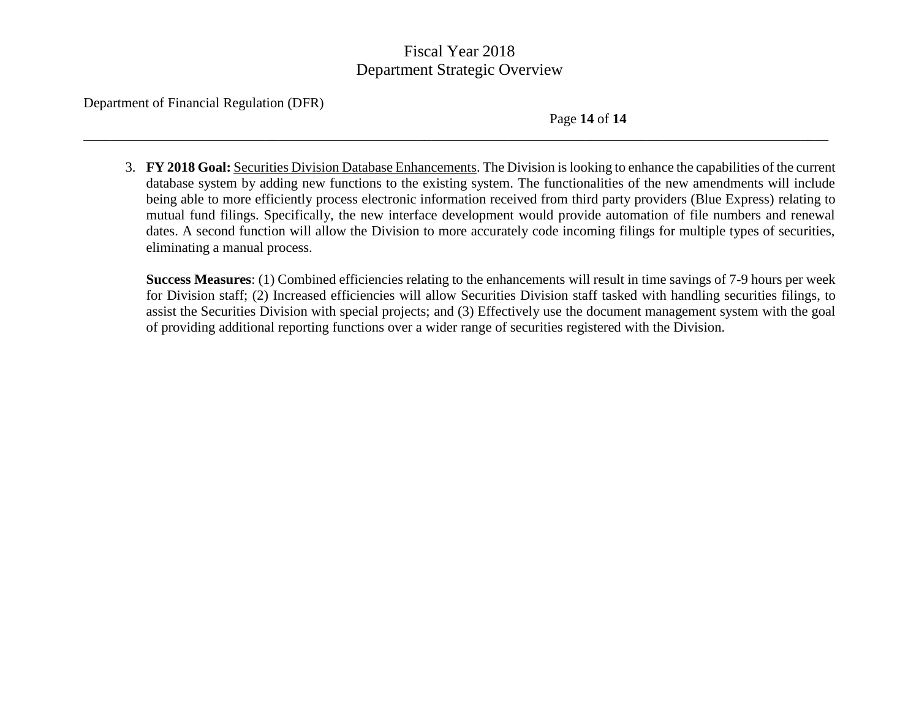3. **FY 2018 Goal:** Securities Division Database Enhancements. The Division is looking to enhance the capabilities of the current database system by adding new functions to the existing system. The functionalities of the new amendments will include being able to more efficiently process electronic information received from third party providers (Blue Express) relating to mutual fund filings. Specifically, the new interface development would provide automation of file numbers and renewal dates. A second function will allow the Division to more accurately code incoming filings for multiple types of securities, eliminating a manual process.

   **Success Measures**: (1) Combined efficiencies relating to the enhancements will result in time savings of 7-9 hours per week for Division staff; (2) Increased efficiencies will allow Securities Division staff tasked with handling securities filings, to assist the Securities Division with special projects; and (3) Effectively use the document management system with the goal of providing additional reporting functions over a wider range of securities registered with the Division.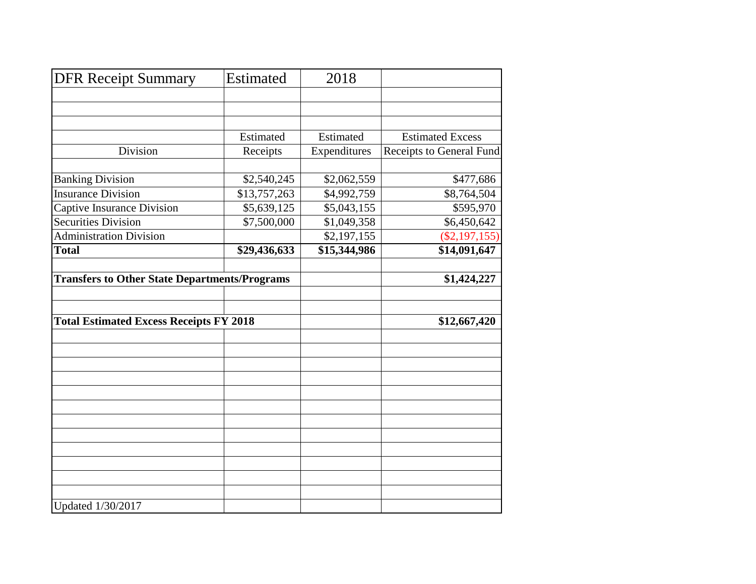| DFR Receipt Summary | Estimated | 2018 | |
|---|---|---|---|
| | | | |
| | Estimated | Estimated | Estimated Excess |
| Division | Receipts | Expenditures | Receipts to General Fund |
| | | | |
| Banking Division | $2,540,245 | $2,062,559 | $477,686 |
| Insurance Division | $13,757,263 | $4,992,759 | $8,764,504 |
| Captive Insurance Division | $5,639,125 | $5,043,155 | $595,970 |
| Securities Division | $7,500,000 | $1,049,358 | $6,450,642 |
| Administration Division | | $2,197,155 | ($2,197,155) |
| **Total** | **$29,436,633** | **$15,344,986** | **$14,091,647** |
| | | | |
| **Transfers to Other State Departments/Programs** | | | **$1,424,227** |
| | | | |
| **Total Estimated Excess Receipts FY 2018** | | | **$12,667,420** |
| | | | |
| Updated 1/30/2017 | | | |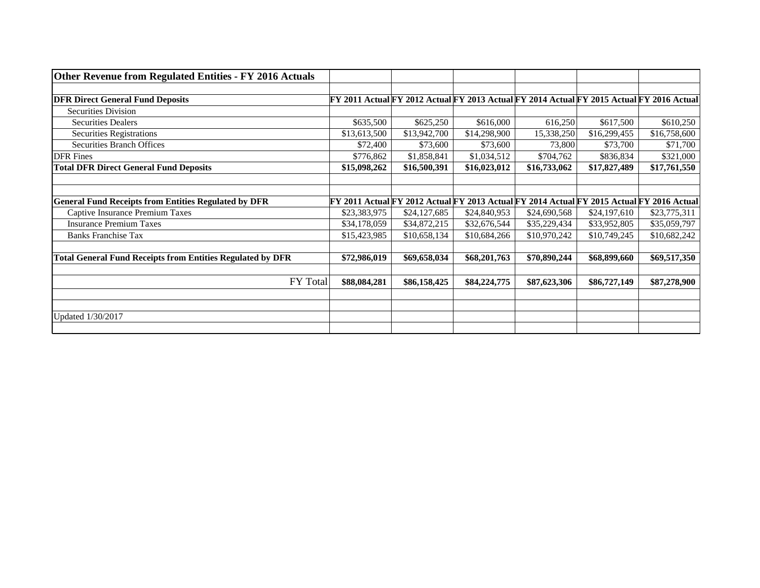| Other Revenue from Regulated Entities - FY 2016 Actuals | | | | | | |
|---|---|---|---|---|---|---|
| | | | | | | |
| **DFR Direct General Fund Deposits** | **FY 2011 Actual** | **FY 2012 Actual** | **FY 2013 Actual** | **FY 2014 Actual** | **FY 2015 Actual** | **FY 2016 Actual** |
| Securities Division | | | | | | |
| Securities Dealers | $635,500 | $625,250 | $616,000 | 616,250 | $617,500 | $610,250 |
| Securities Registrations | $13,613,500 | $13,942,700 | $14,298,900 | 15,338,250 | $16,299,455 | $16,758,600 |
| Securities Branch Offices | $72,400 | $73,600 | $73,600 | 73,800 | $73,700 | $71,700 |
| DFR Fines | $776,862 | $1,858,841 | $1,034,512 | $704,762 | $836,834 | $321,000 |
| **Total DFR Direct General Fund Deposits** | **$15,098,262** | **$16,500,391** | **$16,023,012** | **$16,733,062** | **$17,827,489** | **$17,761,550** |
| | | | | | | |
| | | | | | | |
| **General Fund Receipts from Entities Regulated by DFR** | **FY 2011 Actual** | **FY 2012 Actual** | **FY 2013 Actual** | **FY 2014 Actual** | **FY 2015 Actual** | **FY 2016 Actual** |
| Captive Insurance Premium Taxes | $23,383,975 | $24,127,685 | $24,840,953 | $24,690,568 | $24,197,610 | $23,775,311 |
| Insurance Premium Taxes | $34,178,059 | $34,872,215 | $32,676,544 | $35,229,434 | $33,952,805 | $35,059,797 |
| Banks Franchise Tax | $15,423,985 | $10,658,134 | $10,684,266 | $10,970,242 | $10,749,245 | $10,682,242 |
| | | | | | | |
| **Total General Fund Receipts from Entities Regulated by DFR** | **$72,986,019** | **$69,658,034** | **$68,201,763** | **$70,890,244** | **$68,899,660** | **$69,517,350** |
| | | | | | | |
| FY Total | **$88,084,281** | **$86,158,425** | **$84,224,775** | **$87,623,306** | **$86,727,149** | **$87,278,900** |
| | | | | | | |
| | | | | | | |
| Updated 1/30/2017 | | | | | | |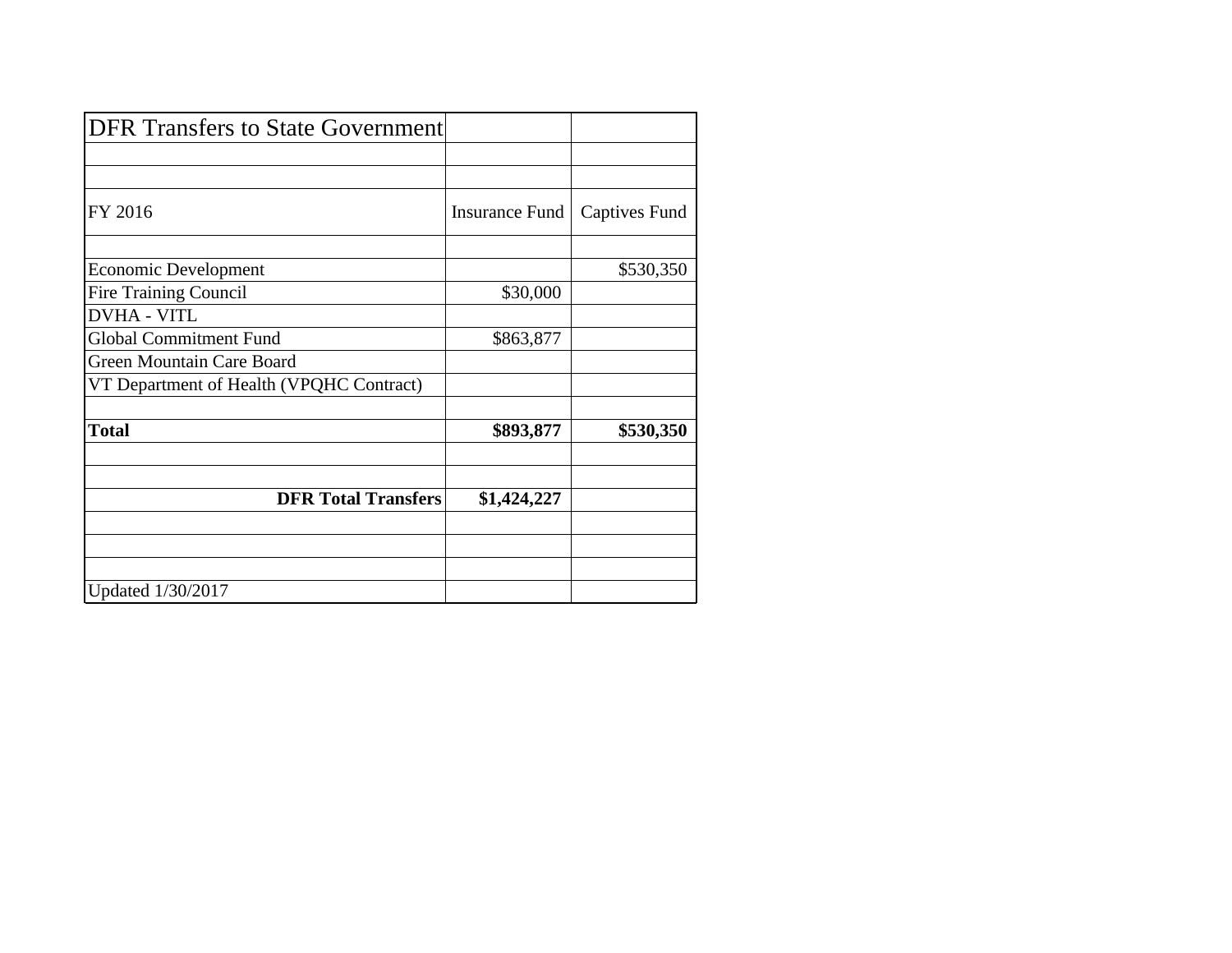| DFR Transfers to State Government | | |
|---|---|---|
| | | |
| | | |
| FY 2016 | Insurance Fund | Captives Fund |
| | | |
| Economic Development | | $530,350 |
| Fire Training Council | $30,000 | |
| DVHA - VITL | | |
| Global Commitment Fund | $863,877 | |
| Green Mountain Care Board | | |
| VT Department of Health (VPQHC Contract) | | |
| | | |
| **Total** | **$893,877** | **$530,350** |
| | | |
| | | |
| **DFR Total Transfers** | **$1,424,227** | |
| | | |
| | | |
| | | |
| Updated 1/30/2017 | | |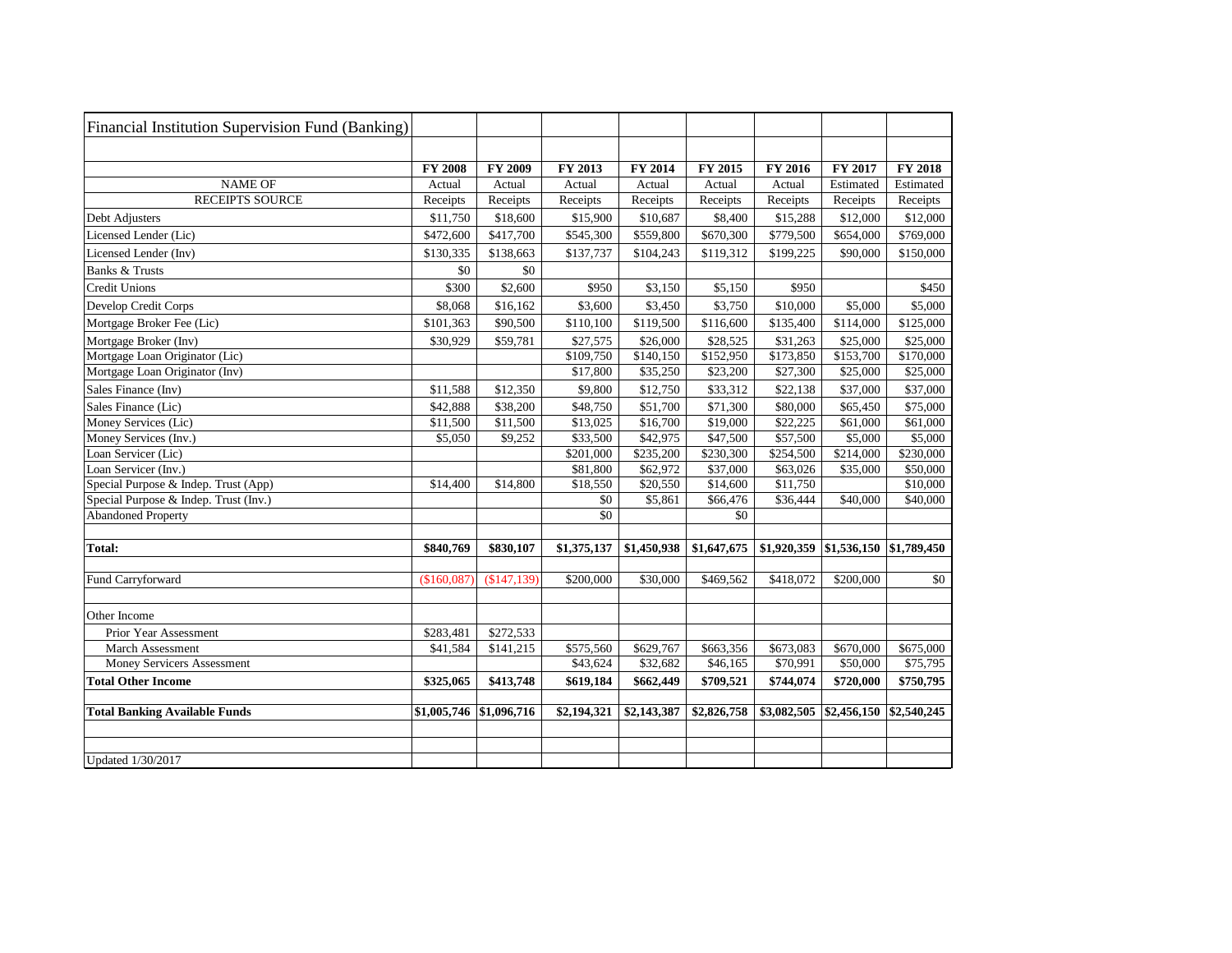| Financial Institution Supervision Fund (Banking) | | | | | | | | |
|---|---|---|---|---|---|---|---|---|
| | FY 2008 | FY 2009 | FY 2013 | FY 2014 | FY 2015 | FY 2016 | FY 2017 | FY 2018 |
| NAME OF | Actual | Actual | Actual | Actual | Actual | Actual | Estimated | Estimated |
| RECEIPTS SOURCE | Receipts | Receipts | Receipts | Receipts | Receipts | Receipts | Receipts | Receipts |
| Debt Adjusters | $11,750 | $18,600 | $15,900 | $10,687 | $8,400 | $15,288 | $12,000 | $12,000 |
| Licensed Lender (Lic) | $472,600 | $417,700 | $545,300 | $559,800 | $670,300 | $779,500 | $654,000 | $769,000 |
| Licensed Lender (Inv) | $130,335 | $138,663 | $137,737 | $104,243 | $119,312 | $199,225 | $90,000 | $150,000 |
| Banks & Trusts | $0 | $0 | | | | | | |
| Credit Unions | $300 | $2,600 | $950 | $3,150 | $5,150 | $950 | | $450 |
| Develop Credit Corps | $8,068 | $16,162 | $3,600 | $3,450 | $3,750 | $10,000 | $5,000 | $5,000 |
| Mortgage Broker Fee (Lic) | $101,363 | $90,500 | $110,100 | $119,500 | $116,600 | $135,400 | $114,000 | $125,000 |
| Mortgage Broker (Inv) | $30,929 | $59,781 | $27,575 | $26,000 | $28,525 | $31,263 | $25,000 | $25,000 |
| Mortgage Loan Originator (Lic) | | | $109,750 | $140,150 | $152,950 | $173,850 | $153,700 | $170,000 |
| Mortgage Loan Originator (Inv) | | | $17,800 | $35,250 | $23,200 | $27,300 | $25,000 | $25,000 |
| Sales Finance (Inv) | $11,588 | $12,350 | $9,800 | $12,750 | $33,312 | $22,138 | $37,000 | $37,000 |
| Sales Finance (Lic) | $42,888 | $38,200 | $48,750 | $51,700 | $71,300 | $80,000 | $65,450 | $75,000 |
| Money Services (Lic) | $11,500 | $11,500 | $13,025 | $16,700 | $19,000 | $22,225 | $61,000 | $61,000 |
| Money Services (Inv.) | $5,050 | $9,252 | $33,500 | $42,975 | $47,500 | $57,500 | $5,000 | $5,000 |
| Loan Servicer (Lic) | | | $201,000 | $235,200 | $230,300 | $254,500 | $214,000 | $230,000 |
| Loan Servicer (Inv.) | | | $81,800 | $62,972 | $37,000 | $63,026 | $35,000 | $50,000 |
| Special Purpose & Indep. Trust (App) | $14,400 | $14,800 | $18,550 | $20,550 | $14,600 | $11,750 | | $10,000 |
| Special Purpose & Indep. Trust (Inv.) | | | $0 | $5,861 | $66,476 | $36,444 | $40,000 | $40,000 |
| Abandoned Property | | | $0 | | $0 | | | |
| | | | | | | | | |
| **Total:** | **$840,769** | **$830,107** | **$1,375,137** | **$1,450,938** | **$1,647,675** | **$1,920,359** | **$1,536,150** | **$1,789,450** |
| | | | | | | | | |
| Fund Carryforward | ($160,087) | ($147,139) | $200,000 | $30,000 | $469,562 | $418,072 | $200,000 | $0 |
| | | | | | | | | |
| Other Income | | | | | | | | |
| Prior Year Assessment | $283,481 | $272,533 | | | | | | |
| March Assessment | $41,584 | $141,215 | $575,560 | $629,767 | $663,356 | $673,083 | $670,000 | $675,000 |
| Money Servicers Assessment | | | $43,624 | $32,682 | $46,165 | $70,991 | $50,000 | $75,795 |
| **Total Other Income** | **$325,065** | **$413,748** | **$619,184** | **$662,449** | **$709,521** | **$744,074** | **$720,000** | **$750,795** |
| | | | | | | | | |
| **Total Banking Available Funds** | **$1,005,746** | **$1,096,716** | **$2,194,321** | **$2,143,387** | **$2,826,758** | **$3,082,505** | **$2,456,150** | **$2,540,245** |
| | | | | | | | | |
| Updated 1/30/2017 | | | | | | | | |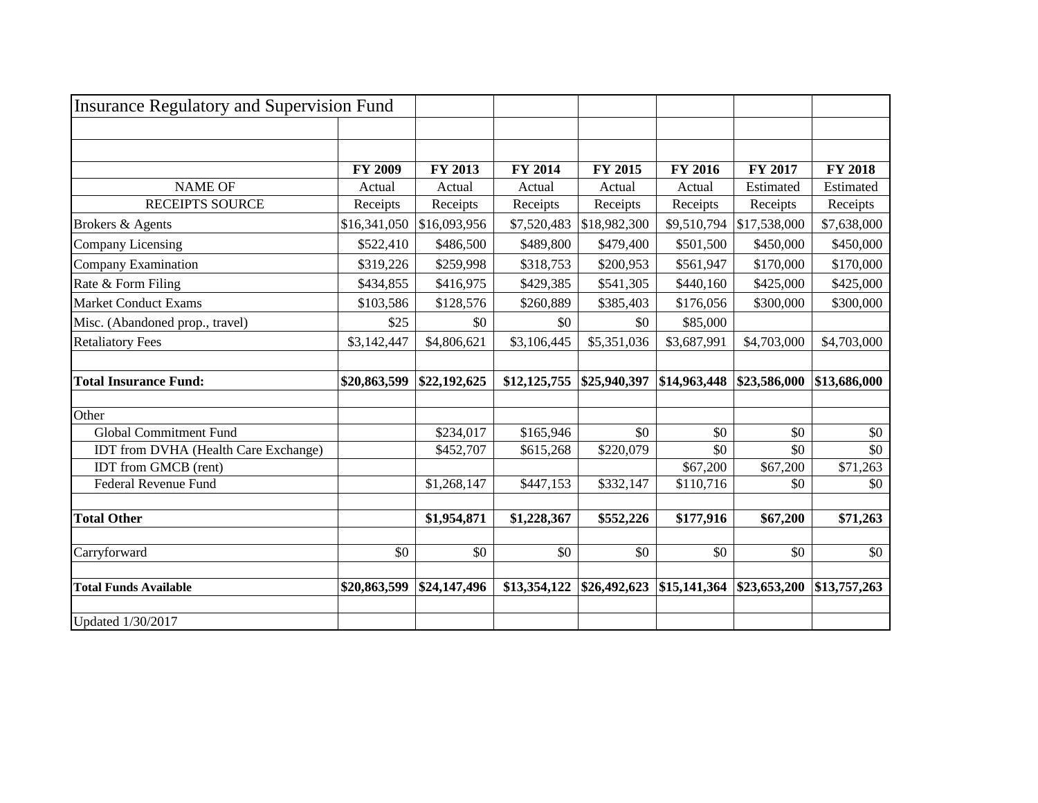| Insurance Regulatory and Supervision Fund | | | | | | | |
|---|---|---|---|---|---|---|---|
| | | | | | | | |
| | | | | | | | |
| | **FY 2009** | **FY 2013** | **FY 2014** | **FY 2015** | **FY 2016** | **FY 2017** | **FY 2018** |
| NAME OF | Actual | Actual | Actual | Actual | Actual | Estimated | Estimated |
| RECEIPTS SOURCE | Receipts | Receipts | Receipts | Receipts | Receipts | Receipts | Receipts |
| Brokers & Agents | $16,341,050 | $16,093,956 | $7,520,483 | $18,982,300 | $9,510,794 | $17,538,000 | $7,638,000 |
| Company Licensing | $522,410 | $486,500 | $489,800 | $479,400 | $501,500 | $450,000 | $450,000 |
| Company Examination | $319,226 | $259,998 | $318,753 | $200,953 | $561,947 | $170,000 | $170,000 |
| Rate & Form Filing | $434,855 | $416,975 | $429,385 | $541,305 | $440,160 | $425,000 | $425,000 |
| Market Conduct Exams | $103,586 | $128,576 | $260,889 | $385,403 | $176,056 | $300,000 | $300,000 |
| Misc. (Abandoned prop., travel) | $25 | $0 | $0 | $0 | $85,000 | | |
| Retaliatory Fees | $3,142,447 | $4,806,621 | $3,106,445 | $5,351,036 | $3,687,991 | $4,703,000 | $4,703,000 |
| | | | | | | | |
| **Total Insurance Fund:** | **$20,863,599** | **$22,192,625** | **$12,125,755** | **$25,940,397** | **$14,963,448** | **$23,586,000** | **$13,686,000** |
| | | | | | | | |
| Other | | | | | | | |
| Global Commitment Fund | | $234,017 | $165,946 | $0 | $0 | $0 | $0 |
| IDT from DVHA (Health Care Exchange) | | $452,707 | $615,268 | $220,079 | $0 | $0 | $0 |
| IDT from GMCB (rent) | | | | | $67,200 | $67,200 | $71,263 |
| Federal Revenue Fund | | $1,268,147 | $447,153 | $332,147 | $110,716 | $0 | $0 |
| | | | | | | | |
| **Total Other** | | **$1,954,871** | **$1,228,367** | **$552,226** | **$177,916** | **$67,200** | **$71,263** |
| | | | | | | | |
| Carryforward | $0 | $0 | $0 | $0 | $0 | $0 | $0 |
| | | | | | | | |
| **Total Funds Available** | **$20,863,599** | **$24,147,496** | **$13,354,122** | **$26,492,623** | **$15,141,364** | **$23,653,200** | **$13,757,263** |
| | | | | | | | |
| Updated 1/30/2017 | | | | | | | |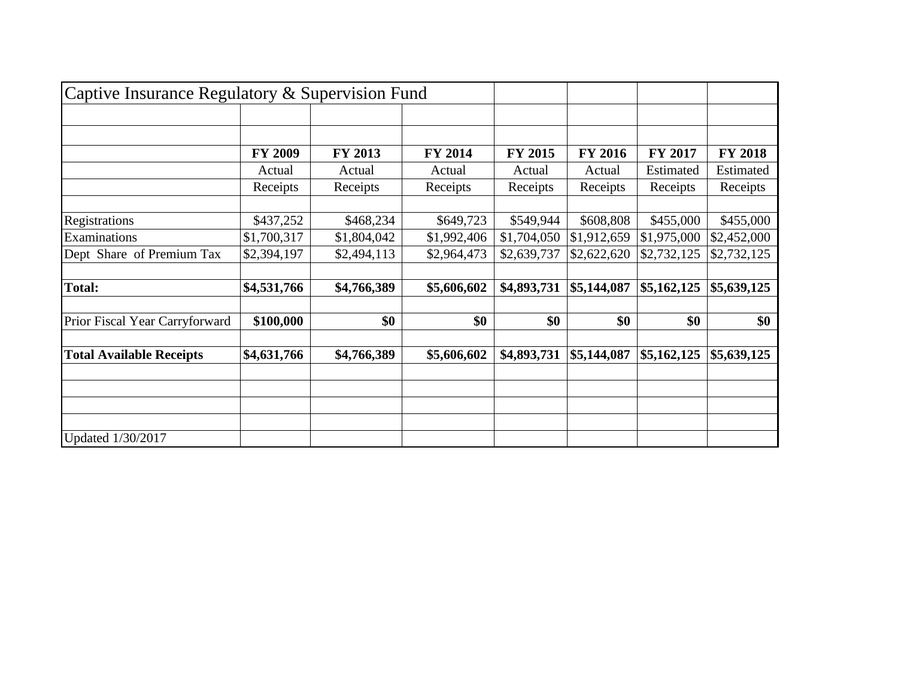# Captive Insurance Regulatory & Supervision Fund

| | FY 2009 | FY 2013 | FY 2014 | FY 2015 | FY 2016 | FY 2017 | FY 2018 |
|---|---|---|---|---|---|---|---|
| | Actual Receipts | Actual Receipts | Actual Receipts | Actual Receipts | Actual Receipts | Estimated Receipts | Estimated Receipts |
| Registrations | $437,252 | $468,234 | $649,723 | $549,944 | $608,808 | $455,000 | $455,000 |
| Examinations | $1,700,317 | $1,804,042 | $1,992,406 | $1,704,050 | $1,912,659 | $1,975,000 | $2,452,000 |
| Dept Share of Premium Tax | $2,394,197 | $2,494,113 | $2,964,473 | $2,639,737 | $2,622,620 | $2,732,125 | $2,732,125 |
| **Total:** | **$4,531,766** | **$4,766,389** | **$5,606,602** | **$4,893,731** | **$5,144,087** | **$5,162,125** | **$5,639,125** |
| Prior Fiscal Year Carryforward | **$100,000** | **$0** | **$0** | **$0** | **$0** | **$0** | **$0** |
| **Total Available Receipts** | **$4,631,766** | **$4,766,389** | **$5,606,602** | **$4,893,731** | **$5,144,087** | **$5,162,125** | **$5,639,125** |

Updated 1/30/2017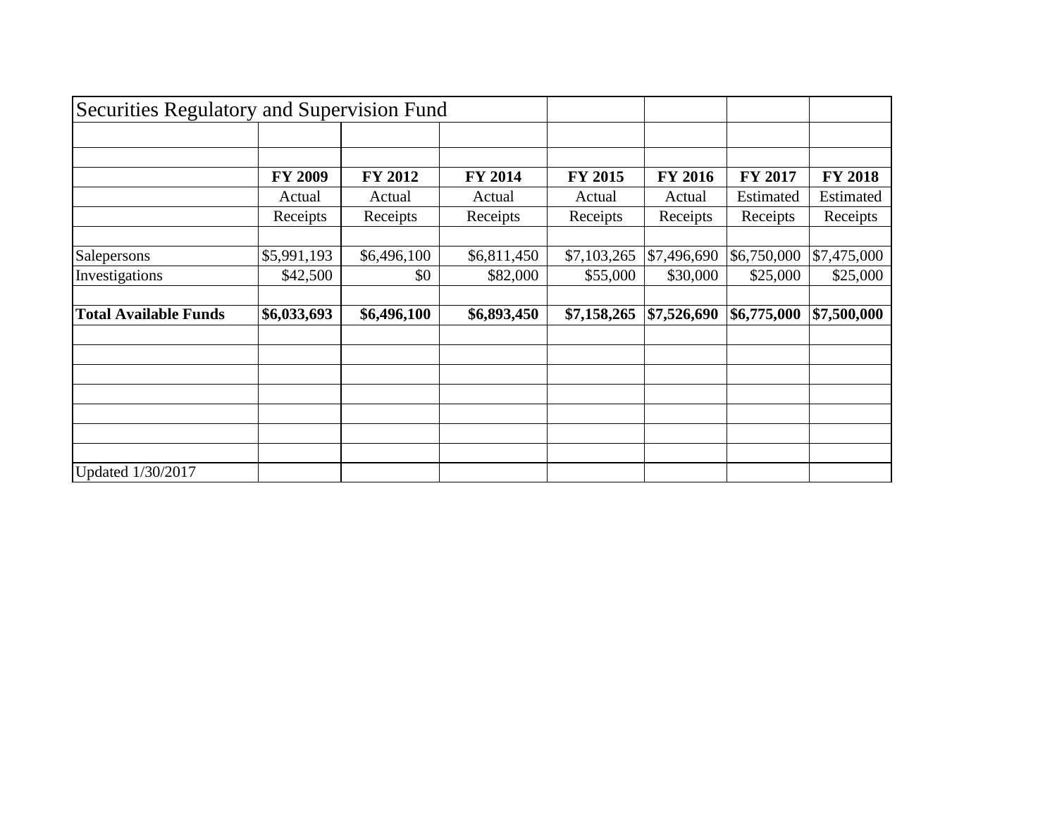Securities Regulatory and Supervision Fund

| | FY 2009 | FY 2012 | FY 2014 | FY 2015 | FY 2016 | FY 2017 | FY 2018 |
|---|---|---|---|---|---|---|---|
| | Actual Receipts | Actual Receipts | Actual Receipts | Actual Receipts | Actual Receipts | Estimated Receipts | Estimated Receipts |
| Salepersons | $5,991,193 | $6,496,100 | $6,811,450 | $7,103,265 | $7,496,690 | $6,750,000 | $7,475,000 |
| Investigations | $42,500 | $0 | $82,000 | $55,000 | $30,000 | $25,000 | $25,000 |
| **Total Available Funds** | **$6,033,693** | **$6,496,100** | **$6,893,450** | **$7,158,265** | **$7,526,690** | **$6,775,000** | **$7,500,000** |

Updated 1/30/2017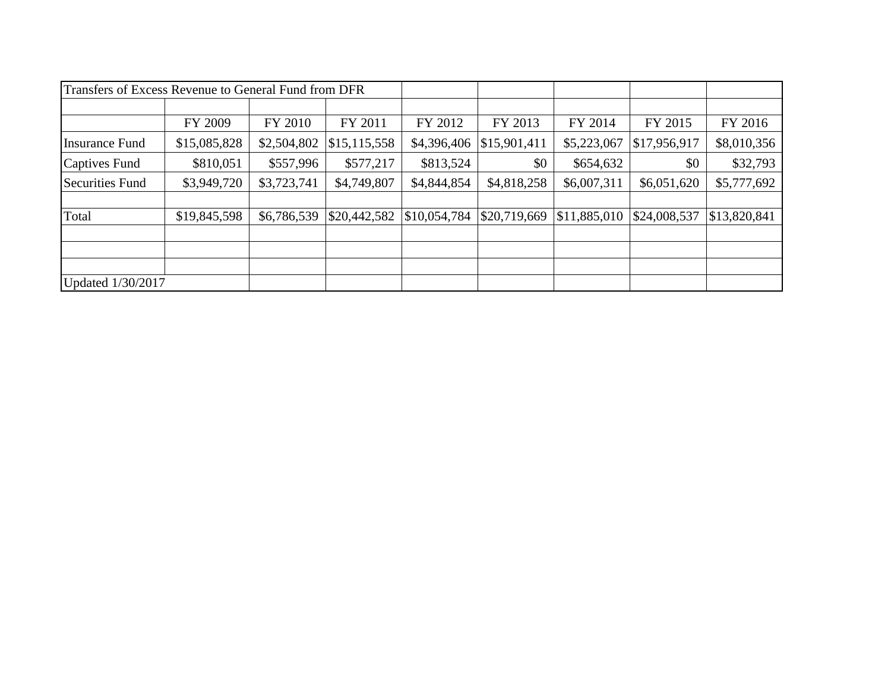Transfers of Excess Revenue to General Fund from DFR

| | FY 2009 | FY 2010 | FY 2011 | FY 2012 | FY 2013 | FY 2014 | FY 2015 | FY 2016 |
|---|---|---|---|---|---|---|---|---|
| Insurance Fund | $15,085,828 | $2,504,802 | $15,115,558 | $4,396,406 | $15,901,411 | $5,223,067 | $17,956,917 | $8,010,356 |
| Captives Fund | $810,051 | $557,996 | $577,217 | $813,524 | $0 | $654,632 | $0 | $32,793 |
| Securities Fund | $3,949,720 | $3,723,741 | $4,749,807 | $4,844,854 | $4,818,258 | $6,007,311 | $6,051,620 | $5,777,692 |
| | | | | | | | | |
| Total | $19,845,598 | $6,786,539 | $20,442,582 | $10,054,784 | $20,719,669 | $11,885,010 | $24,008,537 | $13,820,841 |

Updated 1/30/2017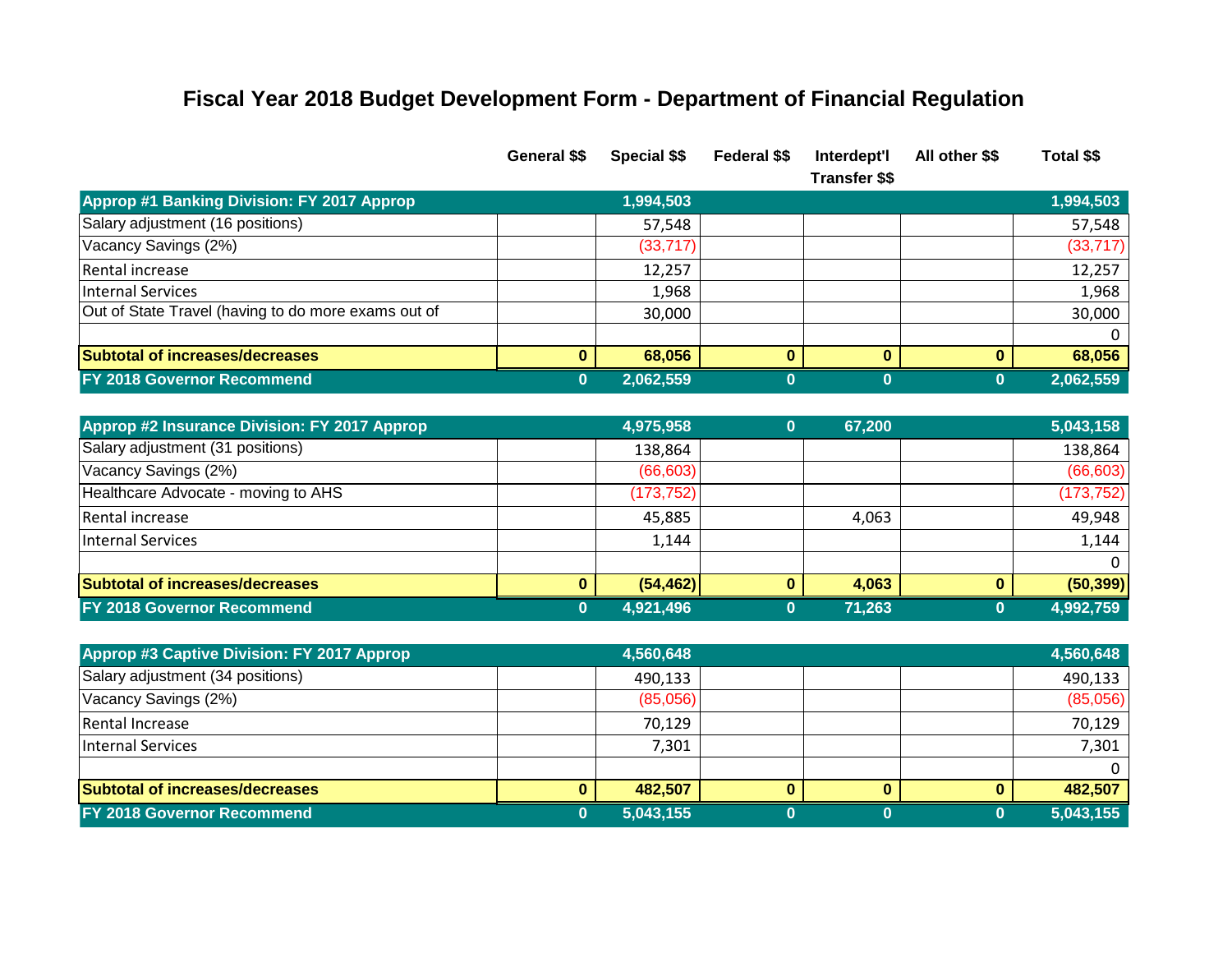# Fiscal Year 2018 Budget Development Form - Department of Financial Regulation

| | General $$ | Special $$ | Federal $$ | Interdept'l Transfer $$ | All other $$ | Total $$ |
|---|---|---|---|---|---|---|
| **Approp #1 Banking Division: FY 2017 Approp** | | **1,994,503** | | | | **1,994,503** |
| Salary adjustment (16 positions) | | 57,548 | | | | 57,548 |
| Vacancy Savings (2%) | | (33,717) | | | | (33,717) |
| Rental increase | | 12,257 | | | | 12,257 |
| Internal Services | | 1,968 | | | | 1,968 |
| Out of State Travel (having to do more exams out of | | 30,000 | | | | 30,000 |
| | | | | | | 0 |
| **Subtotal of increases/decreases** | **0** | **68,056** | **0** | **0** | **0** | **68,056** |
| **FY 2018 Governor Recommend** | **0** | **2,062,559** | **0** | **0** | **0** | **2,062,559** |

| | General $$ | Special $$ | Federal $$ | Interdept'l Transfer $$ | All other $$ | Total $$ |
|---|---|---|---|---|---|---|
| **Approp #2 Insurance Division: FY 2017 Approp** | | **4,975,958** | **0** | **67,200** | | **5,043,158** |
| Salary adjustment (31 positions) | | 138,864 | | | | 138,864 |
| Vacancy Savings (2%) | | (66,603) | | | | (66,603) |
| Healthcare Advocate - moving to AHS | | (173,752) | | | | (173,752) |
| Rental increase | | 45,885 | | 4,063 | | 49,948 |
| Internal Services | | 1,144 | | | | 1,144 |
| | | | | | | 0 |
| **Subtotal of increases/decreases** | **0** | **(54,462)** | **0** | **4,063** | **0** | **(50,399)** |
| **FY 2018 Governor Recommend** | **0** | **4,921,496** | **0** | **71,263** | **0** | **4,992,759** |

| | General $$ | Special $$ | Federal $$ | Interdept'l Transfer $$ | All other $$ | Total $$ |
|---|---|---|---|---|---|---|
| **Approp #3 Captive Division: FY 2017 Approp** | | **4,560,648** | | | | **4,560,648** |
| Salary adjustment (34 positions) | | 490,133 | | | | 490,133 |
| Vacancy Savings (2%) | | (85,056) | | | | (85,056) |
| Rental Increase | | 70,129 | | | | 70,129 |
| Internal Services | | 7,301 | | | | 7,301 |
| | | | | | | 0 |
| **Subtotal of increases/decreases** | **0** | **482,507** | **0** | **0** | **0** | **482,507** |
| **FY 2018 Governor Recommend** | **0** | **5,043,155** | **0** | **0** | **0** | **5,043,155** |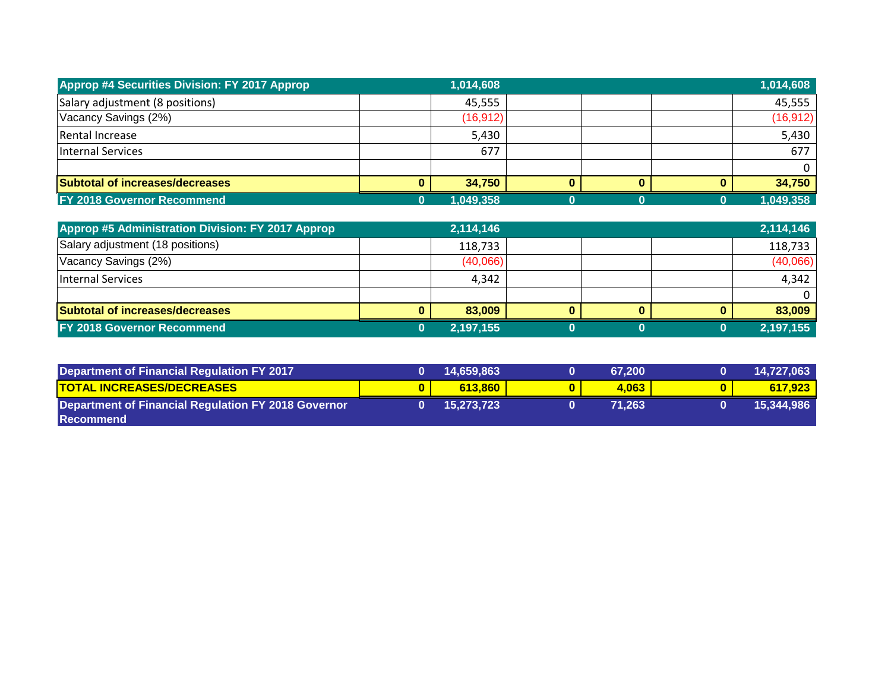| Approp #4 Securities Division: FY 2017 Approp | | 1,014,608 | | | | 1,014,608 |
|---|---|---|---|---|---|---|
| Salary adjustment (8 positions) | | 45,555 | | | | 45,555 |
| Vacancy Savings (2%) | | (16,912) | | | | (16,912) |
| Rental Increase | | 5,430 | | | | 5,430 |
| Internal Services | | 677 | | | | 677 |
| | | | | | | 0 |
| **Subtotal of increases/decreases** | **0** | **34,750** | **0** | **0** | **0** | **34,750** |
| **FY 2018 Governor Recommend** | **0** | **1,049,358** | **0** | **0** | **0** | **1,049,358** |

| Approp #5 Administration Division: FY 2017 Approp | | 2,114,146 | | | | 2,114,146 |
|---|---|---|---|---|---|---|
| Salary adjustment (18 positions) | | 118,733 | | | | 118,733 |
| Vacancy Savings (2%) | | (40,066) | | | | (40,066) |
| Internal Services | | 4,342 | | | | 4,342 |
| | | | | | | 0 |
| **Subtotal of increases/decreases** | **0** | **83,009** | **0** | **0** | **0** | **83,009** |
| **FY 2018 Governor Recommend** | **0** | **2,197,155** | **0** | **0** | **0** | **2,197,155** |

| Department of Financial Regulation FY 2017 | 0 | 14,659,863 | 0 | 67,200 | 0 | 14,727,063 |
|---|---|---|---|---|---|---|
| **TOTAL INCREASES/DECREASES** | **0** | **613,860** | **0** | **4,063** | **0** | **617,923** |
| **Department of Financial Regulation FY 2018 Governor Recommend** | **0** | **15,273,723** | **0** | **71,263** | **0** | **15,344,986** |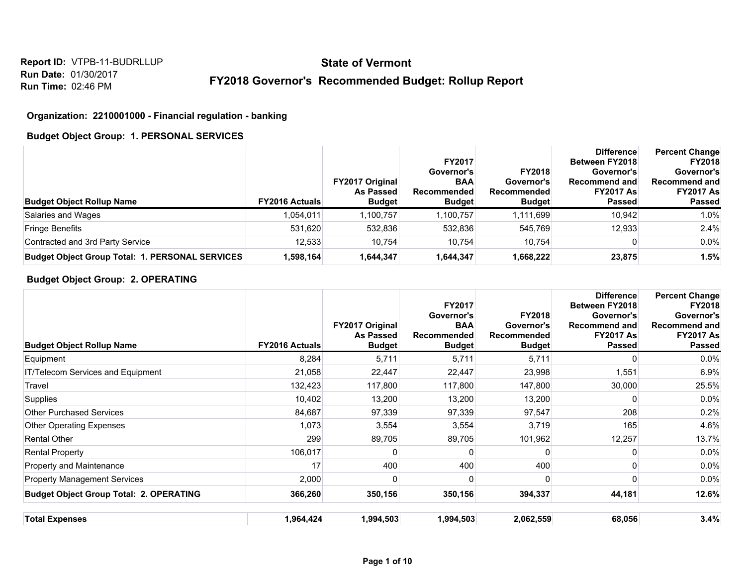Report ID: VTPB-11-BUDRLLUP
Run Date: 01/30/2017
Run Time: 02:46 PM

# State of Vermont

## FY2018 Governor's Recommended Budget: Rollup Report

**Organization: 2210001000 - Financial regulation - banking**

**Budget Object Group: 1. PERSONAL SERVICES**

| Budget Object Rollup Name | FY2016 Actuals | FY2017 Original As Passed Budget | FY2017 Governor's BAA Recommended Budget | FY2018 Governor's Recommended Budget | Difference Between FY2018 Governor's Recommend and FY2017 As Passed | Percent Change FY2018 Governor's Recommend and FY2017 As Passed |
|---|---|---|---|---|---|---|
| Salaries and Wages | 1,054,011 | 1,100,757 | 1,100,757 | 1,111,699 | 10,942 | 1.0% |
| Fringe Benefits | 531,620 | 532,836 | 532,836 | 545,769 | 12,933 | 2.4% |
| Contracted and 3rd Party Service | 12,533 | 10,754 | 10,754 | 10,754 | 0 | 0.0% |
| **Budget Object Group Total: 1. PERSONAL SERVICES** | **1,598,164** | **1,644,347** | **1,644,347** | **1,668,222** | **23,875** | **1.5%** |

**Budget Object Group: 2. OPERATING**

| Budget Object Rollup Name | FY2016 Actuals | FY2017 Original As Passed Budget | FY2017 Governor's BAA Recommended Budget | FY2018 Governor's Recommended Budget | Difference Between FY2018 Governor's Recommend and FY2017 As Passed | Percent Change FY2018 Governor's Recommend and FY2017 As Passed |
|---|---|---|---|---|---|---|
| Equipment | 8,284 | 5,711 | 5,711 | 5,711 | 0 | 0.0% |
| IT/Telecom Services and Equipment | 21,058 | 22,447 | 22,447 | 23,998 | 1,551 | 6.9% |
| Travel | 132,423 | 117,800 | 117,800 | 147,800 | 30,000 | 25.5% |
| Supplies | 10,402 | 13,200 | 13,200 | 13,200 | 0 | 0.0% |
| Other Purchased Services | 84,687 | 97,339 | 97,339 | 97,547 | 208 | 0.2% |
| Other Operating Expenses | 1,073 | 3,554 | 3,554 | 3,719 | 165 | 4.6% |
| Rental Other | 299 | 89,705 | 89,705 | 101,962 | 12,257 | 13.7% |
| Rental Property | 106,017 | 0 | 0 | 0 | 0 | 0.0% |
| Property and Maintenance | 17 | 400 | 400 | 400 | 0 | 0.0% |
| Property Management Services | 2,000 | 0 | 0 | 0 | 0 | 0.0% |
| **Budget Object Group Total: 2. OPERATING** | **366,260** | **350,156** | **350,156** | **394,337** | **44,181** | **12.6%** |

| | | | | | | |
|---|---|---|---|---|---|---|
| **Total Expenses** | **1,964,424** | **1,994,503** | **1,994,503** | **2,062,559** | **68,056** | **3.4%** |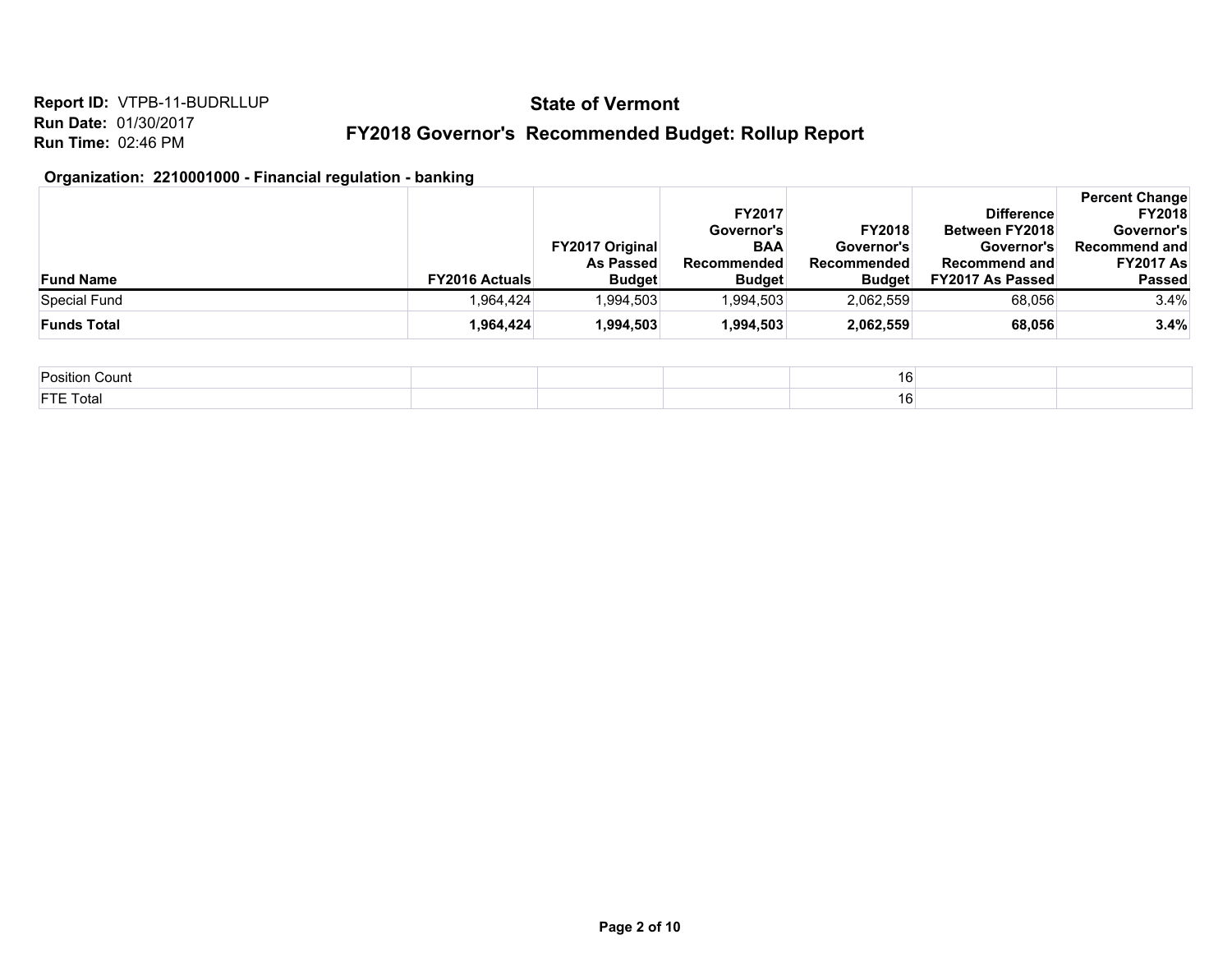**Report ID:** VTPB-11-BUDRLLUP
**Run Date:** 01/30/2017
**Run Time:** 02:46 PM

## State of Vermont

## FY2018 Governor's Recommended Budget: Rollup Report

### Organization: 2210001000 - Financial regulation - banking

| Fund Name | FY2016 Actuals | FY2017 Original As Passed Budget | FY2017 Governor's BAA Recommended Budget | FY2018 Governor's Recommended Budget | Difference Between FY2018 Governor's Recommend and FY2017 As Passed | Percent Change FY2018 Governor's Recommend and FY2017 As Passed |
|---|---|---|---|---|---|---|
| Special Fund | 1,964,424 | 1,994,503 | 1,994,503 | 2,062,559 | 68,056 | 3.4% |
| **Funds Total** | **1,964,424** | **1,994,503** | **1,994,503** | **2,062,559** | **68,056** | **3.4%** |

| | | | | | | |
|---|---|---|---|---|---|---|
| Position Count | | | | 16 | | |
| FTE Total | | | | 16 | | |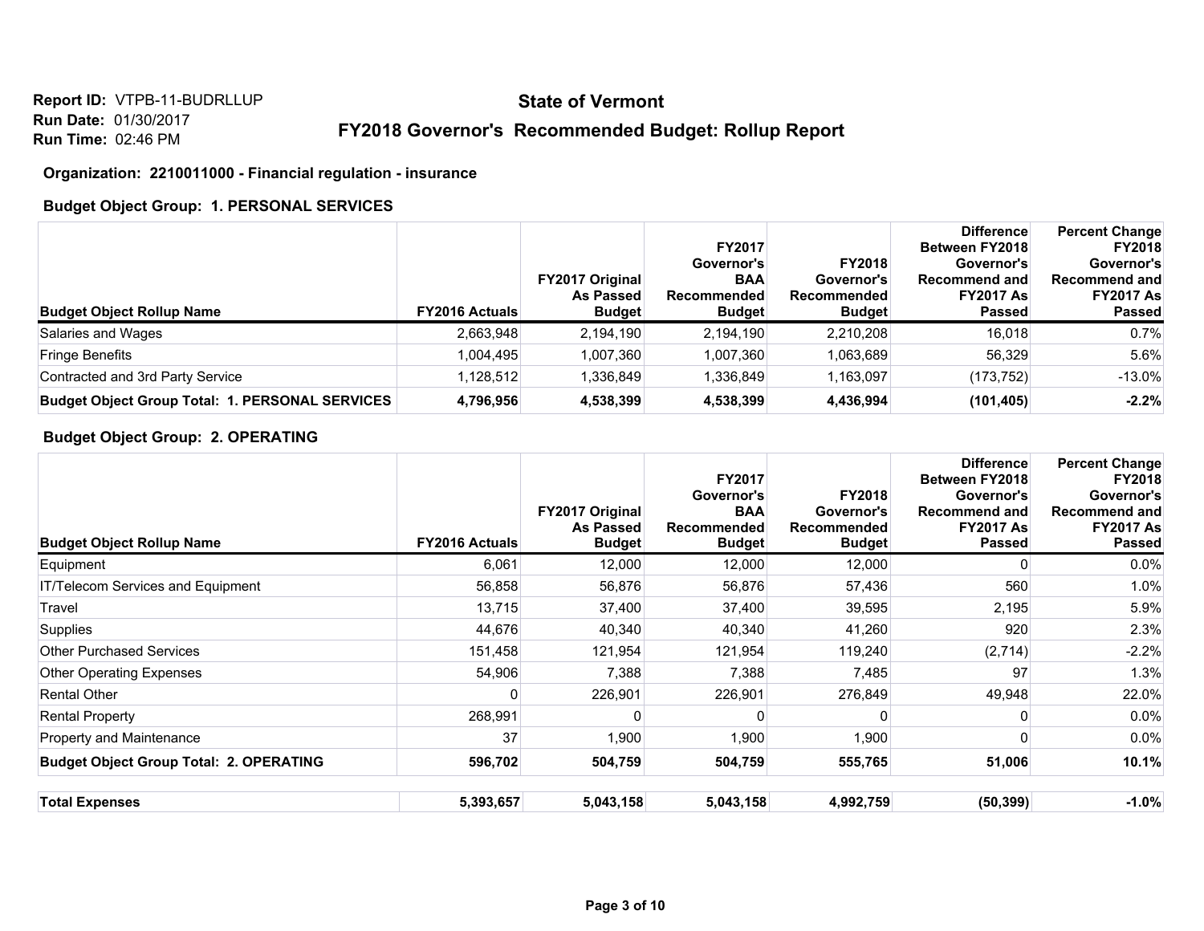**Report ID:** VTPB-11-BUDRLLUP
**Run Date:** 01/30/2017
**Run Time:** 02:46 PM

# State of Vermont

## FY2018 Governor's Recommended Budget: Rollup Report

### Organization: 2210011000 - Financial regulation - insurance

#### Budget Object Group: 1. PERSONAL SERVICES

| Budget Object Rollup Name | FY2016 Actuals | FY2017 Original As Passed Budget | FY2017 Governor's BAA Recommended Budget | FY2018 Governor's Recommended Budget | Difference Between FY2018 Governor's Recommend and FY2017 As Passed | Percent Change FY2018 Governor's Recommend and FY2017 As Passed |
|---|---|---|---|---|---|---|
| Salaries and Wages | 2,663,948 | 2,194,190 | 2,194,190 | 2,210,208 | 16,018 | 0.7% |
| Fringe Benefits | 1,004,495 | 1,007,360 | 1,007,360 | 1,063,689 | 56,329 | 5.6% |
| Contracted and 3rd Party Service | 1,128,512 | 1,336,849 | 1,336,849 | 1,163,097 | (173,752) | -13.0% |
| **Budget Object Group Total: 1. PERSONAL SERVICES** | **4,796,956** | **4,538,399** | **4,538,399** | **4,436,994** | **(101,405)** | **-2.2%** |

#### Budget Object Group: 2. OPERATING

| Budget Object Rollup Name | FY2016 Actuals | FY2017 Original As Passed Budget | FY2017 Governor's BAA Recommended Budget | FY2018 Governor's Recommended Budget | Difference Between FY2018 Governor's Recommend and FY2017 As Passed | Percent Change FY2018 Governor's Recommend and FY2017 As Passed |
|---|---|---|---|---|---|---|
| Equipment | 6,061 | 12,000 | 12,000 | 12,000 | 0 | 0.0% |
| IT/Telecom Services and Equipment | 56,858 | 56,876 | 56,876 | 57,436 | 560 | 1.0% |
| Travel | 13,715 | 37,400 | 37,400 | 39,595 | 2,195 | 5.9% |
| Supplies | 44,676 | 40,340 | 40,340 | 41,260 | 920 | 2.3% |
| Other Purchased Services | 151,458 | 121,954 | 121,954 | 119,240 | (2,714) | -2.2% |
| Other Operating Expenses | 54,906 | 7,388 | 7,388 | 7,485 | 97 | 1.3% |
| Rental Other | 0 | 226,901 | 226,901 | 276,849 | 49,948 | 22.0% |
| Rental Property | 268,991 | 0 | 0 | 0 | 0 | 0.0% |
| Property and Maintenance | 37 | 1,900 | 1,900 | 1,900 | 0 | 0.0% |
| **Budget Object Group Total: 2. OPERATING** | **596,702** | **504,759** | **504,759** | **555,765** | **51,006** | **10.1%** |

| | | | | | | |
|---|---|---|---|---|---|---|
| **Total Expenses** | **5,393,657** | **5,043,158** | **5,043,158** | **4,992,759** | **(50,399)** | **-1.0%** |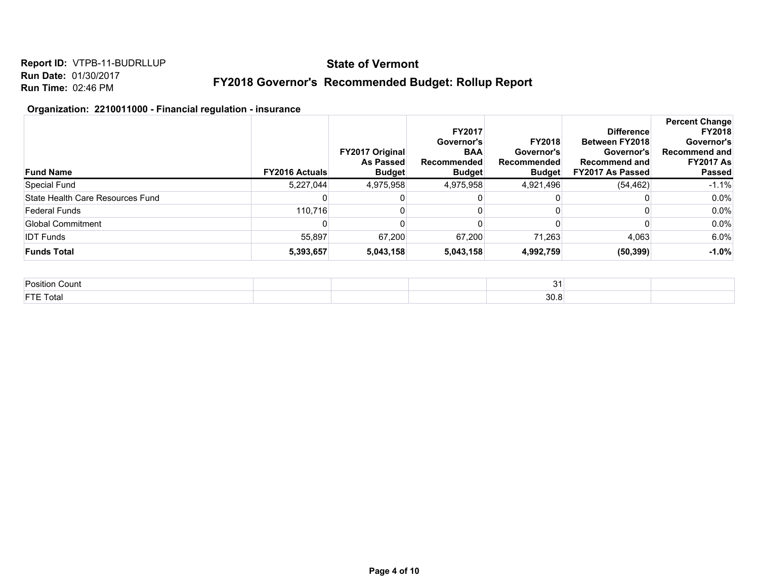Report ID: VTPB-11-BUDRLLUP
Run Date: 01/30/2017
Run Time: 02:46 PM

# State of Vermont

## FY2018 Governor's Recommended Budget: Rollup Report

### Organization: 2210011000 - Financial regulation - insurance

| Fund Name | FY2016 Actuals | FY2017 Original As Passed Budget | FY2017 Governor's BAA Recommended Budget | FY2018 Governor's Recommended Budget | Difference Between FY2018 Governor's Recommend and FY2017 As Passed | Percent Change FY2018 Governor's Recommend and FY2017 As Passed |
|---|---|---|---|---|---|---|
| Special Fund | 5,227,044 | 4,975,958 | 4,975,958 | 4,921,496 | (54,462) | -1.1% |
| State Health Care Resources Fund | 0 | 0 | 0 | 0 | 0 | 0.0% |
| Federal Funds | 110,716 | 0 | 0 | 0 | 0 | 0.0% |
| Global Commitment | 0 | 0 | 0 | 0 | 0 | 0.0% |
| IDT Funds | 55,897 | 67,200 | 67,200 | 71,263 | 4,063 | 6.0% |
| **Funds Total** | **5,393,657** | **5,043,158** | **5,043,158** | **4,992,759** | **(50,399)** | **-1.0%** |

| | | | | | | |
|---|---|---|---|---|---|---|
| Position Count | | | | 31 | | |
| FTE Total | | | | 30.8 | | |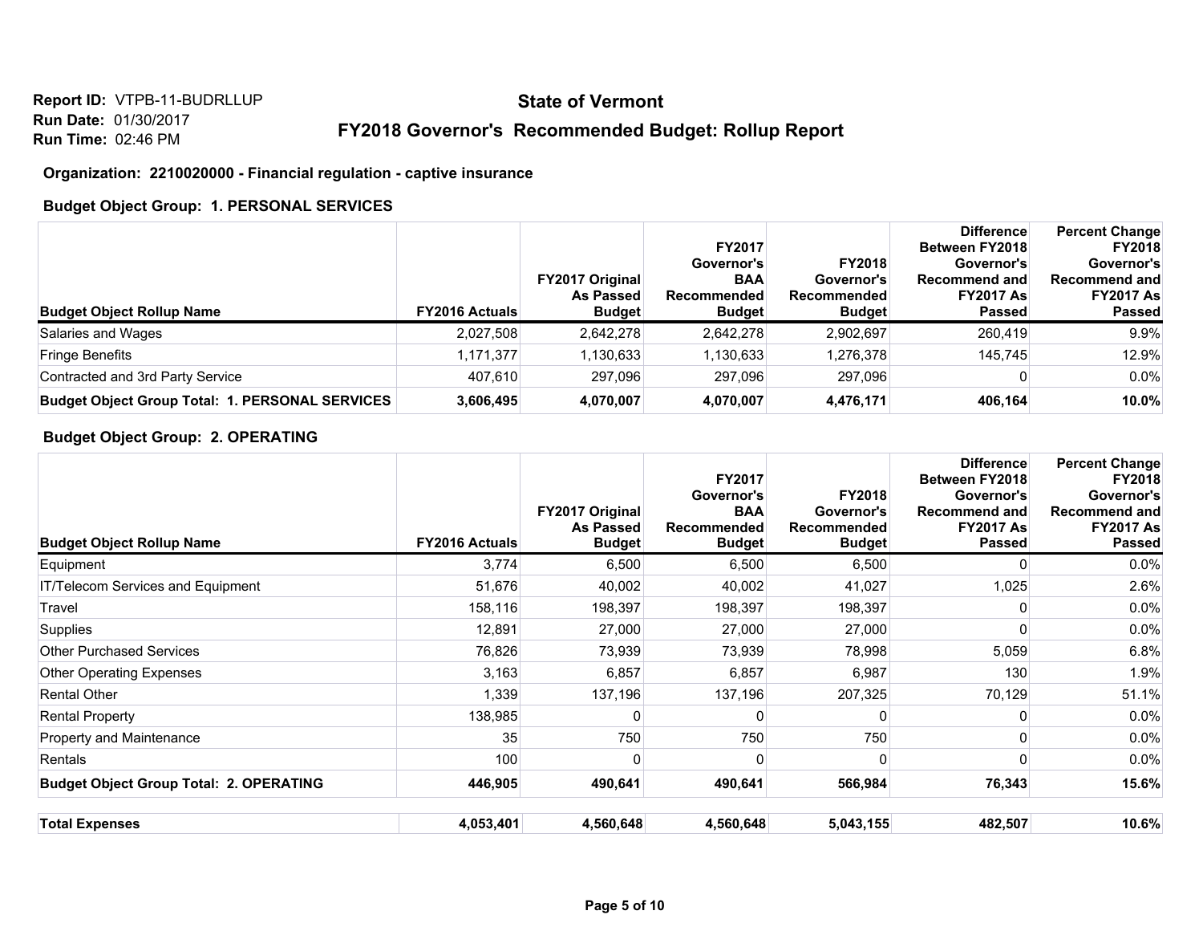**Report ID:** VTPB-11-BUDRLLUP
**Run Date:** 01/30/2017
**Run Time:** 02:46 PM

# State of Vermont

## FY2018 Governor's Recommended Budget: Rollup Report

**Organization: 2210020000 - Financial regulation - captive insurance**

**Budget Object Group: 1. PERSONAL SERVICES**

| Budget Object Rollup Name | FY2016 Actuals | FY2017 Original As Passed Budget | FY2017 Governor's BAA Recommended Budget | FY2018 Governor's Recommended Budget | Difference Between FY2018 Governor's Recommend and FY2017 As Passed | Percent Change FY2018 Governor's Recommend and FY2017 As Passed |
|---|---|---|---|---|---|---|
| Salaries and Wages | 2,027,508 | 2,642,278 | 2,642,278 | 2,902,697 | 260,419 | 9.9% |
| Fringe Benefits | 1,171,377 | 1,130,633 | 1,130,633 | 1,276,378 | 145,745 | 12.9% |
| Contracted and 3rd Party Service | 407,610 | 297,096 | 297,096 | 297,096 | 0 | 0.0% |
| **Budget Object Group Total: 1. PERSONAL SERVICES** | **3,606,495** | **4,070,007** | **4,070,007** | **4,476,171** | **406,164** | **10.0%** |

**Budget Object Group: 2. OPERATING**

| Budget Object Rollup Name | FY2016 Actuals | FY2017 Original As Passed Budget | FY2017 Governor's BAA Recommended Budget | FY2018 Governor's Recommended Budget | Difference Between FY2018 Governor's Recommend and FY2017 As Passed | Percent Change FY2018 Governor's Recommend and FY2017 As Passed |
|---|---|---|---|---|---|---|
| Equipment | 3,774 | 6,500 | 6,500 | 6,500 | 0 | 0.0% |
| IT/Telecom Services and Equipment | 51,676 | 40,002 | 40,002 | 41,027 | 1,025 | 2.6% |
| Travel | 158,116 | 198,397 | 198,397 | 198,397 | 0 | 0.0% |
| Supplies | 12,891 | 27,000 | 27,000 | 27,000 | 0 | 0.0% |
| Other Purchased Services | 76,826 | 73,939 | 73,939 | 78,998 | 5,059 | 6.8% |
| Other Operating Expenses | 3,163 | 6,857 | 6,857 | 6,987 | 130 | 1.9% |
| Rental Other | 1,339 | 137,196 | 137,196 | 207,325 | 70,129 | 51.1% |
| Rental Property | 138,985 | 0 | 0 | 0 | 0 | 0.0% |
| Property and Maintenance | 35 | 750 | 750 | 750 | 0 | 0.0% |
| Rentals | 100 | 0 | 0 | 0 | 0 | 0.0% |
| **Budget Object Group Total: 2. OPERATING** | **446,905** | **490,641** | **490,641** | **566,984** | **76,343** | **15.6%** |

| | | | | | | |
|---|---|---|---|---|---|---|
| **Total Expenses** | **4,053,401** | **4,560,648** | **4,560,648** | **5,043,155** | **482,507** | **10.6%** |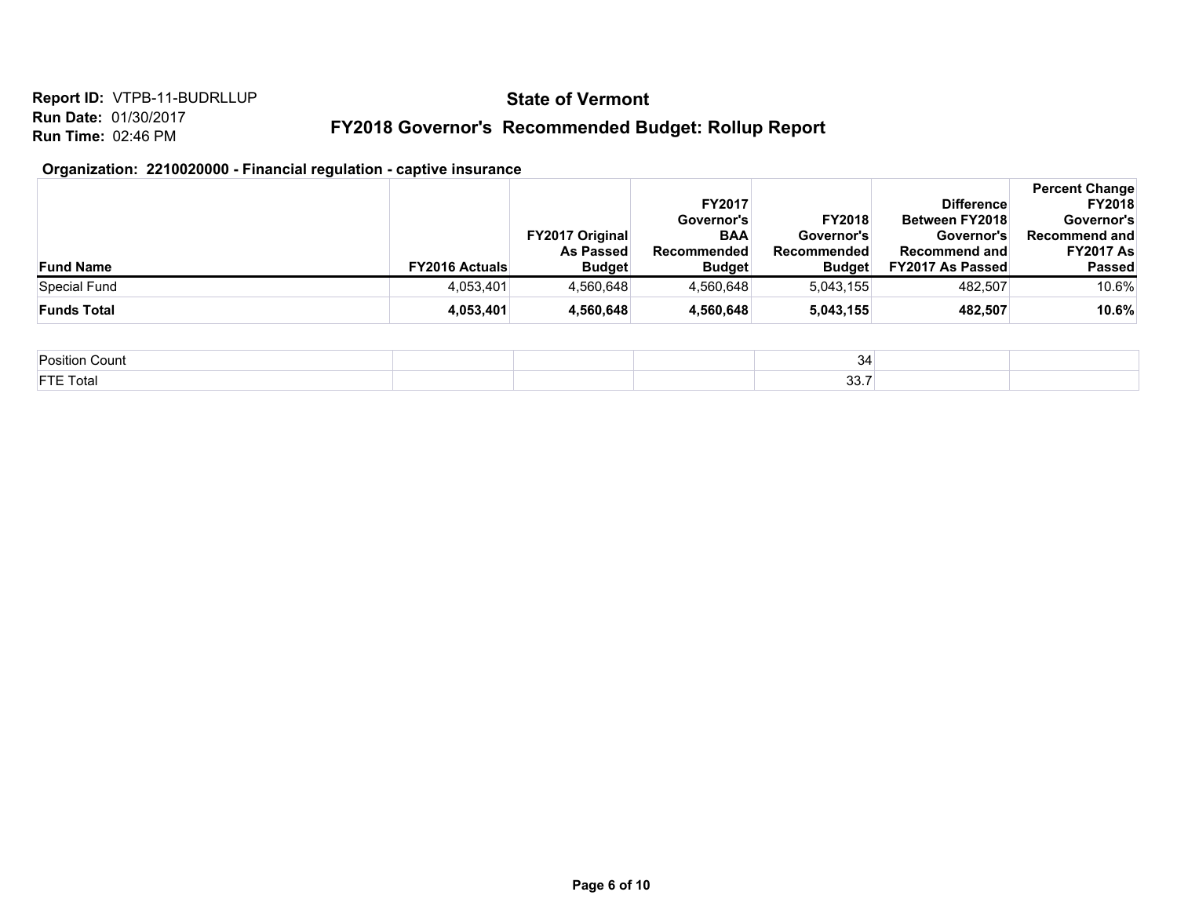**Report ID:** VTPB-11-BUDRLLUP
**Run Date:** 01/30/2017
**Run Time:** 02:46 PM

# State of Vermont

## FY2018 Governor's Recommended Budget: Rollup Report

### Organization: 2210020000 - Financial regulation - captive insurance

| Fund Name | FY2016 Actuals | FY2017 Original As Passed Budget | FY2017 Governor's BAA Recommended Budget | FY2018 Governor's Recommended Budget | Difference Between FY2018 Governor's Recommend and FY2017 As Passed | Percent Change FY2018 Governor's Recommend and FY2017 As Passed |
|---|---|---|---|---|---|---|
| Special Fund | 4,053,401 | 4,560,648 | 4,560,648 | 5,043,155 | 482,507 | 10.6% |
| **Funds Total** | **4,053,401** | **4,560,648** | **4,560,648** | **5,043,155** | **482,507** | **10.6%** |

| | | | | | | |
|---|---|---|---|---|---|---|
| Position Count | | | | 34 | | |
| FTE Total | | | | 33.7 | | |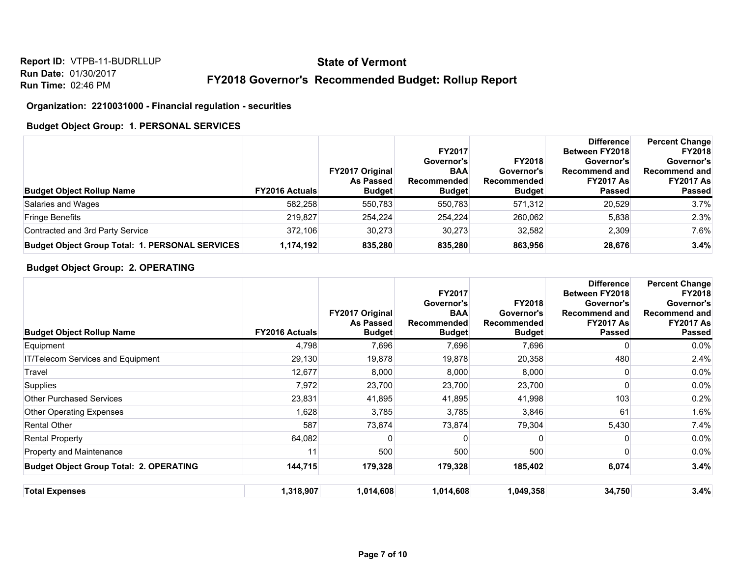**Report ID:** VTPB-11-BUDRLLUP
**Run Date:** 01/30/2017
**Run Time:** 02:46 PM

# State of Vermont

## FY2018 Governor's Recommended Budget: Rollup Report

**Organization: 2210031000 - Financial regulation - securities**

**Budget Object Group: 1. PERSONAL SERVICES**

| Budget Object Rollup Name | FY2016 Actuals | FY2017 Original As Passed Budget | FY2017 Governor's BAA Recommended Budget | FY2018 Governor's Recommended Budget | Difference Between FY2018 Governor's Recommend and FY2017 As Passed | Percent Change FY2018 Governor's Recommend and FY2017 As Passed |
|---|---|---|---|---|---|---|
| Salaries and Wages | 582,258 | 550,783 | 550,783 | 571,312 | 20,529 | 3.7% |
| Fringe Benefits | 219,827 | 254,224 | 254,224 | 260,062 | 5,838 | 2.3% |
| Contracted and 3rd Party Service | 372,106 | 30,273 | 30,273 | 32,582 | 2,309 | 7.6% |
| **Budget Object Group Total: 1. PERSONAL SERVICES** | **1,174,192** | **835,280** | **835,280** | **863,956** | **28,676** | **3.4%** |

**Budget Object Group: 2. OPERATING**

| Budget Object Rollup Name | FY2016 Actuals | FY2017 Original As Passed Budget | FY2017 Governor's BAA Recommended Budget | FY2018 Governor's Recommended Budget | Difference Between FY2018 Governor's Recommend and FY2017 As Passed | Percent Change FY2018 Governor's Recommend and FY2017 As Passed |
|---|---|---|---|---|---|---|
| Equipment | 4,798 | 7,696 | 7,696 | 7,696 | 0 | 0.0% |
| IT/Telecom Services and Equipment | 29,130 | 19,878 | 19,878 | 20,358 | 480 | 2.4% |
| Travel | 12,677 | 8,000 | 8,000 | 8,000 | 0 | 0.0% |
| Supplies | 7,972 | 23,700 | 23,700 | 23,700 | 0 | 0.0% |
| Other Purchased Services | 23,831 | 41,895 | 41,895 | 41,998 | 103 | 0.2% |
| Other Operating Expenses | 1,628 | 3,785 | 3,785 | 3,846 | 61 | 1.6% |
| Rental Other | 587 | 73,874 | 73,874 | 79,304 | 5,430 | 7.4% |
| Rental Property | 64,082 | 0 | 0 | 0 | 0 | 0.0% |
| Property and Maintenance | 11 | 500 | 500 | 500 | 0 | 0.0% |
| **Budget Object Group Total: 2. OPERATING** | **144,715** | **179,328** | **179,328** | **185,402** | **6,074** | **3.4%** |

| | | | | | | |
|---|---|---|---|---|---|---|
| **Total Expenses** | **1,318,907** | **1,014,608** | **1,014,608** | **1,049,358** | **34,750** | **3.4%** |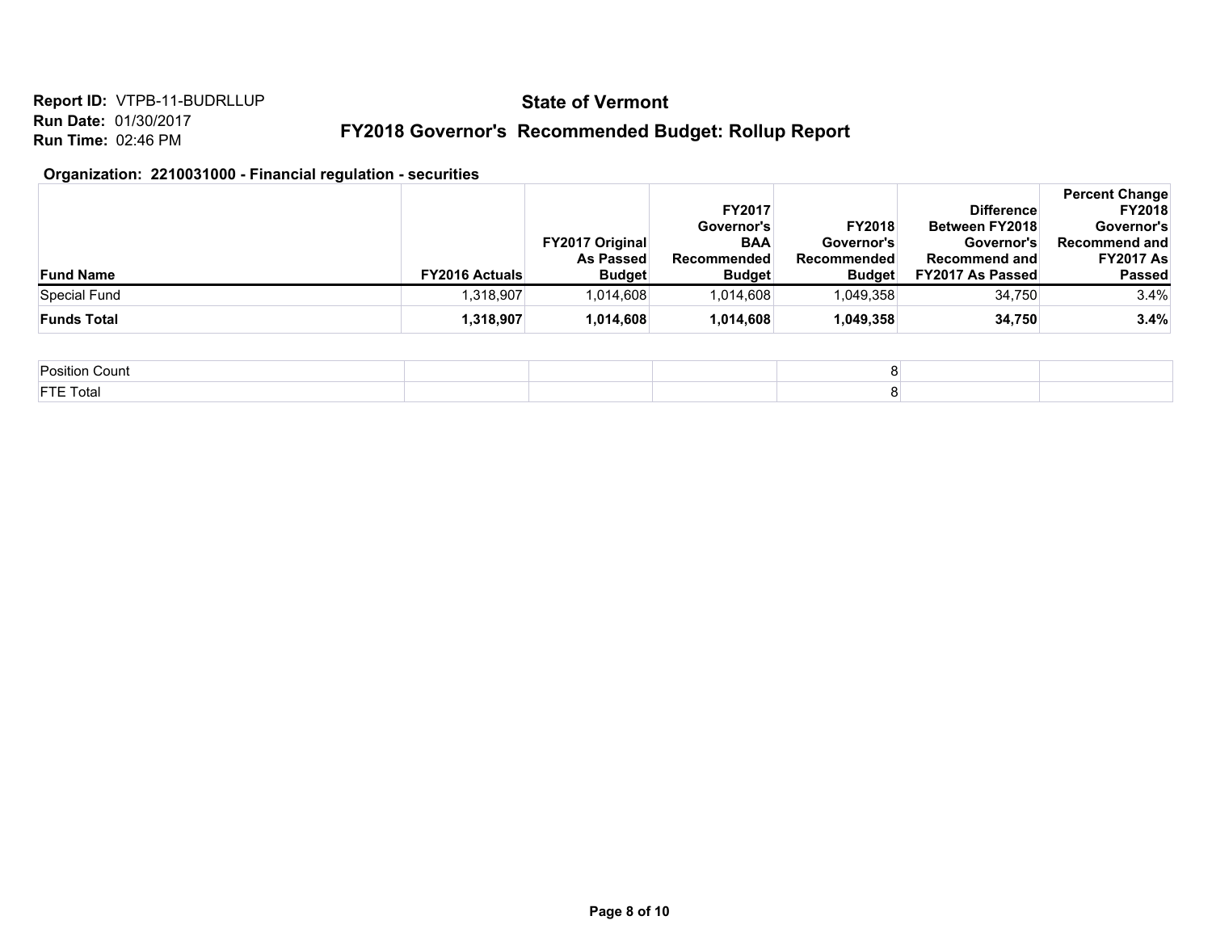**Report ID:** VTPB-11-BUDRLLUP
**Run Date:** 01/30/2017
**Run Time:** 02:46 PM

# State of Vermont

## FY2018 Governor's Recommended Budget: Rollup Report

### Organization: 2210031000 - Financial regulation - securities

| Fund Name | FY2016 Actuals | FY2017 Original As Passed Budget | FY2017 Governor's BAA Recommended Budget | FY2018 Governor's Recommended Budget | Difference Between FY2018 Governor's Recommend and FY2017 As Passed | Percent Change FY2018 Governor's Recommend and FY2017 As Passed |
|---|---|---|---|---|---|---|
| Special Fund | 1,318,907 | 1,014,608 | 1,014,608 | 1,049,358 | 34,750 | 3.4% |
| **Funds Total** | **1,318,907** | **1,014,608** | **1,014,608** | **1,049,358** | **34,750** | **3.4%** |

| | | | | | | |
|---|---|---|---|---|---|---|
| Position Count | | | | 8 | | |
| FTE Total | | | | 8 | | |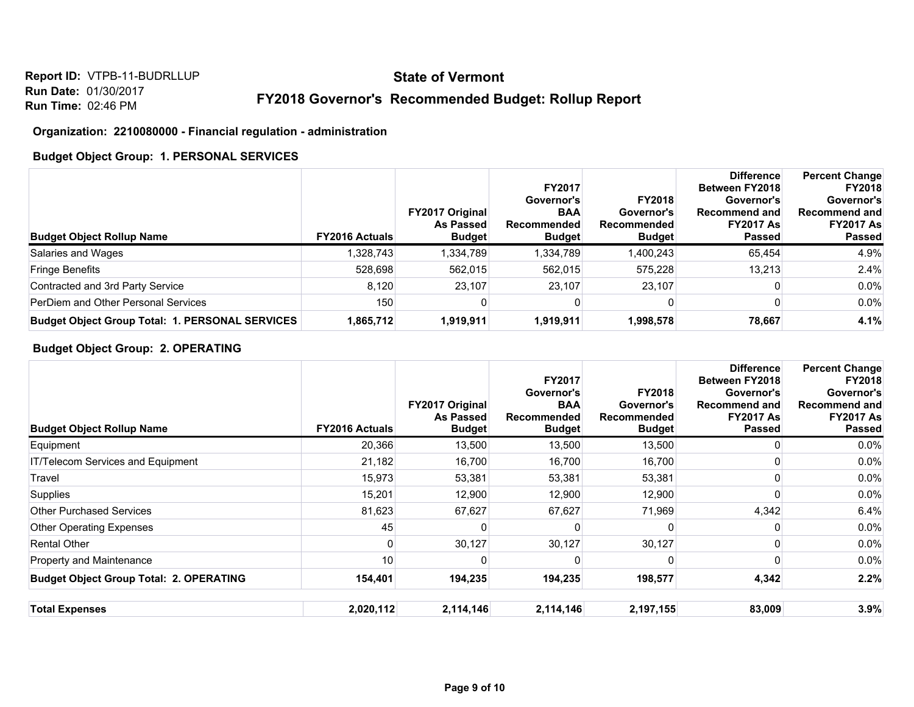**Report ID:** VTPB-11-BUDRLLUP
**Run Date:** 01/30/2017
**Run Time:** 02:46 PM

# State of Vermont

## FY2018 Governor's Recommended Budget: Rollup Report

### Organization: 2210080000 - Financial regulation - administration

#### Budget Object Group: 1. PERSONAL SERVICES

| Budget Object Rollup Name | FY2016 Actuals | FY2017 Original As Passed Budget | FY2017 Governor's BAA Recommended Budget | FY2018 Governor's Recommended Budget | Difference Between FY2018 Governor's Recommend and FY2017 As Passed | Percent Change FY2018 Governor's Recommend and FY2017 As Passed |
|---|---|---|---|---|---|---|
| Salaries and Wages | 1,328,743 | 1,334,789 | 1,334,789 | 1,400,243 | 65,454 | 4.9% |
| Fringe Benefits | 528,698 | 562,015 | 562,015 | 575,228 | 13,213 | 2.4% |
| Contracted and 3rd Party Service | 8,120 | 23,107 | 23,107 | 23,107 | 0 | 0.0% |
| PerDiem and Other Personal Services | 150 | 0 | 0 | 0 | 0 | 0.0% |
| **Budget Object Group Total: 1. PERSONAL SERVICES** | **1,865,712** | **1,919,911** | **1,919,911** | **1,998,578** | **78,667** | **4.1%** |

#### Budget Object Group: 2. OPERATING

| Budget Object Rollup Name | FY2016 Actuals | FY2017 Original As Passed Budget | FY2017 Governor's BAA Recommended Budget | FY2018 Governor's Recommended Budget | Difference Between FY2018 Governor's Recommend and FY2017 As Passed | Percent Change FY2018 Governor's Recommend and FY2017 As Passed |
|---|---|---|---|---|---|---|
| Equipment | 20,366 | 13,500 | 13,500 | 13,500 | 0 | 0.0% |
| IT/Telecom Services and Equipment | 21,182 | 16,700 | 16,700 | 16,700 | 0 | 0.0% |
| Travel | 15,973 | 53,381 | 53,381 | 53,381 | 0 | 0.0% |
| Supplies | 15,201 | 12,900 | 12,900 | 12,900 | 0 | 0.0% |
| Other Purchased Services | 81,623 | 67,627 | 67,627 | 71,969 | 4,342 | 6.4% |
| Other Operating Expenses | 45 | 0 | 0 | 0 | 0 | 0.0% |
| Rental Other | 0 | 30,127 | 30,127 | 30,127 | 0 | 0.0% |
| Property and Maintenance | 10 | 0 | 0 | 0 | 0 | 0.0% |
| **Budget Object Group Total: 2. OPERATING** | **154,401** | **194,235** | **194,235** | **198,577** | **4,342** | **2.2%** |

| | | | | | | |
|---|---|---|---|---|---|---|
| **Total Expenses** | **2,020,112** | **2,114,146** | **2,114,146** | **2,197,155** | **83,009** | **3.9%** |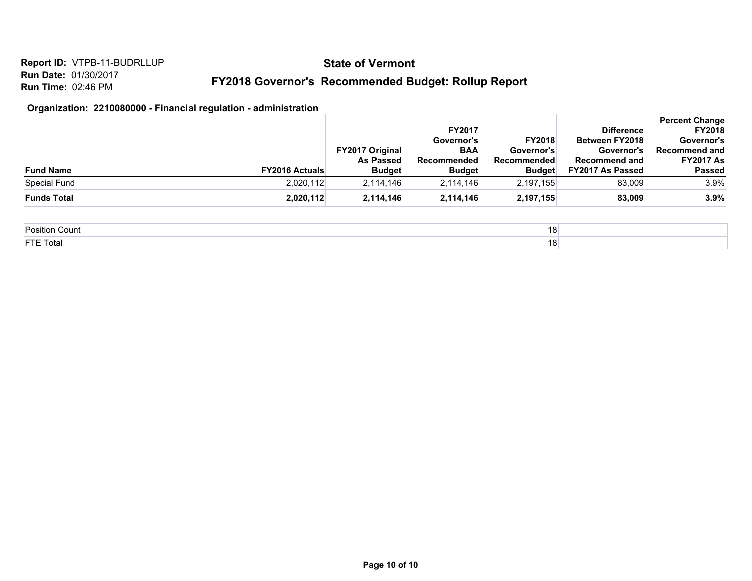**Report ID:** VTPB-11-BUDRLLUP
**Run Date:** 01/30/2017
**Run Time:** 02:46 PM

# State of Vermont

## FY2018 Governor's Recommended Budget: Rollup Report

### Organization: 2210080000 - Financial regulation - administration

| Fund Name | FY2016 Actuals | FY2017 Original As Passed Budget | FY2017 Governor's BAA Recommended Budget | FY2018 Governor's Recommended Budget | Difference Between FY2018 Governor's Recommend and FY2017 As Passed | Percent Change FY2018 Governor's Recommend and FY2017 As Passed |
|---|---|---|---|---|---|---|
| Special Fund | 2,020,112 | 2,114,146 | 2,114,146 | 2,197,155 | 83,009 | 3.9% |
| **Funds Total** | **2,020,112** | **2,114,146** | **2,114,146** | **2,197,155** | **83,009** | **3.9%** |

| | | | | | | |
|---|---|---|---|---|---|---|
| Position Count | | | | 18 | | |
| FTE Total | | | | 18 | | |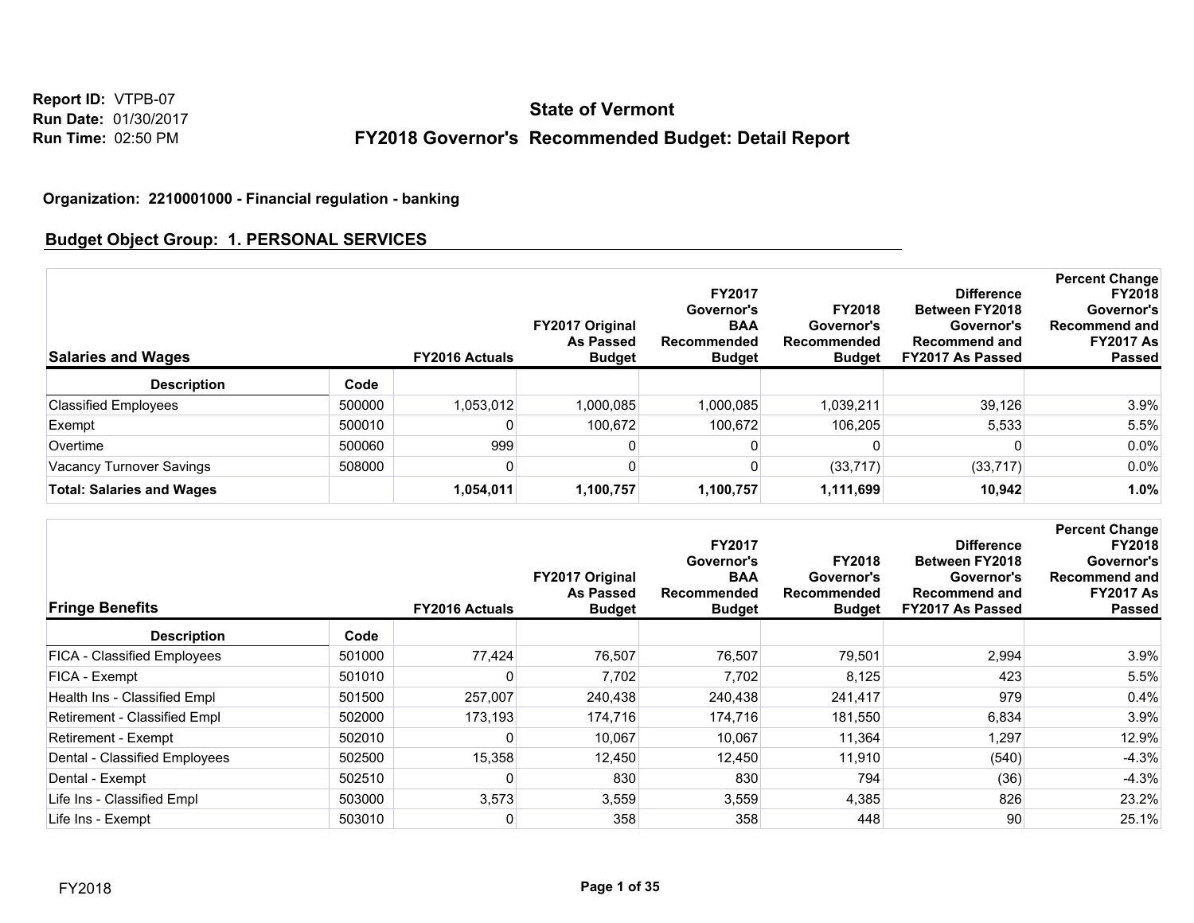Report ID: VTPB-07
Run Date: 01/30/2017
Run Time: 02:50 PM

# State of Vermont

## FY2018 Governor's Recommended Budget: Detail Report

**Organization: 2210001000 - Financial regulation - banking**

### Budget Object Group: 1. PERSONAL SERVICES

| Salaries and Wages | | FY2016 Actuals | FY2017 Original As Passed Budget | FY2017 Governor's BAA Recommended Budget | FY2018 Governor's Recommended Budget | Difference Between FY2018 Governor's Recommend and FY2017 As Passed | Percent Change FY2018 Governor's Recommend and FY2017 As Passed |
|---|---|---|---|---|---|---|---|
| **Description** | **Code** | | | | | | |
| Classified Employees | 500000 | 1,053,012 | 1,000,085 | 1,000,085 | 1,039,211 | 39,126 | 3.9% |
| Exempt | 500010 | 0 | 100,672 | 100,672 | 106,205 | 5,533 | 5.5% |
| Overtime | 500060 | 999 | 0 | 0 | 0 | 0 | 0.0% |
| Vacancy Turnover Savings | 508000 | 0 | 0 | 0 | (33,717) | (33,717) | 0.0% |
| **Total: Salaries and Wages** | | **1,054,011** | **1,100,757** | **1,100,757** | **1,111,699** | **10,942** | **1.0%** |

| Fringe Benefits | | FY2016 Actuals | FY2017 Original As Passed Budget | FY2017 Governor's BAA Recommended Budget | FY2018 Governor's Recommended Budget | Difference Between FY2018 Governor's Recommend and FY2017 As Passed | Percent Change FY2018 Governor's Recommend and FY2017 As Passed |
|---|---|---|---|---|---|---|---|
| **Description** | **Code** | | | | | | |
| FICA - Classified Employees | 501000 | 77,424 | 76,507 | 76,507 | 79,501 | 2,994 | 3.9% |
| FICA - Exempt | 501010 | 0 | 7,702 | 7,702 | 8,125 | 423 | 5.5% |
| Health Ins - Classified Empl | 501500 | 257,007 | 240,438 | 240,438 | 241,417 | 979 | 0.4% |
| Retirement - Classified Empl | 502000 | 173,193 | 174,716 | 174,716 | 181,550 | 6,834 | 3.9% |
| Retirement - Exempt | 502010 | 0 | 10,067 | 10,067 | 11,364 | 1,297 | 12.9% |
| Dental - Classified Employees | 502500 | 15,358 | 12,450 | 12,450 | 11,910 | (540) | -4.3% |
| Dental - Exempt | 502510 | 0 | 830 | 830 | 794 | (36) | -4.3% |
| Life Ins - Classified Empl | 503000 | 3,573 | 3,559 | 3,559 | 4,385 | 826 | 23.2% |
| Life Ins - Exempt | 503010 | 0 | 358 | 358 | 448 | 90 | 25.1% |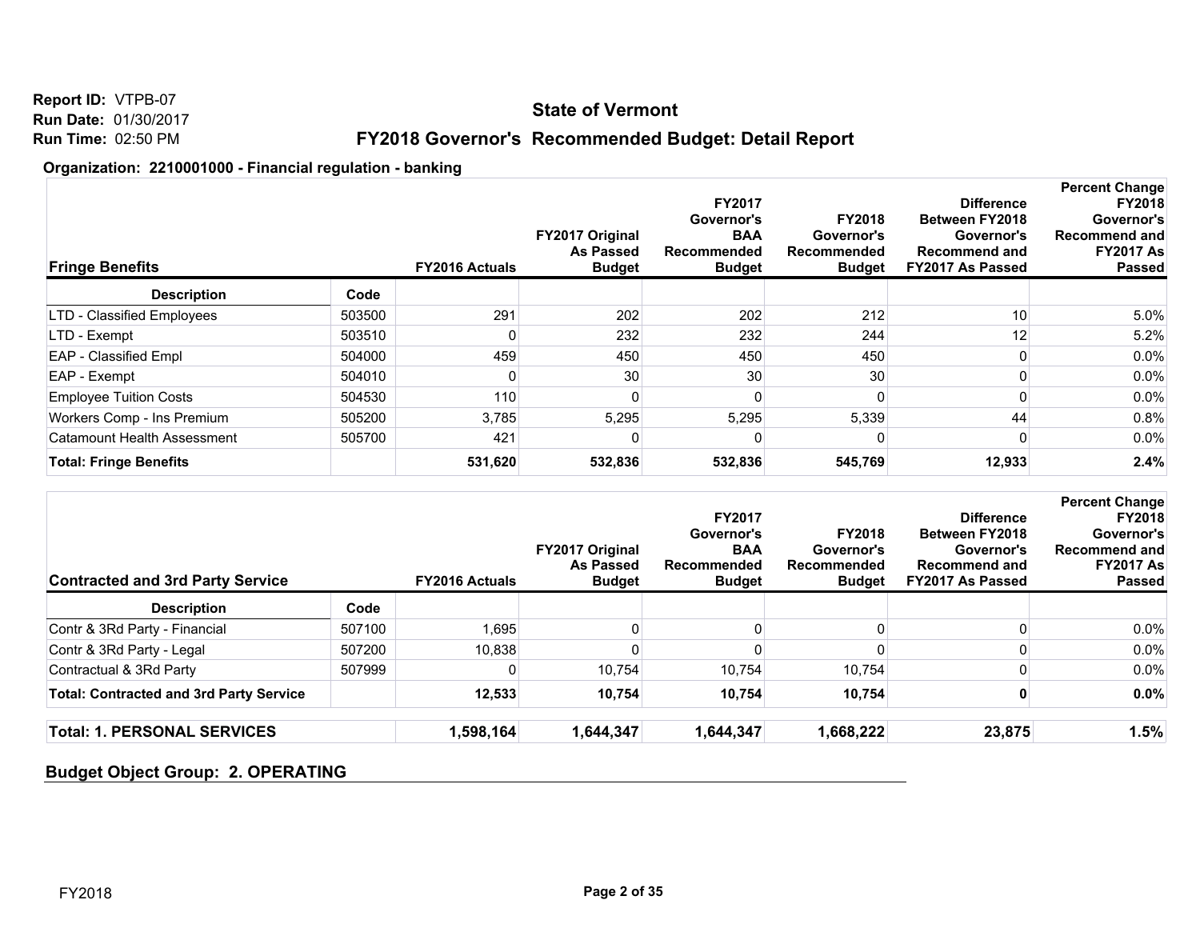Report ID: VTPB-07
Run Date: 01/30/2017
Run Time: 02:50 PM

# State of Vermont

## FY2018 Governor's Recommended Budget: Detail Report

**Organization: 2210001000 - Financial regulation - banking**

| Fringe Benefits | | FY2016 Actuals | FY2017 Original As Passed Budget | FY2017 Governor's BAA Recommended Budget | FY2018 Governor's Recommended Budget | Difference Between FY2018 Governor's Recommend and FY2017 As Passed | Percent Change FY2018 Governor's Recommend and FY2017 As Passed |
|---|---|---|---|---|---|---|---|
| **Description** | **Code** | | | | | | |
| LTD - Classified Employees | 503500 | 291 | 202 | 202 | 212 | 10 | 5.0% |
| LTD - Exempt | 503510 | 0 | 232 | 232 | 244 | 12 | 5.2% |
| EAP - Classified Empl | 504000 | 459 | 450 | 450 | 450 | 0 | 0.0% |
| EAP - Exempt | 504010 | 0 | 30 | 30 | 30 | 0 | 0.0% |
| Employee Tuition Costs | 504530 | 110 | 0 | 0 | 0 | 0 | 0.0% |
| Workers Comp - Ins Premium | 505200 | 3,785 | 5,295 | 5,295 | 5,339 | 44 | 0.8% |
| Catamount Health Assessment | 505700 | 421 | 0 | 0 | 0 | 0 | 0.0% |
| **Total: Fringe Benefits** | | **531,620** | **532,836** | **532,836** | **545,769** | **12,933** | **2.4%** |

| Contracted and 3rd Party Service | | FY2016 Actuals | FY2017 Original As Passed Budget | FY2017 Governor's BAA Recommended Budget | FY2018 Governor's Recommended Budget | Difference Between FY2018 Governor's Recommend and FY2017 As Passed | Percent Change FY2018 Governor's Recommend and FY2017 As Passed |
|---|---|---|---|---|---|---|---|
| **Description** | **Code** | | | | | | |
| Contr & 3Rd Party - Financial | 507100 | 1,695 | 0 | 0 | 0 | 0 | 0.0% |
| Contr & 3Rd Party - Legal | 507200 | 10,838 | 0 | 0 | 0 | 0 | 0.0% |
| Contractual & 3Rd Party | 507999 | 0 | 10,754 | 10,754 | 10,754 | 0 | 0.0% |
| **Total: Contracted and 3rd Party Service** | | **12,533** | **10,754** | **10,754** | **10,754** | **0** | **0.0%** |

| | FY2016 Actuals | FY2017 Original As Passed Budget | FY2017 Governor's BAA Recommended Budget | FY2018 Governor's Recommended Budget | Difference | Percent Change |
|---|---|---|---|---|---|---|
| **Total: 1. PERSONAL SERVICES** | **1,598,164** | **1,644,347** | **1,644,347** | **1,668,222** | **23,875** | **1.5%** |

### Budget Object Group: 2. OPERATING

FY2018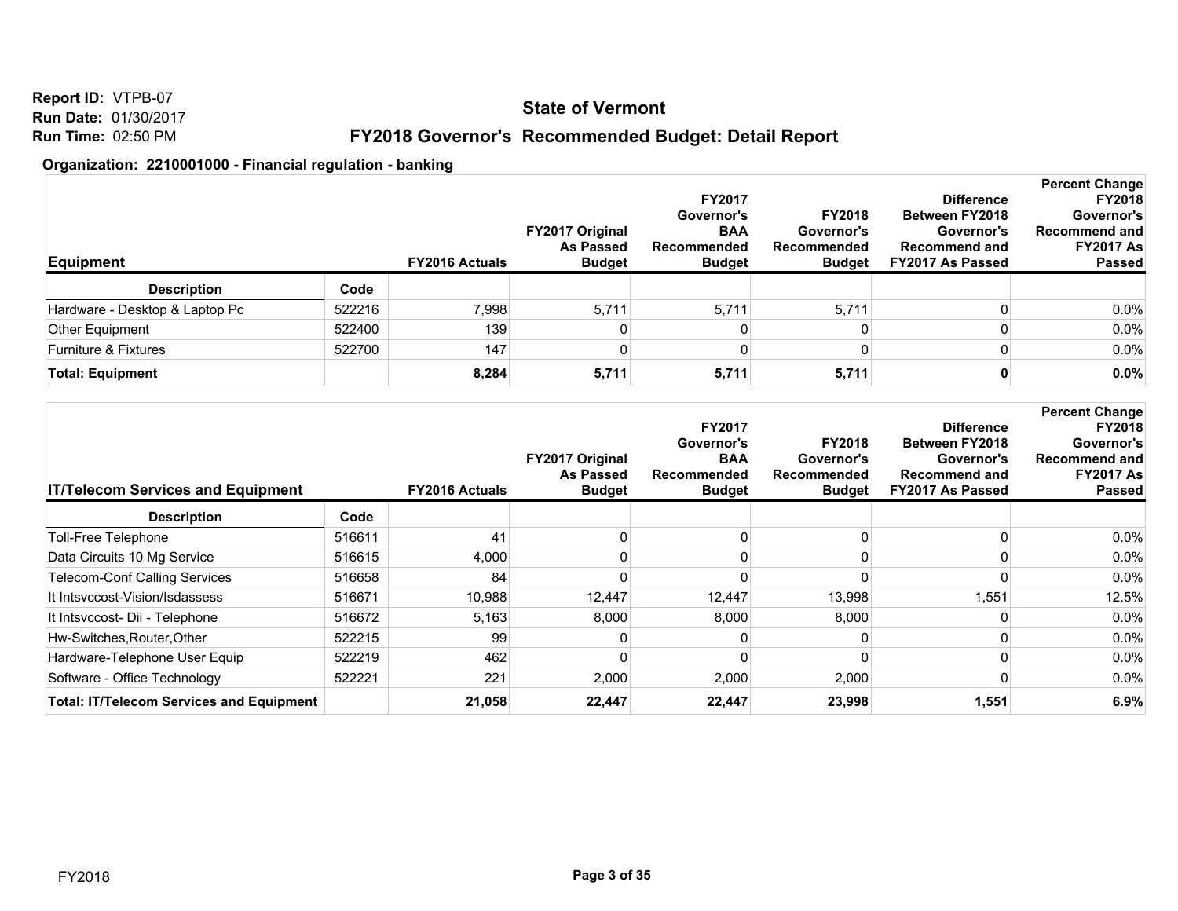Report ID: VTPB-07
Run Date: 01/30/2017
Run Time: 02:50 PM

# State of Vermont

## FY2018 Governor's Recommended Budget: Detail Report

### Organization: 2210001000 - Financial regulation - banking

| Equipment | | FY2016 Actuals | FY2017 Original As Passed Budget | FY2017 Governor's BAA Recommended Budget | FY2018 Governor's Recommended Budget | Difference Between FY2018 Governor's Recommend and FY2017 As Passed | Percent Change FY2018 Governor's Recommend and FY2017 As Passed |
|---|---|---|---|---|---|---|---|
| **Description** | **Code** | | | | | | |
| Hardware - Desktop & Laptop Pc | 522216 | 7,998 | 5,711 | 5,711 | 5,711 | 0 | 0.0% |
| Other Equipment | 522400 | 139 | 0 | 0 | 0 | 0 | 0.0% |
| Furniture & Fixtures | 522700 | 147 | 0 | 0 | 0 | 0 | 0.0% |
| **Total: Equipment** | | **8,284** | **5,711** | **5,711** | **5,711** | **0** | **0.0%** |

| IT/Telecom Services and Equipment | | FY2016 Actuals | FY2017 Original As Passed Budget | FY2017 Governor's BAA Recommended Budget | FY2018 Governor's Recommended Budget | Difference Between FY2018 Governor's Recommend and FY2017 As Passed | Percent Change FY2018 Governor's Recommend and FY2017 As Passed |
|---|---|---|---|---|---|---|---|
| **Description** | **Code** | | | | | | |
| Toll-Free Telephone | 516611 | 41 | 0 | 0 | 0 | 0 | 0.0% |
| Data Circuits 10 Mg Service | 516615 | 4,000 | 0 | 0 | 0 | 0 | 0.0% |
| Telecom-Conf Calling Services | 516658 | 84 | 0 | 0 | 0 | 0 | 0.0% |
| It Intsvccost-Vision/Isdassess | 516671 | 10,988 | 12,447 | 12,447 | 13,998 | 1,551 | 12.5% |
| It Intsvccost- Dii - Telephone | 516672 | 5,163 | 8,000 | 8,000 | 8,000 | 0 | 0.0% |
| Hw-Switches,Router,Other | 522215 | 99 | 0 | 0 | 0 | 0 | 0.0% |
| Hardware-Telephone User Equip | 522219 | 462 | 0 | 0 | 0 | 0 | 0.0% |
| Software - Office Technology | 522221 | 221 | 2,000 | 2,000 | 2,000 | 0 | 0.0% |
| **Total: IT/Telecom Services and Equipment** | | **21,058** | **22,447** | **22,447** | **23,998** | **1,551** | **6.9%** |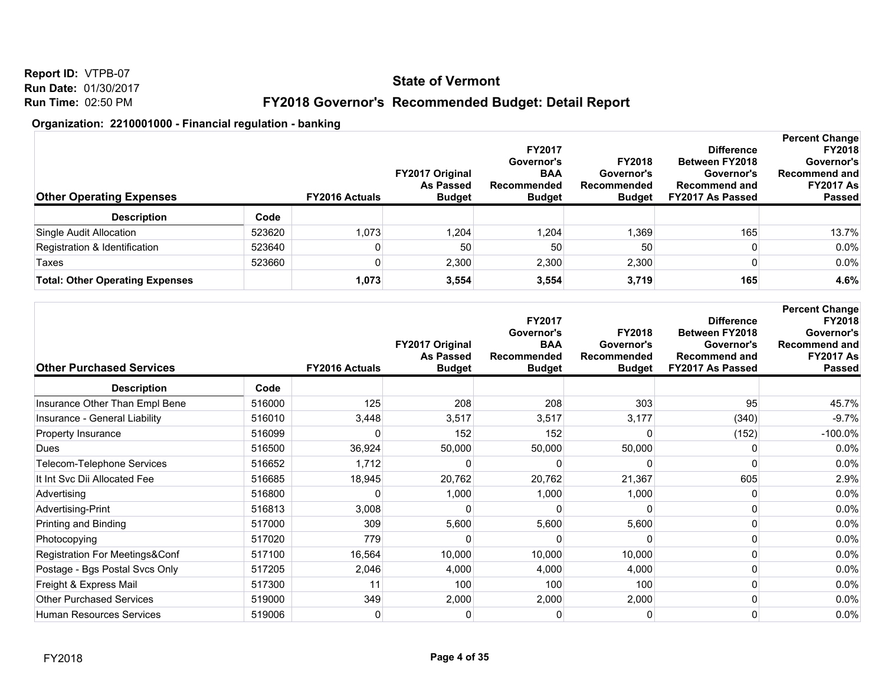Report ID: VTPB-07
Run Date: 01/30/2017
Run Time: 02:50 PM

# State of Vermont

## FY2018 Governor's Recommended Budget: Detail Report

**Organization: 2210001000 - Financial regulation - banking**

| Other Operating Expenses | | FY2016 Actuals | FY2017 Original As Passed Budget | FY2017 Governor's BAA Recommended Budget | FY2018 Governor's Recommended Budget | Difference Between FY2018 Governor's Recommend and FY2017 As Passed | Percent Change FY2018 Governor's Recommend and FY2017 As Passed |
|---|---|---|---|---|---|---|---|
| **Description** | **Code** | | | | | | |
| Single Audit Allocation | 523620 | 1,073 | 1,204 | 1,204 | 1,369 | 165 | 13.7% |
| Registration & Identification | 523640 | 0 | 50 | 50 | 50 | 0 | 0.0% |
| Taxes | 523660 | 0 | 2,300 | 2,300 | 2,300 | 0 | 0.0% |
| **Total: Other Operating Expenses** | | **1,073** | **3,554** | **3,554** | **3,719** | **165** | **4.6%** |

| Other Purchased Services | | FY2016 Actuals | FY2017 Original As Passed Budget | FY2017 Governor's BAA Recommended Budget | FY2018 Governor's Recommended Budget | Difference Between FY2018 Governor's Recommend and FY2017 As Passed | Percent Change FY2018 Governor's Recommend and FY2017 As Passed |
|---|---|---|---|---|---|---|---|
| **Description** | **Code** | | | | | | |
| Insurance Other Than Empl Bene | 516000 | 125 | 208 | 208 | 303 | 95 | 45.7% |
| Insurance - General Liability | 516010 | 3,448 | 3,517 | 3,517 | 3,177 | (340) | -9.7% |
| Property Insurance | 516099 | 0 | 152 | 152 | 0 | (152) | -100.0% |
| Dues | 516500 | 36,924 | 50,000 | 50,000 | 50,000 | 0 | 0.0% |
| Telecom-Telephone Services | 516652 | 1,712 | 0 | 0 | 0 | 0 | 0.0% |
| It Int Svc Dii Allocated Fee | 516685 | 18,945 | 20,762 | 20,762 | 21,367 | 605 | 2.9% |
| Advertising | 516800 | 0 | 1,000 | 1,000 | 1,000 | 0 | 0.0% |
| Advertising-Print | 516813 | 3,008 | 0 | 0 | 0 | 0 | 0.0% |
| Printing and Binding | 517000 | 309 | 5,600 | 5,600 | 5,600 | 0 | 0.0% |
| Photocopying | 517020 | 779 | 0 | 0 | 0 | 0 | 0.0% |
| Registration For Meetings&Conf | 517100 | 16,564 | 10,000 | 10,000 | 10,000 | 0 | 0.0% |
| Postage - Bgs Postal Svcs Only | 517205 | 2,046 | 4,000 | 4,000 | 4,000 | 0 | 0.0% |
| Freight & Express Mail | 517300 | 11 | 100 | 100 | 100 | 0 | 0.0% |
| Other Purchased Services | 519000 | 349 | 2,000 | 2,000 | 2,000 | 0 | 0.0% |
| Human Resources Services | 519006 | 0 | 0 | 0 | 0 | 0 | 0.0% |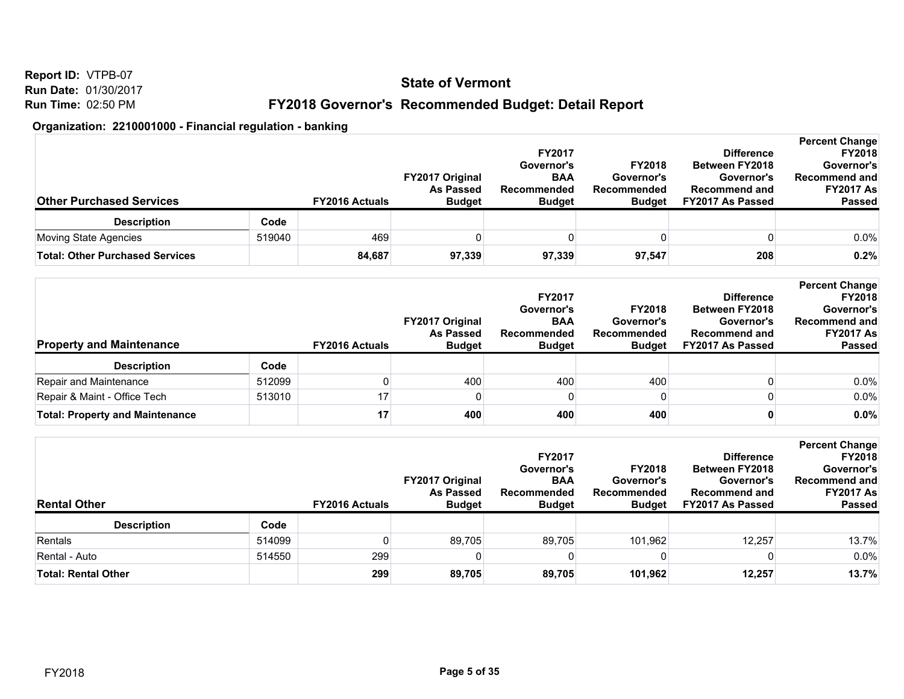**Report ID:** VTPB-07
**Run Date:** 01/30/2017
**Run Time:** 02:50 PM

# State of Vermont

## FY2018 Governor's Recommended Budget: Detail Report

**Organization: 2210001000 - Financial regulation - banking**

| Other Purchased Services | | FY2016 Actuals | FY2017 Original As Passed Budget | FY2017 Governor's BAA Recommended Budget | FY2018 Governor's Recommended Budget | Difference Between FY2018 Governor's Recommend and FY2017 As Passed | Percent Change FY2018 Governor's Recommend and FY2017 As Passed |
|---|---|---|---|---|---|---|---|
| **Description** | **Code** | | | | | | |
| Moving State Agencies | 519040 | 469 | 0 | 0 | 0 | 0 | 0.0% |
| **Total: Other Purchased Services** | | **84,687** | **97,339** | **97,339** | **97,547** | **208** | **0.2%** |

| Property and Maintenance | | FY2016 Actuals | FY2017 Original As Passed Budget | FY2017 Governor's BAA Recommended Budget | FY2018 Governor's Recommended Budget | Difference Between FY2018 Governor's Recommend and FY2017 As Passed | Percent Change FY2018 Governor's Recommend and FY2017 As Passed |
|---|---|---|---|---|---|---|---|
| **Description** | **Code** | | | | | | |
| Repair and Maintenance | 512099 | 0 | 400 | 400 | 400 | 0 | 0.0% |
| Repair & Maint - Office Tech | 513010 | 17 | 0 | 0 | 0 | 0 | 0.0% |
| **Total: Property and Maintenance** | | **17** | **400** | **400** | **400** | **0** | **0.0%** |

| Rental Other | | FY2016 Actuals | FY2017 Original As Passed Budget | FY2017 Governor's BAA Recommended Budget | FY2018 Governor's Recommended Budget | Difference Between FY2018 Governor's Recommend and FY2017 As Passed | Percent Change FY2018 Governor's Recommend and FY2017 As Passed |
|---|---|---|---|---|---|---|---|
| **Description** | **Code** | | | | | | |
| Rentals | 514099 | 0 | 89,705 | 89,705 | 101,962 | 12,257 | 13.7% |
| Rental - Auto | 514550 | 299 | 0 | 0 | 0 | 0 | 0.0% |
| **Total: Rental Other** | | **299** | **89,705** | **89,705** | **101,962** | **12,257** | **13.7%** |

FY2018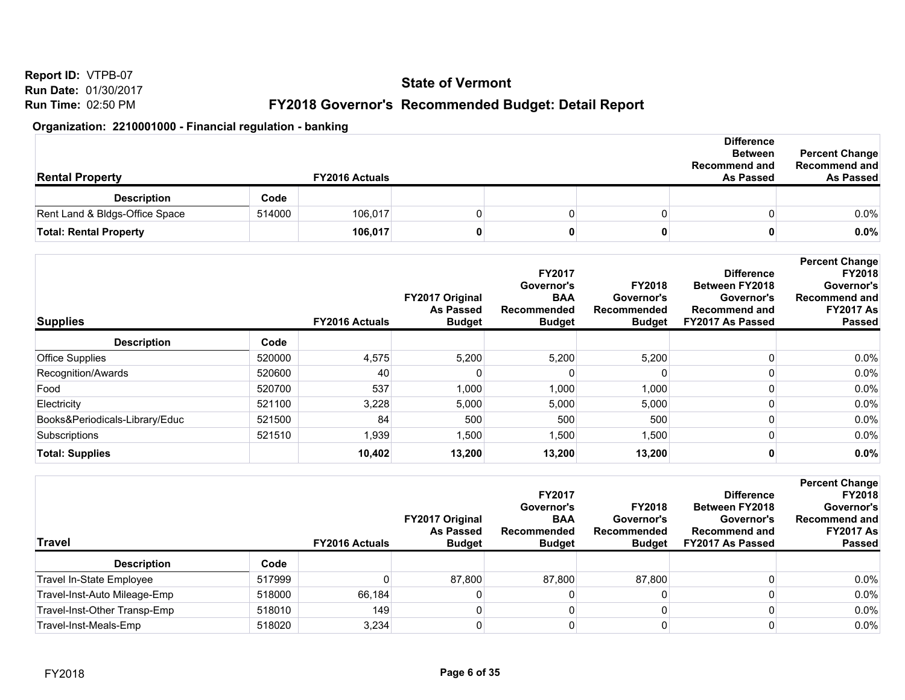**Report ID:** VTPB-07
**Run Date:** 01/30/2017
**Run Time:** 02:50 PM

# State of Vermont

## FY2018 Governor's Recommended Budget: Detail Report

### Organization: 2210001000 - Financial regulation - banking

| Rental Property | | FY2016 Actuals | | | | Difference Between Recommend and As Passed | Percent Change Recommend and As Passed |
|---|---|---|---|---|---|---|---|
| **Description** | **Code** | | | | | | |
| Rent Land & Bldgs-Office Space | 514000 | 106,017 | 0 | 0 | 0 | 0 | 0.0% |
| **Total: Rental Property** | | **106,017** | **0** | **0** | **0** | **0** | **0.0%** |

| Supplies | | FY2016 Actuals | FY2017 Original As Passed Budget | FY2017 Governor's BAA Recommended Budget | FY2018 Governor's Recommended Budget | Difference Between FY2018 Governor's Recommend and FY2017 As Passed | Percent Change FY2018 Governor's Recommend and FY2017 As Passed |
|---|---|---|---|---|---|---|---|
| **Description** | **Code** | | | | | | |
| Office Supplies | 520000 | 4,575 | 5,200 | 5,200 | 5,200 | 0 | 0.0% |
| Recognition/Awards | 520600 | 40 | 0 | 0 | 0 | 0 | 0.0% |
| Food | 520700 | 537 | 1,000 | 1,000 | 1,000 | 0 | 0.0% |
| Electricity | 521100 | 3,228 | 5,000 | 5,000 | 5,000 | 0 | 0.0% |
| Books&Periodicals-Library/Educ | 521500 | 84 | 500 | 500 | 500 | 0 | 0.0% |
| Subscriptions | 521510 | 1,939 | 1,500 | 1,500 | 1,500 | 0 | 0.0% |
| **Total: Supplies** | | **10,402** | **13,200** | **13,200** | **13,200** | **0** | **0.0%** |

| Travel | | FY2016 Actuals | FY2017 Original As Passed Budget | FY2017 Governor's BAA Recommended Budget | FY2018 Governor's Recommended Budget | Difference Between FY2018 Governor's Recommend and FY2017 As Passed | Percent Change FY2018 Governor's Recommend and FY2017 As Passed |
|---|---|---|---|---|---|---|---|
| **Description** | **Code** | | | | | | |
| Travel In-State Employee | 517999 | 0 | 87,800 | 87,800 | 87,800 | 0 | 0.0% |
| Travel-Inst-Auto Mileage-Emp | 518000 | 66,184 | 0 | 0 | 0 | 0 | 0.0% |
| Travel-Inst-Other Transp-Emp | 518010 | 149 | 0 | 0 | 0 | 0 | 0.0% |
| Travel-Inst-Meals-Emp | 518020 | 3,234 | 0 | 0 | 0 | 0 | 0.0% |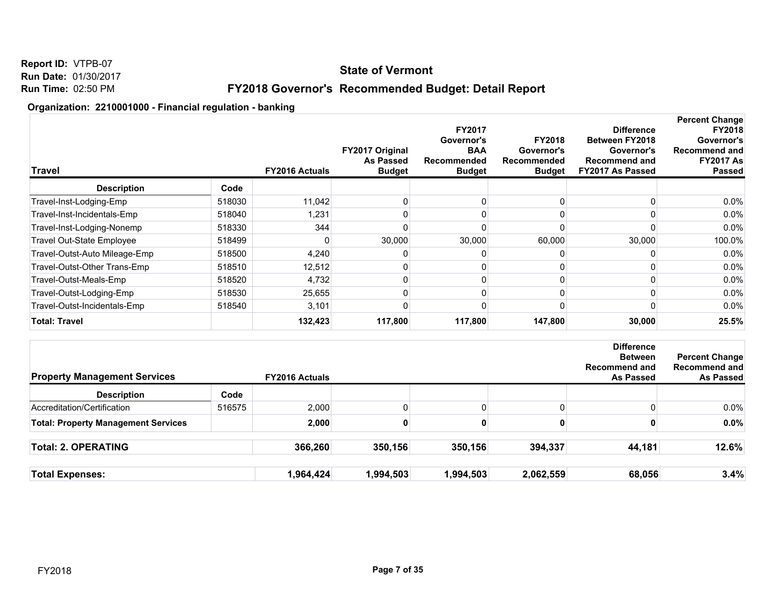Report ID: VTPB-07
Run Date: 01/30/2017
Run Time: 02:50 PM

# State of Vermont

## FY2018 Governor's Recommended Budget: Detail Report

### Organization: 2210001000 - Financial regulation - banking

| Travel | | FY2016 Actuals | FY2017 Original As Passed Budget | FY2017 Governor's BAA Recommended Budget | FY2018 Governor's Recommended Budget | Difference Between FY2018 Governor's Recommend and FY2017 As Passed | Percent Change FY2018 Governor's Recommend and FY2017 As Passed |
|---|---|---|---|---|---|---|---|
| **Description** | **Code** | | | | | | |
| Travel-Inst-Lodging-Emp | 518030 | 11,042 | 0 | 0 | 0 | 0 | 0.0% |
| Travel-Inst-Incidentals-Emp | 518040 | 1,231 | 0 | 0 | 0 | 0 | 0.0% |
| Travel-Inst-Lodging-Nonemp | 518330 | 344 | 0 | 0 | 0 | 0 | 0.0% |
| Travel Out-State Employee | 518499 | 0 | 30,000 | 30,000 | 60,000 | 30,000 | 100.0% |
| Travel-Outst-Auto Mileage-Emp | 518500 | 4,240 | 0 | 0 | 0 | 0 | 0.0% |
| Travel-Outst-Other Trans-Emp | 518510 | 12,512 | 0 | 0 | 0 | 0 | 0.0% |
| Travel-Outst-Meals-Emp | 518520 | 4,732 | 0 | 0 | 0 | 0 | 0.0% |
| Travel-Outst-Lodging-Emp | 518530 | 25,655 | 0 | 0 | 0 | 0 | 0.0% |
| Travel-Outst-Incidentals-Emp | 518540 | 3,101 | 0 | 0 | 0 | 0 | 0.0% |
| **Total: Travel** | | **132,423** | **117,800** | **117,800** | **147,800** | **30,000** | **25.5%** |

| Property Management Services | | FY2016 Actuals | | | | Difference Between Recommend and As Passed | Percent Change Recommend and As Passed |
|---|---|---|---|---|---|---|---|
| **Description** | **Code** | | | | | | |
| Accreditation/Certification | 516575 | 2,000 | 0 | 0 | 0 | 0 | 0.0% |
| **Total: Property Management Services** | | **2,000** | **0** | **0** | **0** | **0** | **0.0%** |
| **Total: 2. OPERATING** | | **366,260** | **350,156** | **350,156** | **394,337** | **44,181** | **12.6%** |
| **Total Expenses:** | | **1,964,424** | **1,994,503** | **1,994,503** | **2,062,559** | **68,056** | **3.4%** |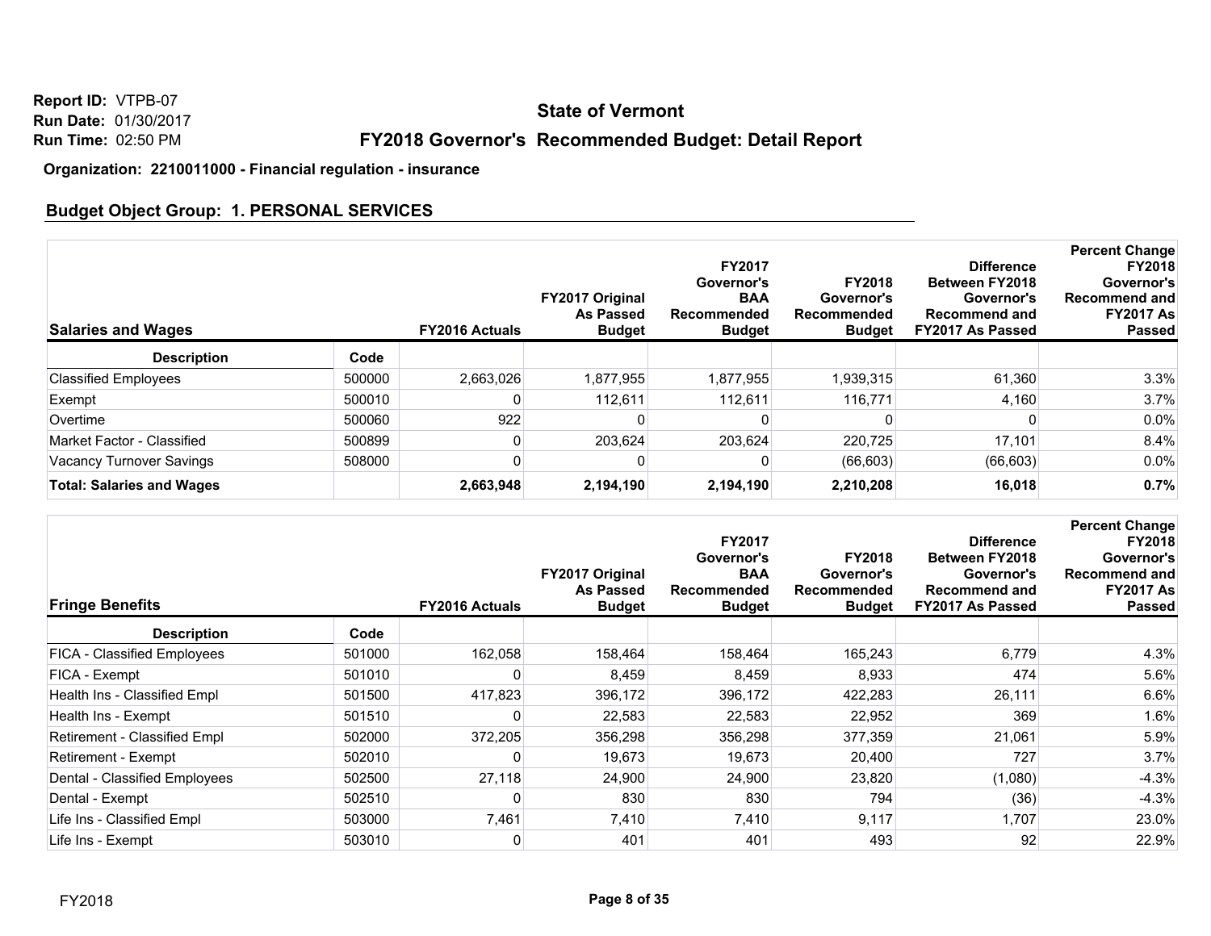Report ID: VTPB-07
Run Date: 01/30/2017
Run Time: 02:50 PM

# State of Vermont

## FY2018 Governor's Recommended Budget: Detail Report

**Organization: 2210011000 - Financial regulation - insurance**

### Budget Object Group: 1. PERSONAL SERVICES

| Salaries and Wages | | FY2016 Actuals | FY2017 Original As Passed Budget | FY2017 Governor's BAA Recommended Budget | FY2018 Governor's Recommended Budget | Difference Between FY2018 Governor's Recommend and FY2017 As Passed | Percent Change FY2018 Governor's Recommend and FY2017 As Passed |
|---|---|---|---|---|---|---|---|
| **Description** | **Code** | | | | | | |
| Classified Employees | 500000 | 2,663,026 | 1,877,955 | 1,877,955 | 1,939,315 | 61,360 | 3.3% |
| Exempt | 500010 | 0 | 112,611 | 112,611 | 116,771 | 4,160 | 3.7% |
| Overtime | 500060 | 922 | 0 | 0 | 0 | 0 | 0.0% |
| Market Factor - Classified | 500899 | 0 | 203,624 | 203,624 | 220,725 | 17,101 | 8.4% |
| Vacancy Turnover Savings | 508000 | 0 | 0 | 0 | (66,603) | (66,603) | 0.0% |
| **Total: Salaries and Wages** | | **2,663,948** | **2,194,190** | **2,194,190** | **2,210,208** | **16,018** | **0.7%** |

| Fringe Benefits | | FY2016 Actuals | FY2017 Original As Passed Budget | FY2017 Governor's BAA Recommended Budget | FY2018 Governor's Recommended Budget | Difference Between FY2018 Governor's Recommend and FY2017 As Passed | Percent Change FY2018 Governor's Recommend and FY2017 As Passed |
|---|---|---|---|---|---|---|---|
| **Description** | **Code** | | | | | | |
| FICA - Classified Employees | 501000 | 162,058 | 158,464 | 158,464 | 165,243 | 6,779 | 4.3% |
| FICA - Exempt | 501010 | 0 | 8,459 | 8,459 | 8,933 | 474 | 5.6% |
| Health Ins - Classified Empl | 501500 | 417,823 | 396,172 | 396,172 | 422,283 | 26,111 | 6.6% |
| Health Ins - Exempt | 501510 | 0 | 22,583 | 22,583 | 22,952 | 369 | 1.6% |
| Retirement - Classified Empl | 502000 | 372,205 | 356,298 | 356,298 | 377,359 | 21,061 | 5.9% |
| Retirement - Exempt | 502010 | 0 | 19,673 | 19,673 | 20,400 | 727 | 3.7% |
| Dental - Classified Employees | 502500 | 27,118 | 24,900 | 24,900 | 23,820 | (1,080) | -4.3% |
| Dental - Exempt | 502510 | 0 | 830 | 830 | 794 | (36) | -4.3% |
| Life Ins - Classified Empl | 503000 | 7,461 | 7,410 | 7,410 | 9,117 | 1,707 | 23.0% |
| Life Ins - Exempt | 503010 | 0 | 401 | 401 | 493 | 92 | 22.9% |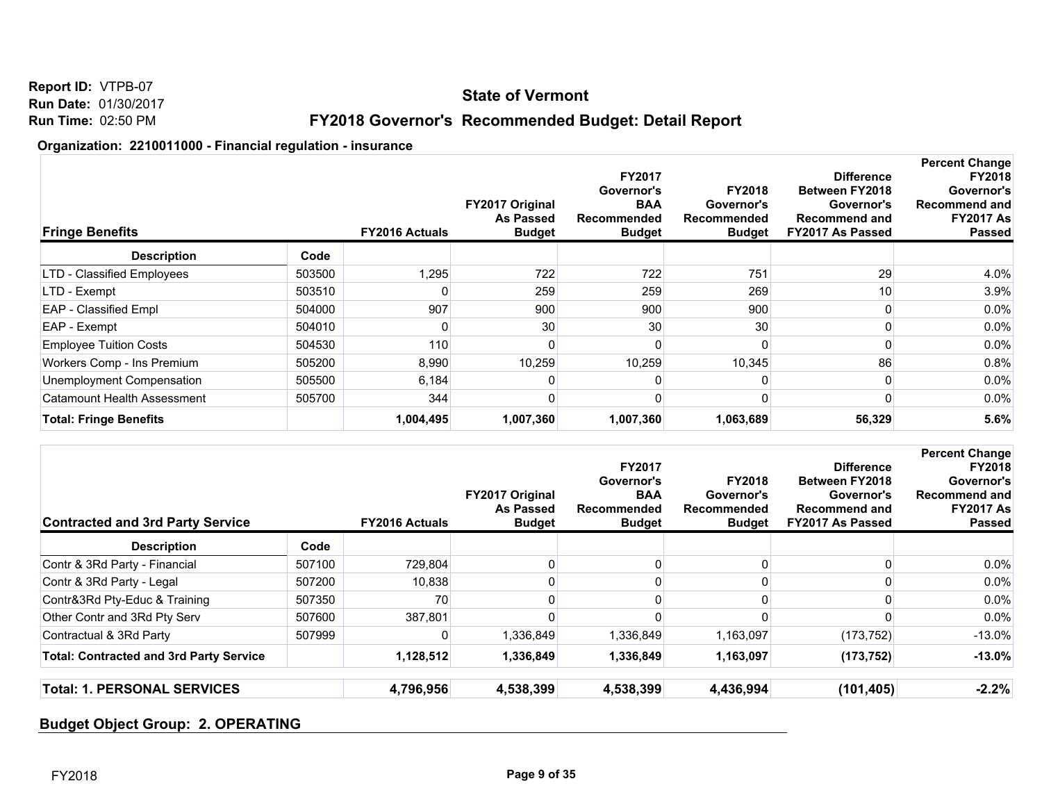Report ID: VTPB-07
Run Date: 01/30/2017
Run Time: 02:50 PM

## State of Vermont

## FY2018 Governor's Recommended Budget: Detail Report

**Organization: 2210011000 - Financial regulation - insurance**

| Fringe Benefits | | FY2016 Actuals | FY2017 Original As Passed Budget | FY2017 Governor's BAA Recommended Budget | FY2018 Governor's Recommended Budget | Difference Between FY2018 Governor's Recommend and FY2017 As Passed | Percent Change FY2018 Governor's Recommend and FY2017 As Passed |
|---|---|---|---|---|---|---|---|
| **Description** | **Code** | | | | | | |
| LTD - Classified Employees | 503500 | 1,295 | 722 | 722 | 751 | 29 | 4.0% |
| LTD - Exempt | 503510 | 0 | 259 | 259 | 269 | 10 | 3.9% |
| EAP - Classified Empl | 504000 | 907 | 900 | 900 | 900 | 0 | 0.0% |
| EAP - Exempt | 504010 | 0 | 30 | 30 | 30 | 0 | 0.0% |
| Employee Tuition Costs | 504530 | 110 | 0 | 0 | 0 | 0 | 0.0% |
| Workers Comp - Ins Premium | 505200 | 8,990 | 10,259 | 10,259 | 10,345 | 86 | 0.8% |
| Unemployment Compensation | 505500 | 6,184 | 0 | 0 | 0 | 0 | 0.0% |
| Catamount Health Assessment | 505700 | 344 | 0 | 0 | 0 | 0 | 0.0% |
| **Total: Fringe Benefits** | | **1,004,495** | **1,007,360** | **1,007,360** | **1,063,689** | **56,329** | **5.6%** |

| Contracted and 3rd Party Service | | FY2016 Actuals | FY2017 Original As Passed Budget | FY2017 Governor's BAA Recommended Budget | FY2018 Governor's Recommended Budget | Difference Between FY2018 Governor's Recommend and FY2017 As Passed | Percent Change FY2018 Governor's Recommend and FY2017 As Passed |
|---|---|---|---|---|---|---|---|
| **Description** | **Code** | | | | | | |
| Contr & 3Rd Party - Financial | 507100 | 729,804 | 0 | 0 | 0 | 0 | 0.0% |
| Contr & 3Rd Party - Legal | 507200 | 10,838 | 0 | 0 | 0 | 0 | 0.0% |
| Contr&3Rd Pty-Educ & Training | 507350 | 70 | 0 | 0 | 0 | 0 | 0.0% |
| Other Contr and 3Rd Pty Serv | 507600 | 387,801 | 0 | 0 | 0 | 0 | 0.0% |
| Contractual & 3Rd Party | 507999 | 0 | 1,336,849 | 1,336,849 | 1,163,097 | (173,752) | -13.0% |
| **Total: Contracted and 3rd Party Service** | | **1,128,512** | **1,336,849** | **1,336,849** | **1,163,097** | **(173,752)** | **-13.0%** |
| **Total: 1. PERSONAL SERVICES** | | **4,796,956** | **4,538,399** | **4,538,399** | **4,436,994** | **(101,405)** | **-2.2%** |

### Budget Object Group: 2. OPERATING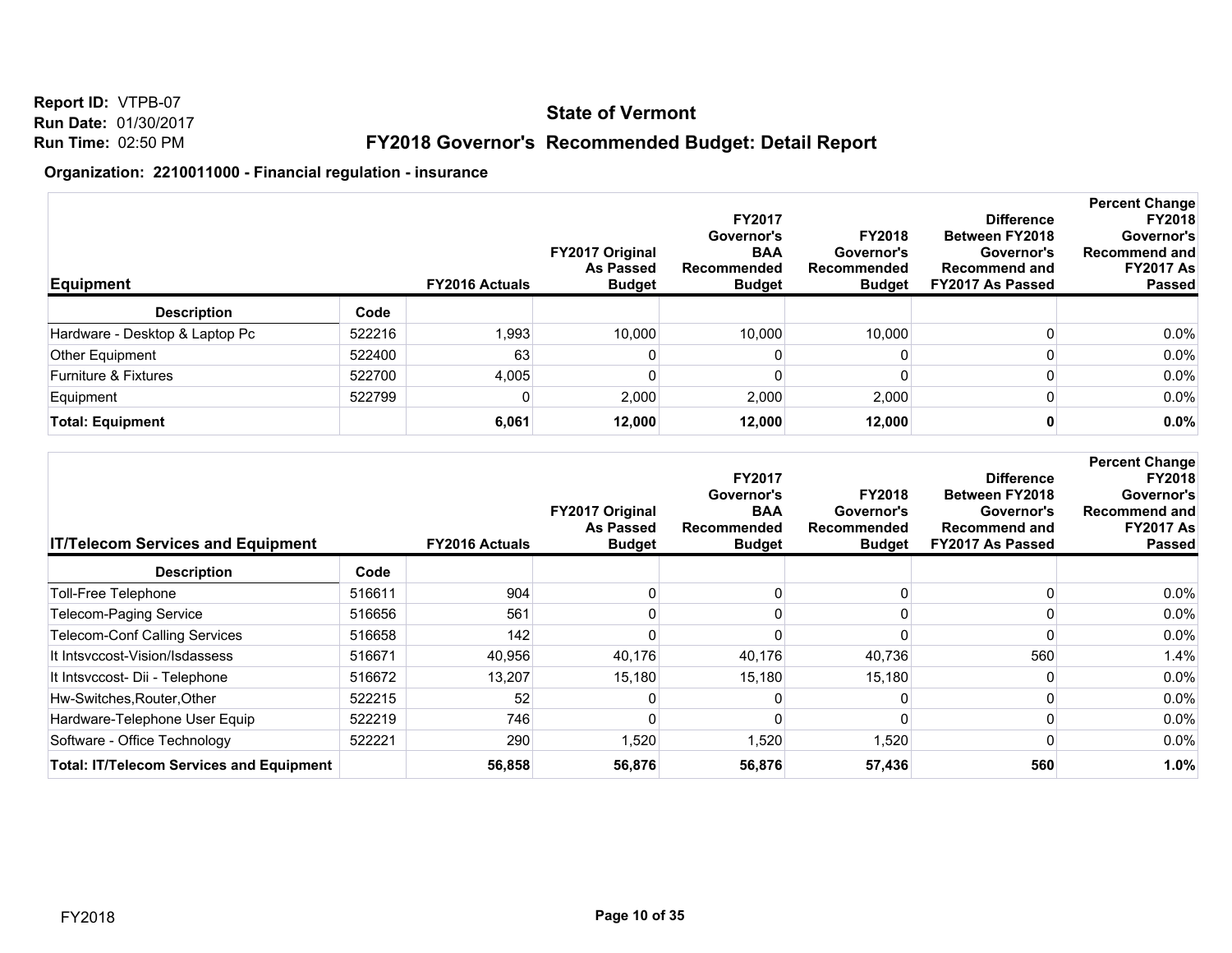**Report ID:** VTPB-07
**Run Date:** 01/30/2017
**Run Time:** 02:50 PM

## State of Vermont

## FY2018 Governor's Recommended Budget: Detail Report

**Organization: 2210011000 - Financial regulation - insurance**

| Equipment | | FY2016 Actuals | FY2017 Original As Passed Budget | FY2017 Governor's BAA Recommended Budget | FY2018 Governor's Recommended Budget | Difference Between FY2018 Governor's Recommend and FY2017 As Passed | Percent Change FY2018 Governor's Recommend and FY2017 As Passed |
|---|---|---|---|---|---|---|---|
| **Description** | **Code** | | | | | | |
| Hardware - Desktop & Laptop Pc | 522216 | 1,993 | 10,000 | 10,000 | 10,000 | 0 | 0.0% |
| Other Equipment | 522400 | 63 | 0 | 0 | 0 | 0 | 0.0% |
| Furniture & Fixtures | 522700 | 4,005 | 0 | 0 | 0 | 0 | 0.0% |
| Equipment | 522799 | 0 | 2,000 | 2,000 | 2,000 | 0 | 0.0% |
| **Total: Equipment** | | **6,061** | **12,000** | **12,000** | **12,000** | **0** | **0.0%** |

| IT/Telecom Services and Equipment | | FY2016 Actuals | FY2017 Original As Passed Budget | FY2017 Governor's BAA Recommended Budget | FY2018 Governor's Recommended Budget | Difference Between FY2018 Governor's Recommend and FY2017 As Passed | Percent Change FY2018 Governor's Recommend and FY2017 As Passed |
|---|---|---|---|---|---|---|---|
| **Description** | **Code** | | | | | | |
| Toll-Free Telephone | 516611 | 904 | 0 | 0 | 0 | 0 | 0.0% |
| Telecom-Paging Service | 516656 | 561 | 0 | 0 | 0 | 0 | 0.0% |
| Telecom-Conf Calling Services | 516658 | 142 | 0 | 0 | 0 | 0 | 0.0% |
| It Intsvccost-Vision/Isdassess | 516671 | 40,956 | 40,176 | 40,176 | 40,736 | 560 | 1.4% |
| It Intsvccost- Dii - Telephone | 516672 | 13,207 | 15,180 | 15,180 | 15,180 | 0 | 0.0% |
| Hw-Switches,Router,Other | 522215 | 52 | 0 | 0 | 0 | 0 | 0.0% |
| Hardware-Telephone User Equip | 522219 | 746 | 0 | 0 | 0 | 0 | 0.0% |
| Software - Office Technology | 522221 | 290 | 1,520 | 1,520 | 1,520 | 0 | 0.0% |
| **Total: IT/Telecom Services and Equipment** | | **56,858** | **56,876** | **56,876** | **57,436** | **560** | **1.0%** |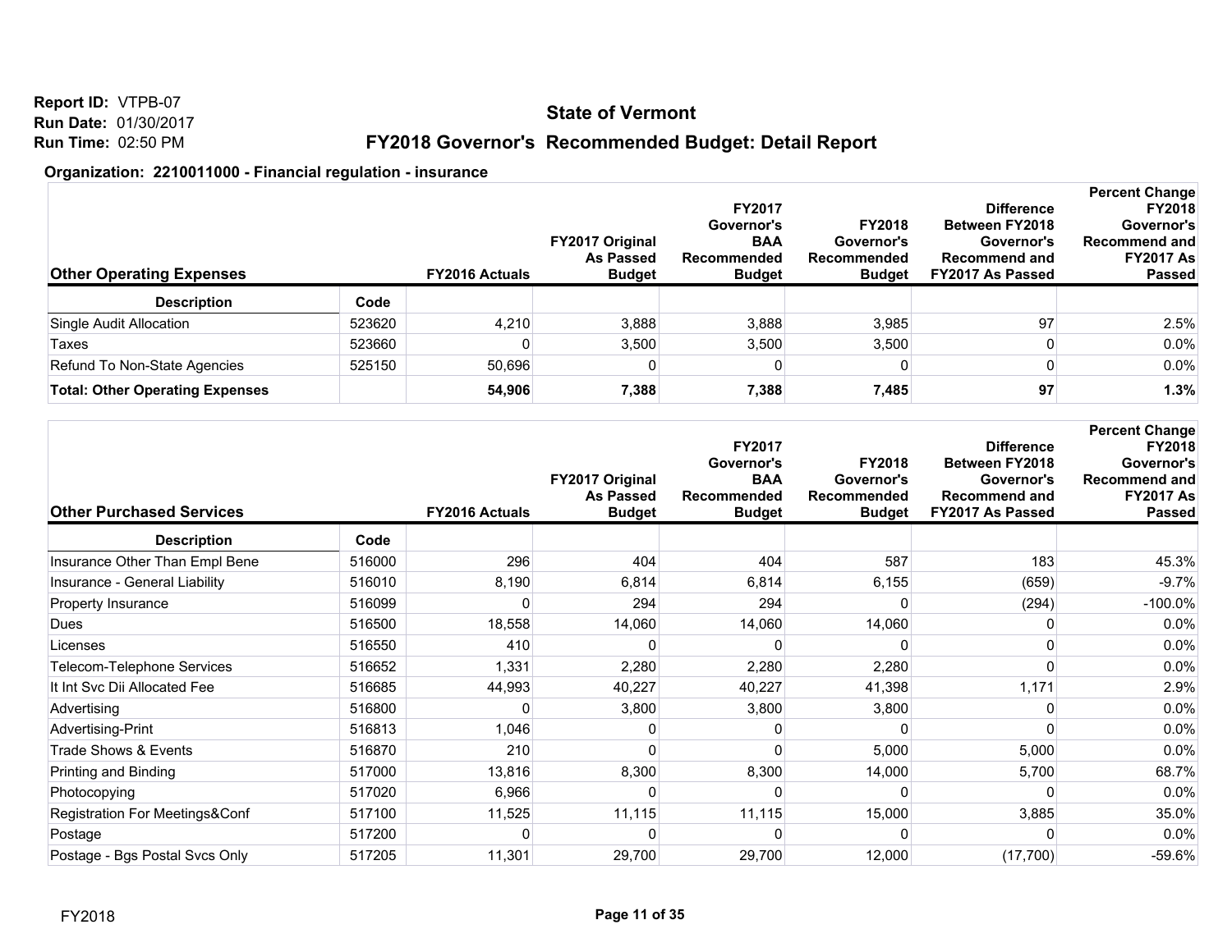Report ID: VTPB-07
Run Date: 01/30/2017
Run Time: 02:50 PM

# State of Vermont

## FY2018 Governor's Recommended Budget: Detail Report

### Organization: 2210011000 - Financial regulation - insurance

| Other Operating Expenses | | FY2016 Actuals | FY2017 Original As Passed Budget | FY2017 Governor's BAA Recommended Budget | FY2018 Governor's Recommended Budget | Difference Between FY2018 Governor's Recommend and FY2017 As Passed | Percent Change FY2018 Governor's Recommend and FY2017 As Passed |
|---|---|---|---|---|---|---|---|
| **Description** | **Code** | | | | | | |
| Single Audit Allocation | 523620 | 4,210 | 3,888 | 3,888 | 3,985 | 97 | 2.5% |
| Taxes | 523660 | 0 | 3,500 | 3,500 | 3,500 | 0 | 0.0% |
| Refund To Non-State Agencies | 525150 | 50,696 | 0 | 0 | 0 | 0 | 0.0% |
| **Total: Other Operating Expenses** | | **54,906** | **7,388** | **7,388** | **7,485** | **97** | **1.3%** |

| Other Purchased Services | | FY2016 Actuals | FY2017 Original As Passed Budget | FY2017 Governor's BAA Recommended Budget | FY2018 Governor's Recommended Budget | Difference Between FY2018 Governor's Recommend and FY2017 As Passed | Percent Change FY2018 Governor's Recommend and FY2017 As Passed |
|---|---|---|---|---|---|---|---|
| **Description** | **Code** | | | | | | |
| Insurance Other Than Empl Bene | 516000 | 296 | 404 | 404 | 587 | 183 | 45.3% |
| Insurance - General Liability | 516010 | 8,190 | 6,814 | 6,814 | 6,155 | (659) | -9.7% |
| Property Insurance | 516099 | 0 | 294 | 294 | 0 | (294) | -100.0% |
| Dues | 516500 | 18,558 | 14,060 | 14,060 | 14,060 | 0 | 0.0% |
| Licenses | 516550 | 410 | 0 | 0 | 0 | 0 | 0.0% |
| Telecom-Telephone Services | 516652 | 1,331 | 2,280 | 2,280 | 2,280 | 0 | 0.0% |
| It Int Svc Dii Allocated Fee | 516685 | 44,993 | 40,227 | 40,227 | 41,398 | 1,171 | 2.9% |
| Advertising | 516800 | 0 | 3,800 | 3,800 | 3,800 | 0 | 0.0% |
| Advertising-Print | 516813 | 1,046 | 0 | 0 | 0 | 0 | 0.0% |
| Trade Shows & Events | 516870 | 210 | 0 | 0 | 5,000 | 5,000 | 0.0% |
| Printing and Binding | 517000 | 13,816 | 8,300 | 8,300 | 14,000 | 5,700 | 68.7% |
| Photocopying | 517020 | 6,966 | 0 | 0 | 0 | 0 | 0.0% |
| Registration For Meetings&Conf | 517100 | 11,525 | 11,115 | 11,115 | 15,000 | 3,885 | 35.0% |
| Postage | 517200 | 0 | 0 | 0 | 0 | 0 | 0.0% |
| Postage - Bgs Postal Svcs Only | 517205 | 11,301 | 29,700 | 29,700 | 12,000 | (17,700) | -59.6% |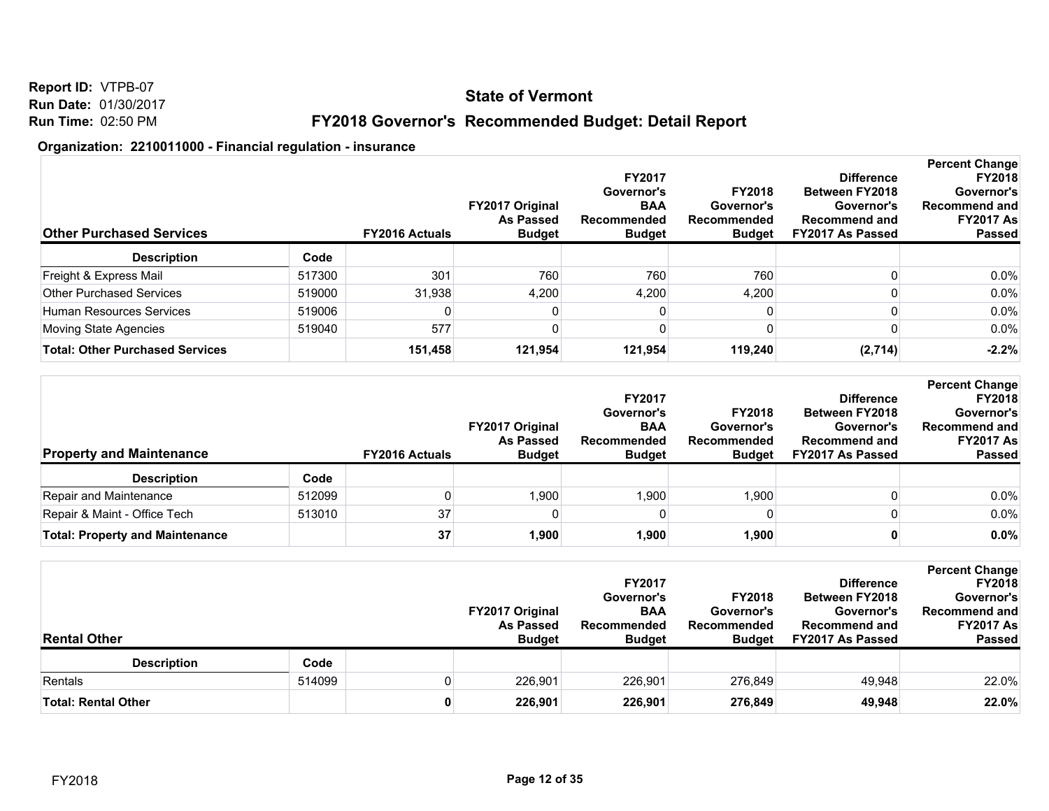**Report ID:** VTPB-07
**Run Date:** 01/30/2017
**Run Time:** 02:50 PM

## State of Vermont

## FY2018 Governor's Recommended Budget: Detail Report

### Organization: 2210011000 - Financial regulation - insurance

| Other Purchased Services | | FY2016 Actuals | FY2017 Original As Passed Budget | FY2017 Governor's BAA Recommended Budget | FY2018 Governor's Recommended Budget | Difference Between FY2018 Governor's Recommend and FY2017 As Passed | Percent Change FY2018 Governor's Recommend and FY2017 As Passed |
|---|---|---|---|---|---|---|---|
| **Description** | **Code** | | | | | | |
| Freight & Express Mail | 517300 | 301 | 760 | 760 | 760 | 0 | 0.0% |
| Other Purchased Services | 519000 | 31,938 | 4,200 | 4,200 | 4,200 | 0 | 0.0% |
| Human Resources Services | 519006 | 0 | 0 | 0 | 0 | 0 | 0.0% |
| Moving State Agencies | 519040 | 577 | 0 | 0 | 0 | 0 | 0.0% |
| **Total: Other Purchased Services** | | **151,458** | **121,954** | **121,954** | **119,240** | **(2,714)** | **-2.2%** |

| Property and Maintenance | | FY2016 Actuals | FY2017 Original As Passed Budget | FY2017 Governor's BAA Recommended Budget | FY2018 Governor's Recommended Budget | Difference Between FY2018 Governor's Recommend and FY2017 As Passed | Percent Change FY2018 Governor's Recommend and FY2017 As Passed |
|---|---|---|---|---|---|---|---|
| **Description** | **Code** | | | | | | |
| Repair and Maintenance | 512099 | 0 | 1,900 | 1,900 | 1,900 | 0 | 0.0% |
| Repair & Maint - Office Tech | 513010 | 37 | 0 | 0 | 0 | 0 | 0.0% |
| **Total: Property and Maintenance** | | **37** | **1,900** | **1,900** | **1,900** | **0** | **0.0%** |

| Rental Other | | | FY2017 Original As Passed Budget | FY2017 Governor's BAA Recommended Budget | FY2018 Governor's Recommended Budget | Difference Between FY2018 Governor's Recommend and FY2017 As Passed | Percent Change FY2018 Governor's Recommend and FY2017 As Passed |
|---|---|---|---|---|---|---|---|
| **Description** | **Code** | | | | | | |
| Rentals | 514099 | 0 | 226,901 | 226,901 | 276,849 | 49,948 | 22.0% |
| **Total: Rental Other** | | **0** | **226,901** | **226,901** | **276,849** | **49,948** | **22.0%** |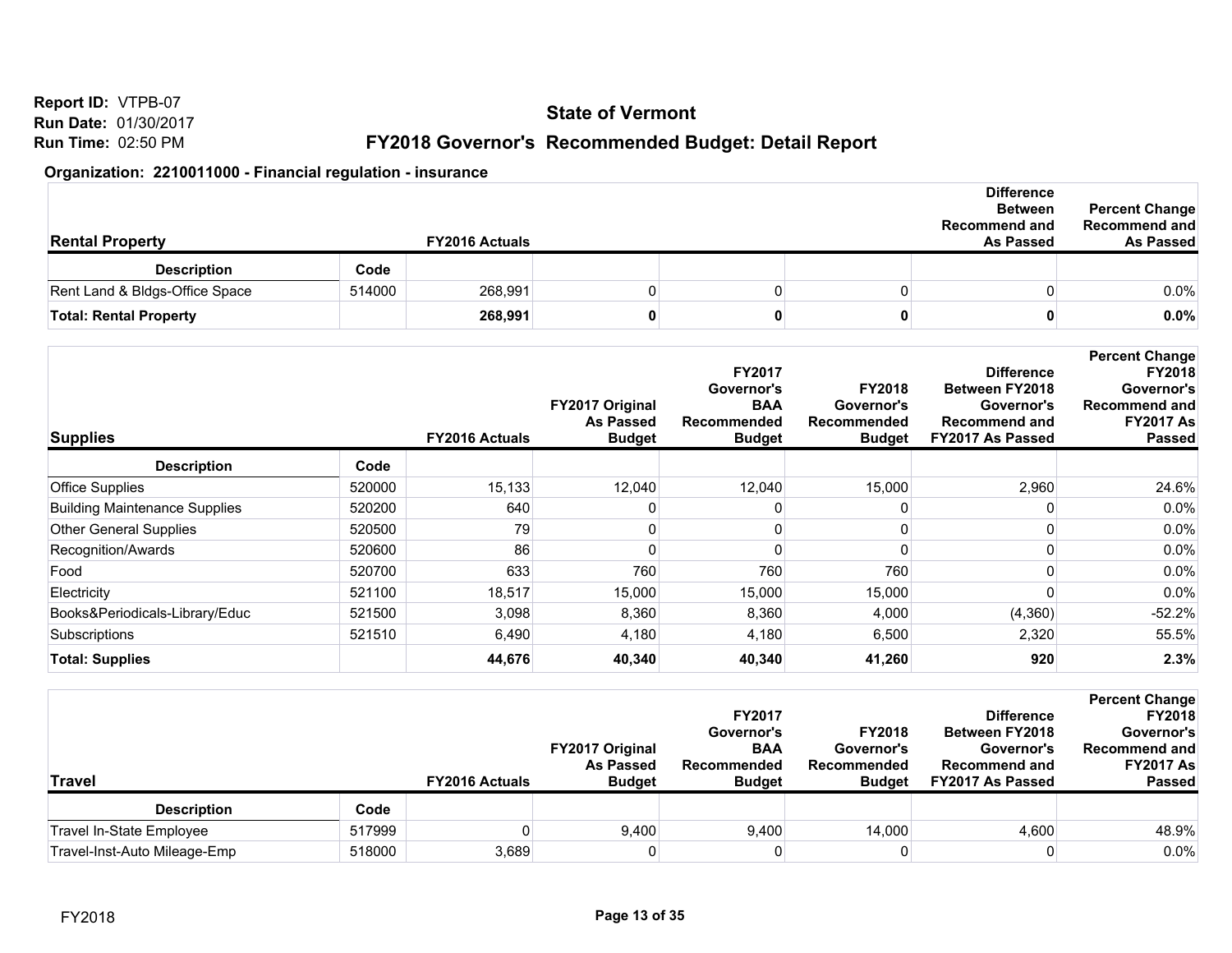**Report ID:** VTPB-07
**Run Date:** 01/30/2017
**Run Time:** 02:50 PM

## State of Vermont

## FY2018 Governor's Recommended Budget: Detail Report

### Organization: 2210011000 - Financial regulation - insurance

| Rental Property | | FY2016 Actuals | | | | Difference Between Recommend and As Passed | Percent Change Recommend and As Passed |
|---|---|---|---|---|---|---|---|
| **Description** | **Code** | | | | | | |
| Rent Land & Bldgs-Office Space | 514000 | 268,991 | 0 | 0 | 0 | 0 | 0.0% |
| **Total: Rental Property** | | **268,991** | **0** | **0** | **0** | **0** | **0.0%** |

| Supplies | | FY2016 Actuals | FY2017 Original As Passed Budget | FY2017 Governor's BAA Recommended Budget | FY2018 Governor's Recommended Budget | Difference Between FY2018 Governor's Recommend and FY2017 As Passed | Percent Change FY2018 Governor's Recommend and FY2017 As Passed |
|---|---|---|---|---|---|---|---|
| **Description** | **Code** | | | | | | |
| Office Supplies | 520000 | 15,133 | 12,040 | 12,040 | 15,000 | 2,960 | 24.6% |
| Building Maintenance Supplies | 520200 | 640 | 0 | 0 | 0 | 0 | 0.0% |
| Other General Supplies | 520500 | 79 | 0 | 0 | 0 | 0 | 0.0% |
| Recognition/Awards | 520600 | 86 | 0 | 0 | 0 | 0 | 0.0% |
| Food | 520700 | 633 | 760 | 760 | 760 | 0 | 0.0% |
| Electricity | 521100 | 18,517 | 15,000 | 15,000 | 15,000 | 0 | 0.0% |
| Books&Periodicals-Library/Educ | 521500 | 3,098 | 8,360 | 8,360 | 4,000 | (4,360) | -52.2% |
| Subscriptions | 521510 | 6,490 | 4,180 | 4,180 | 6,500 | 2,320 | 55.5% |
| **Total: Supplies** | | **44,676** | **40,340** | **40,340** | **41,260** | **920** | **2.3%** |

| Travel | | FY2016 Actuals | FY2017 Original As Passed Budget | FY2017 Governor's BAA Recommended Budget | FY2018 Governor's Recommended Budget | Difference Between FY2018 Governor's Recommend and FY2017 As Passed | Percent Change FY2018 Governor's Recommend and FY2017 As Passed |
|---|---|---|---|---|---|---|---|
| **Description** | **Code** | | | | | | |
| Travel In-State Employee | 517999 | 0 | 9,400 | 9,400 | 14,000 | 4,600 | 48.9% |
| Travel-Inst-Auto Mileage-Emp | 518000 | 3,689 | 0 | 0 | 0 | 0 | 0.0% |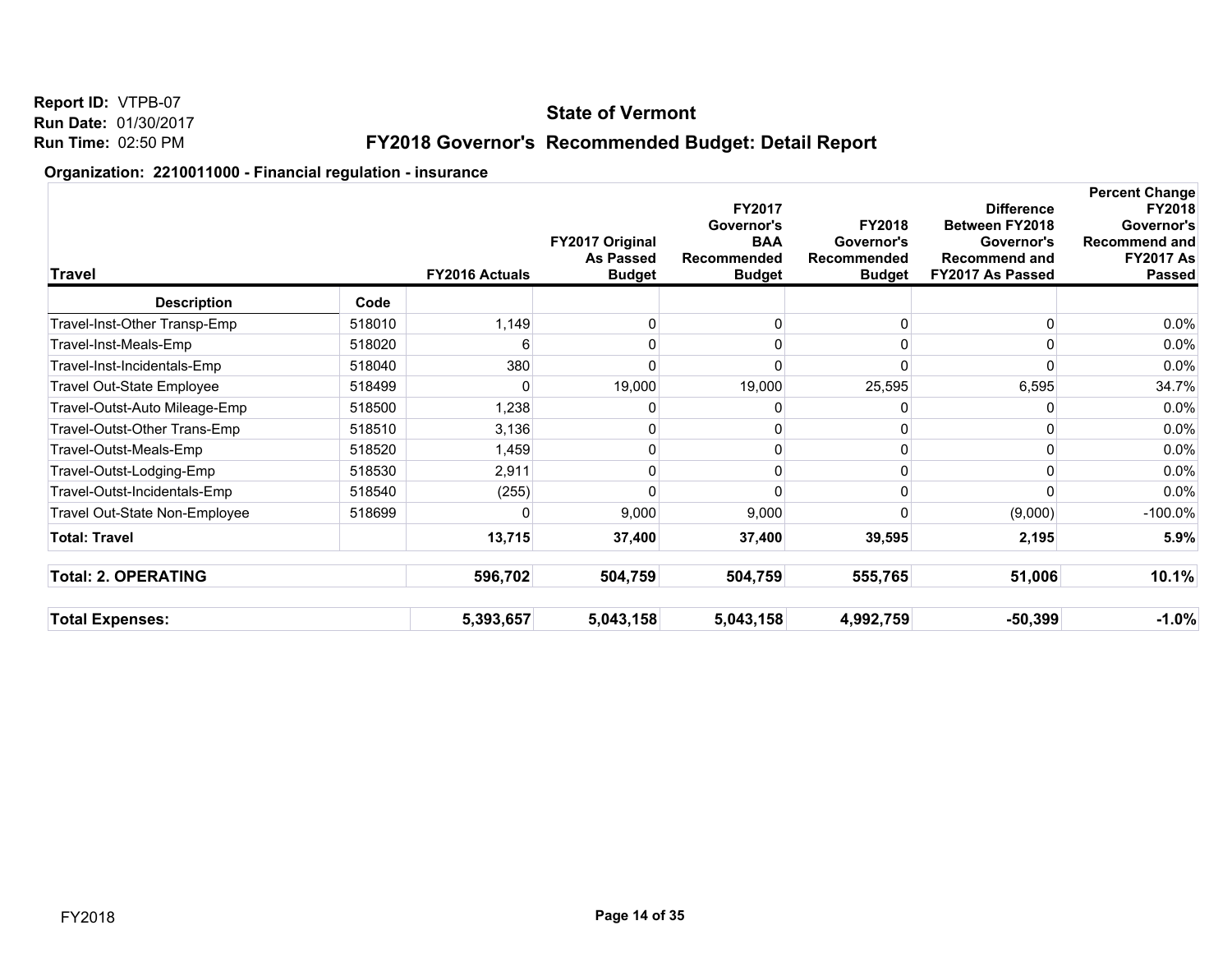Report ID: VTPB-07
Run Date: 01/30/2017
Run Time: 02:50 PM

# State of Vermont

## FY2018 Governor's Recommended Budget: Detail Report

### Organization: 2210011000 - Financial regulation - insurance

| Travel | | FY2016 Actuals | FY2017 Original As Passed Budget | FY2017 Governor's BAA Recommended Budget | FY2018 Governor's Recommended Budget | Difference Between FY2018 Governor's Recommend and FY2017 As Passed | Percent Change FY2018 Governor's Recommend and FY2017 As Passed |
|---|---|---|---|---|---|---|---|
| **Description** | **Code** | | | | | | |
| Travel-Inst-Other Transp-Emp | 518010 | 1,149 | 0 | 0 | 0 | 0 | 0.0% |
| Travel-Inst-Meals-Emp | 518020 | 6 | 0 | 0 | 0 | 0 | 0.0% |
| Travel-Inst-Incidentals-Emp | 518040 | 380 | 0 | 0 | 0 | 0 | 0.0% |
| Travel Out-State Employee | 518499 | 0 | 19,000 | 19,000 | 25,595 | 6,595 | 34.7% |
| Travel-Outst-Auto Mileage-Emp | 518500 | 1,238 | 0 | 0 | 0 | 0 | 0.0% |
| Travel-Outst-Other Trans-Emp | 518510 | 3,136 | 0 | 0 | 0 | 0 | 0.0% |
| Travel-Outst-Meals-Emp | 518520 | 1,459 | 0 | 0 | 0 | 0 | 0.0% |
| Travel-Outst-Lodging-Emp | 518530 | 2,911 | 0 | 0 | 0 | 0 | 0.0% |
| Travel-Outst-Incidentals-Emp | 518540 | (255) | 0 | 0 | 0 | 0 | 0.0% |
| Travel Out-State Non-Employee | 518699 | 0 | 9,000 | 9,000 | 0 | (9,000) | -100.0% |
| **Total: Travel** | | **13,715** | **37,400** | **37,400** | **39,595** | **2,195** | **5.9%** |

| | | | | | | |
|---|---|---|---|---|---|---|
| **Total: 2. OPERATING** | **596,702** | **504,759** | **504,759** | **555,765** | **51,006** | **10.1%** |
| **Total Expenses:** | **5,393,657** | **5,043,158** | **5,043,158** | **4,992,759** | **-50,399** | **-1.0%** |

FY2018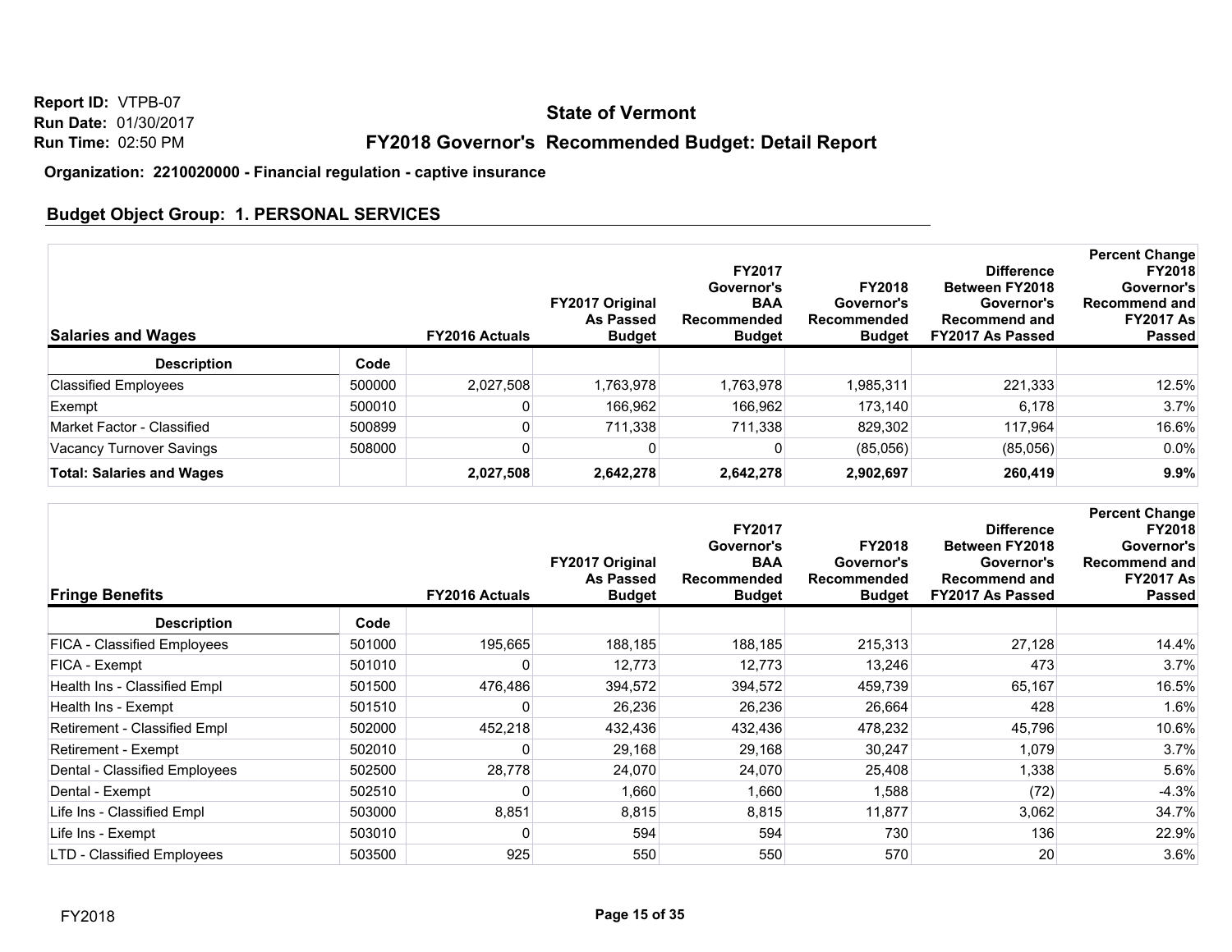Report ID: VTPB-07
Run Date: 01/30/2017
Run Time: 02:50 PM

# State of Vermont

## FY2018 Governor's Recommended Budget: Detail Report

**Organization: 2210020000 - Financial regulation - captive insurance**

### Budget Object Group: 1. PERSONAL SERVICES

| Salaries and Wages | | FY2016 Actuals | FY2017 Original As Passed Budget | FY2017 Governor's BAA Recommended Budget | FY2018 Governor's Recommended Budget | Difference Between FY2018 Governor's Recommend and FY2017 As Passed | Percent Change FY2018 Governor's Recommend and FY2017 As Passed |
|---|---|---|---|---|---|---|---|
| **Description** | **Code** | | | | | | |
| Classified Employees | 500000 | 2,027,508 | 1,763,978 | 1,763,978 | 1,985,311 | 221,333 | 12.5% |
| Exempt | 500010 | 0 | 166,962 | 166,962 | 173,140 | 6,178 | 3.7% |
| Market Factor - Classified | 500899 | 0 | 711,338 | 711,338 | 829,302 | 117,964 | 16.6% |
| Vacancy Turnover Savings | 508000 | 0 | 0 | 0 | (85,056) | (85,056) | 0.0% |
| **Total: Salaries and Wages** | | **2,027,508** | **2,642,278** | **2,642,278** | **2,902,697** | **260,419** | **9.9%** |

| Fringe Benefits | | FY2016 Actuals | FY2017 Original As Passed Budget | FY2017 Governor's BAA Recommended Budget | FY2018 Governor's Recommended Budget | Difference Between FY2018 Governor's Recommend and FY2017 As Passed | Percent Change FY2018 Governor's Recommend and FY2017 As Passed |
|---|---|---|---|---|---|---|---|
| **Description** | **Code** | | | | | | |
| FICA - Classified Employees | 501000 | 195,665 | 188,185 | 188,185 | 215,313 | 27,128 | 14.4% |
| FICA - Exempt | 501010 | 0 | 12,773 | 12,773 | 13,246 | 473 | 3.7% |
| Health Ins - Classified Empl | 501500 | 476,486 | 394,572 | 394,572 | 459,739 | 65,167 | 16.5% |
| Health Ins - Exempt | 501510 | 0 | 26,236 | 26,236 | 26,664 | 428 | 1.6% |
| Retirement - Classified Empl | 502000 | 452,218 | 432,436 | 432,436 | 478,232 | 45,796 | 10.6% |
| Retirement - Exempt | 502010 | 0 | 29,168 | 29,168 | 30,247 | 1,079 | 3.7% |
| Dental - Classified Employees | 502500 | 28,778 | 24,070 | 24,070 | 25,408 | 1,338 | 5.6% |
| Dental - Exempt | 502510 | 0 | 1,660 | 1,660 | 1,588 | (72) | -4.3% |
| Life Ins - Classified Empl | 503000 | 8,851 | 8,815 | 8,815 | 11,877 | 3,062 | 34.7% |
| Life Ins - Exempt | 503010 | 0 | 594 | 594 | 730 | 136 | 22.9% |
| LTD - Classified Employees | 503500 | 925 | 550 | 550 | 570 | 20 | 3.6% |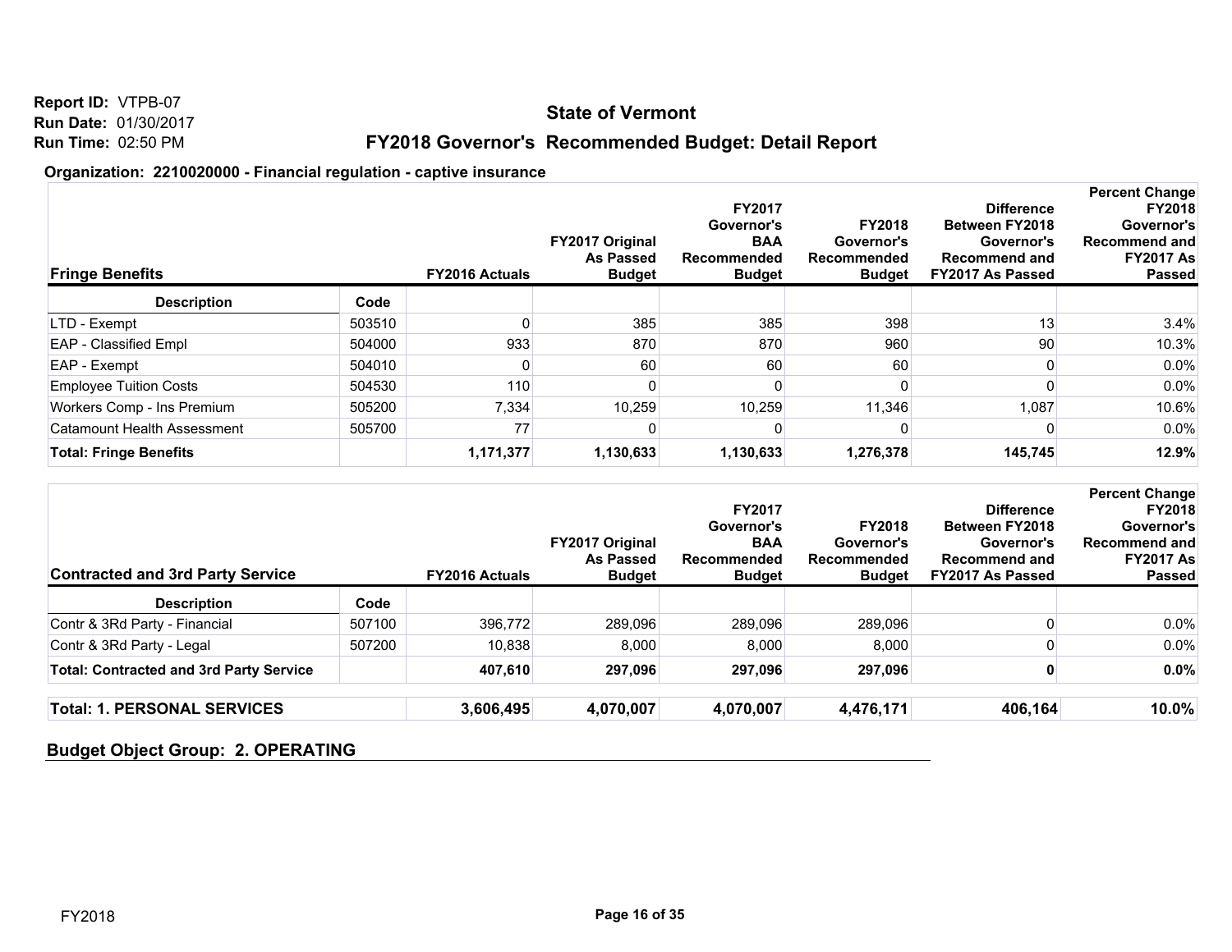Report ID: VTPB-07
Run Date: 01/30/2017
Run Time: 02:50 PM

## State of Vermont

## FY2018 Governor's Recommended Budget: Detail Report

**Organization: 2210020000 - Financial regulation - captive insurance**

| Fringe Benefits | | FY2016 Actuals | FY2017 Original As Passed Budget | FY2017 Governor's BAA Recommended Budget | FY2018 Governor's Recommended Budget | Difference Between FY2018 Governor's Recommend and FY2017 As Passed | Percent Change FY2018 Governor's Recommend and FY2017 As Passed |
|---|---|---|---|---|---|---|---|
| **Description** | **Code** | | | | | | |
| LTD - Exempt | 503510 | 0 | 385 | 385 | 398 | 13 | 3.4% |
| EAP - Classified Empl | 504000 | 933 | 870 | 870 | 960 | 90 | 10.3% |
| EAP - Exempt | 504010 | 0 | 60 | 60 | 60 | 0 | 0.0% |
| Employee Tuition Costs | 504530 | 110 | 0 | 0 | 0 | 0 | 0.0% |
| Workers Comp - Ins Premium | 505200 | 7,334 | 10,259 | 10,259 | 11,346 | 1,087 | 10.6% |
| Catamount Health Assessment | 505700 | 77 | 0 | 0 | 0 | 0 | 0.0% |
| **Total: Fringe Benefits** | | **1,171,377** | **1,130,633** | **1,130,633** | **1,276,378** | **145,745** | **12.9%** |

| Contracted and 3rd Party Service | | FY2016 Actuals | FY2017 Original As Passed Budget | FY2017 Governor's BAA Recommended Budget | FY2018 Governor's Recommended Budget | Difference Between FY2018 Governor's Recommend and FY2017 As Passed | Percent Change FY2018 Governor's Recommend and FY2017 As Passed |
|---|---|---|---|---|---|---|---|
| **Description** | **Code** | | | | | | |
| Contr & 3Rd Party - Financial | 507100 | 396,772 | 289,096 | 289,096 | 289,096 | 0 | 0.0% |
| Contr & 3Rd Party - Legal | 507200 | 10,838 | 8,000 | 8,000 | 8,000 | 0 | 0.0% |
| **Total: Contracted and 3rd Party Service** | | **407,610** | **297,096** | **297,096** | **297,096** | **0** | **0.0%** |

| | FY2016 Actuals | FY2017 Original As Passed Budget | FY2017 Governor's BAA Recommended Budget | FY2018 Governor's Recommended Budget | Difference | Percent Change |
|---|---|---|---|---|---|---|
| **Total: 1. PERSONAL SERVICES** | **3,606,495** | **4,070,007** | **4,070,007** | **4,476,171** | **406,164** | **10.0%** |

**Budget Object Group: 2. OPERATING**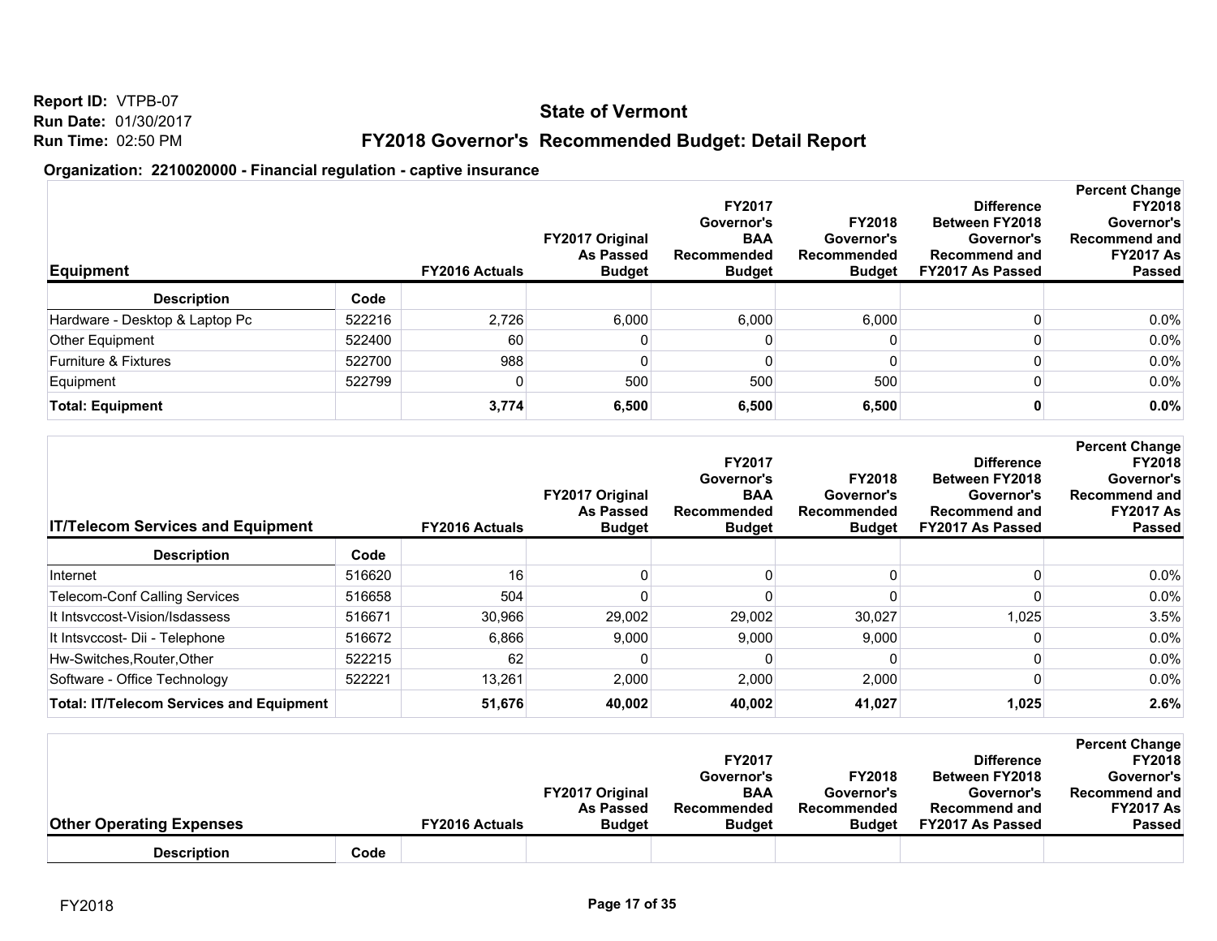Report ID: VTPB-07
Run Date: 01/30/2017
Run Time: 02:50 PM

# State of Vermont

## FY2018 Governor's Recommended Budget: Detail Report

### Organization: 2210020000 - Financial regulation - captive insurance

| Equipment | | FY2016 Actuals | FY2017 Original As Passed Budget | FY2017 Governor's BAA Recommended Budget | FY2018 Governor's Recommended Budget | Difference Between FY2018 Governor's Recommend and FY2017 As Passed | Percent Change FY2018 Governor's Recommend and FY2017 As Passed |
|---|---|---|---|---|---|---|---|
| **Description** | **Code** | | | | | | |
| Hardware - Desktop & Laptop Pc | 522216 | 2,726 | 6,000 | 6,000 | 6,000 | 0 | 0.0% |
| Other Equipment | 522400 | 60 | 0 | 0 | 0 | 0 | 0.0% |
| Furniture & Fixtures | 522700 | 988 | 0 | 0 | 0 | 0 | 0.0% |
| Equipment | 522799 | 0 | 500 | 500 | 500 | 0 | 0.0% |
| **Total: Equipment** | | **3,774** | **6,500** | **6,500** | **6,500** | **0** | **0.0%** |

| IT/Telecom Services and Equipment | | FY2016 Actuals | FY2017 Original As Passed Budget | FY2017 Governor's BAA Recommended Budget | FY2018 Governor's Recommended Budget | Difference Between FY2018 Governor's Recommend and FY2017 As Passed | Percent Change FY2018 Governor's Recommend and FY2017 As Passed |
|---|---|---|---|---|---|---|---|
| **Description** | **Code** | | | | | | |
| Internet | 516620 | 16 | 0 | 0 | 0 | 0 | 0.0% |
| Telecom-Conf Calling Services | 516658 | 504 | 0 | 0 | 0 | 0 | 0.0% |
| It Intsvccost-Vision/Isdassess | 516671 | 30,966 | 29,002 | 29,002 | 30,027 | 1,025 | 3.5% |
| It Intsvccost- Dii - Telephone | 516672 | 6,866 | 9,000 | 9,000 | 9,000 | 0 | 0.0% |
| Hw-Switches,Router,Other | 522215 | 62 | 0 | 0 | 0 | 0 | 0.0% |
| Software - Office Technology | 522221 | 13,261 | 2,000 | 2,000 | 2,000 | 0 | 0.0% |
| **Total: IT/Telecom Services and Equipment** | | **51,676** | **40,002** | **40,002** | **41,027** | **1,025** | **2.6%** |

| Other Operating Expenses | | FY2016 Actuals | FY2017 Original As Passed Budget | FY2017 Governor's BAA Recommended Budget | FY2018 Governor's Recommended Budget | Difference Between FY2018 Governor's Recommend and FY2017 As Passed | Percent Change FY2018 Governor's Recommend and FY2017 As Passed |
|---|---|---|---|---|---|---|---|
| **Description** | **Code** | | | | | | |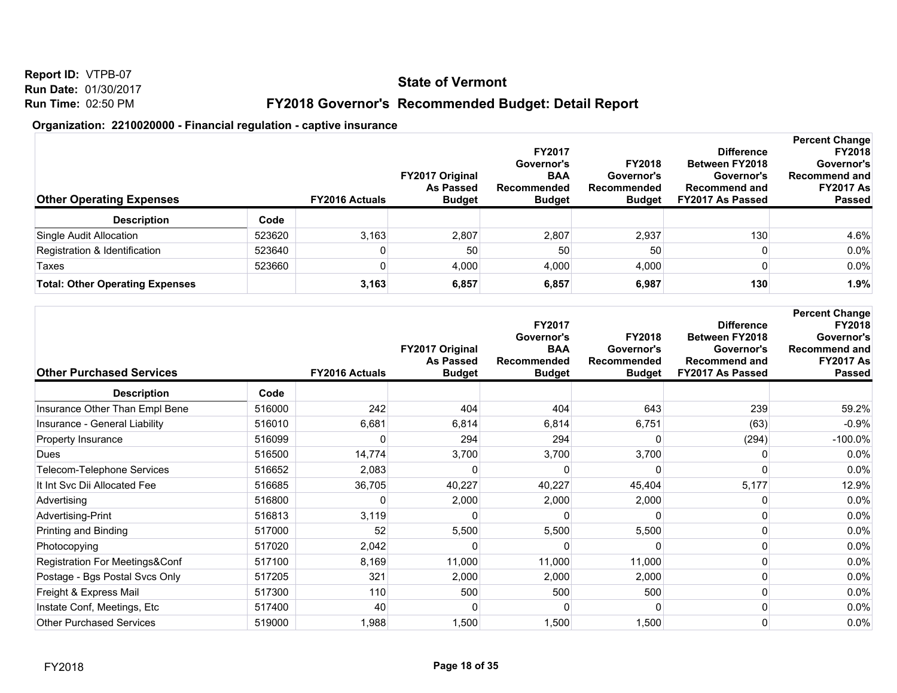Report ID: VTPB-07
Run Date: 01/30/2017
Run Time: 02:50 PM

## State of Vermont

## FY2018 Governor's Recommended Budget: Detail Report

### Organization: 2210020000 - Financial regulation - captive insurance

| Other Operating Expenses | | FY2016 Actuals | FY2017 Original As Passed Budget | FY2017 Governor's BAA Recommended Budget | FY2018 Governor's Recommended Budget | Difference Between FY2018 Governor's Recommend and FY2017 As Passed | Percent Change FY2018 Governor's Recommend and FY2017 As Passed |
|---|---|---|---|---|---|---|---|
| **Description** | **Code** | | | | | | |
| Single Audit Allocation | 523620 | 3,163 | 2,807 | 2,807 | 2,937 | 130 | 4.6% |
| Registration & Identification | 523640 | 0 | 50 | 50 | 50 | 0 | 0.0% |
| Taxes | 523660 | 0 | 4,000 | 4,000 | 4,000 | 0 | 0.0% |
| **Total: Other Operating Expenses** | | **3,163** | **6,857** | **6,857** | **6,987** | **130** | **1.9%** |

| Other Purchased Services | | FY2016 Actuals | FY2017 Original As Passed Budget | FY2017 Governor's BAA Recommended Budget | FY2018 Governor's Recommended Budget | Difference Between FY2018 Governor's Recommend and FY2017 As Passed | Percent Change FY2018 Governor's Recommend and FY2017 As Passed |
|---|---|---|---|---|---|---|---|
| **Description** | **Code** | | | | | | |
| Insurance Other Than Empl Bene | 516000 | 242 | 404 | 404 | 643 | 239 | 59.2% |
| Insurance - General Liability | 516010 | 6,681 | 6,814 | 6,814 | 6,751 | (63) | -0.9% |
| Property Insurance | 516099 | 0 | 294 | 294 | 0 | (294) | -100.0% |
| Dues | 516500 | 14,774 | 3,700 | 3,700 | 3,700 | 0 | 0.0% |
| Telecom-Telephone Services | 516652 | 2,083 | 0 | 0 | 0 | 0 | 0.0% |
| It Int Svc Dii Allocated Fee | 516685 | 36,705 | 40,227 | 40,227 | 45,404 | 5,177 | 12.9% |
| Advertising | 516800 | 0 | 2,000 | 2,000 | 2,000 | 0 | 0.0% |
| Advertising-Print | 516813 | 3,119 | 0 | 0 | 0 | 0 | 0.0% |
| Printing and Binding | 517000 | 52 | 5,500 | 5,500 | 5,500 | 0 | 0.0% |
| Photocopying | 517020 | 2,042 | 0 | 0 | 0 | 0 | 0.0% |
| Registration For Meetings&Conf | 517100 | 8,169 | 11,000 | 11,000 | 11,000 | 0 | 0.0% |
| Postage - Bgs Postal Svcs Only | 517205 | 321 | 2,000 | 2,000 | 2,000 | 0 | 0.0% |
| Freight & Express Mail | 517300 | 110 | 500 | 500 | 500 | 0 | 0.0% |
| Instate Conf, Meetings, Etc | 517400 | 40 | 0 | 0 | 0 | 0 | 0.0% |
| Other Purchased Services | 519000 | 1,988 | 1,500 | 1,500 | 1,500 | 0 | 0.0% |

FY2018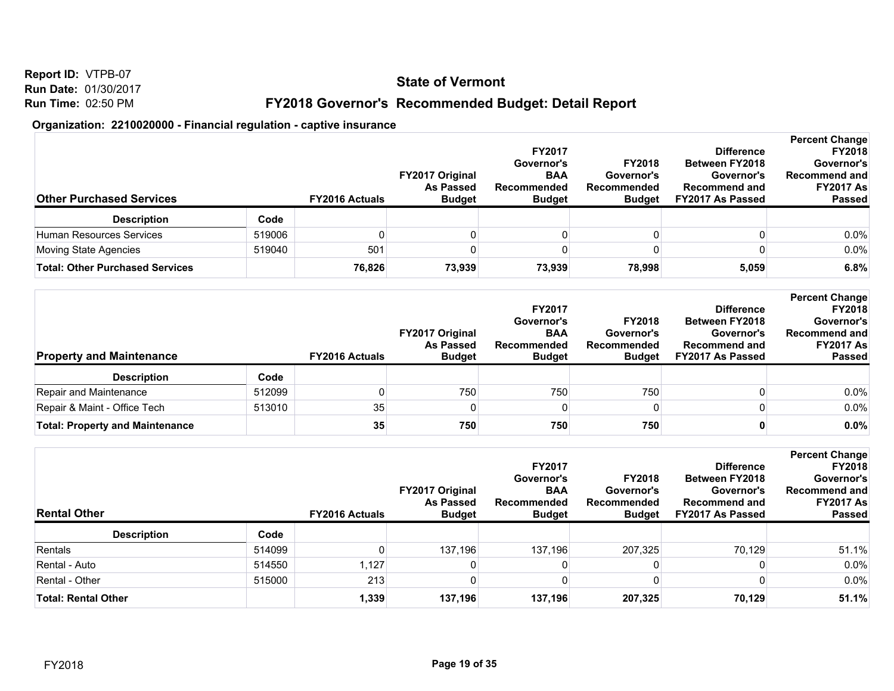**Report ID:** VTPB-07
**Run Date:** 01/30/2017
**Run Time:** 02:50 PM

## State of Vermont

## FY2018 Governor's Recommended Budget: Detail Report

### Organization: 2210020000 - Financial regulation - captive insurance

| Other Purchased Services | | FY2016 Actuals | FY2017 Original As Passed Budget | FY2017 Governor's BAA Recommended Budget | FY2018 Governor's Recommended Budget | Difference Between FY2018 Governor's Recommend and FY2017 As Passed | Percent Change FY2018 Governor's Recommend and FY2017 As Passed |
|---|---|---|---|---|---|---|---|
| **Description** | **Code** | | | | | | |
| Human Resources Services | 519006 | 0 | 0 | 0 | 0 | 0 | 0.0% |
| Moving State Agencies | 519040 | 501 | 0 | 0 | 0 | 0 | 0.0% |
| **Total: Other Purchased Services** | | **76,826** | **73,939** | **73,939** | **78,998** | **5,059** | **6.8%** |

| Property and Maintenance | | FY2016 Actuals | FY2017 Original As Passed Budget | FY2017 Governor's BAA Recommended Budget | FY2018 Governor's Recommended Budget | Difference Between FY2018 Governor's Recommend and FY2017 As Passed | Percent Change FY2018 Governor's Recommend and FY2017 As Passed |
|---|---|---|---|---|---|---|---|
| **Description** | **Code** | | | | | | |
| Repair and Maintenance | 512099 | 0 | 750 | 750 | 750 | 0 | 0.0% |
| Repair & Maint - Office Tech | 513010 | 35 | 0 | 0 | 0 | 0 | 0.0% |
| **Total: Property and Maintenance** | | **35** | **750** | **750** | **750** | **0** | **0.0%** |

| Rental Other | | FY2016 Actuals | FY2017 Original As Passed Budget | FY2017 Governor's BAA Recommended Budget | FY2018 Governor's Recommended Budget | Difference Between FY2018 Governor's Recommend and FY2017 As Passed | Percent Change FY2018 Governor's Recommend and FY2017 As Passed |
|---|---|---|---|---|---|---|---|
| **Description** | **Code** | | | | | | |
| Rentals | 514099 | 0 | 137,196 | 137,196 | 207,325 | 70,129 | 51.1% |
| Rental - Auto | 514550 | 1,127 | 0 | 0 | 0 | 0 | 0.0% |
| Rental - Other | 515000 | 213 | 0 | 0 | 0 | 0 | 0.0% |
| **Total: Rental Other** | | **1,339** | **137,196** | **137,196** | **207,325** | **70,129** | **51.1%** |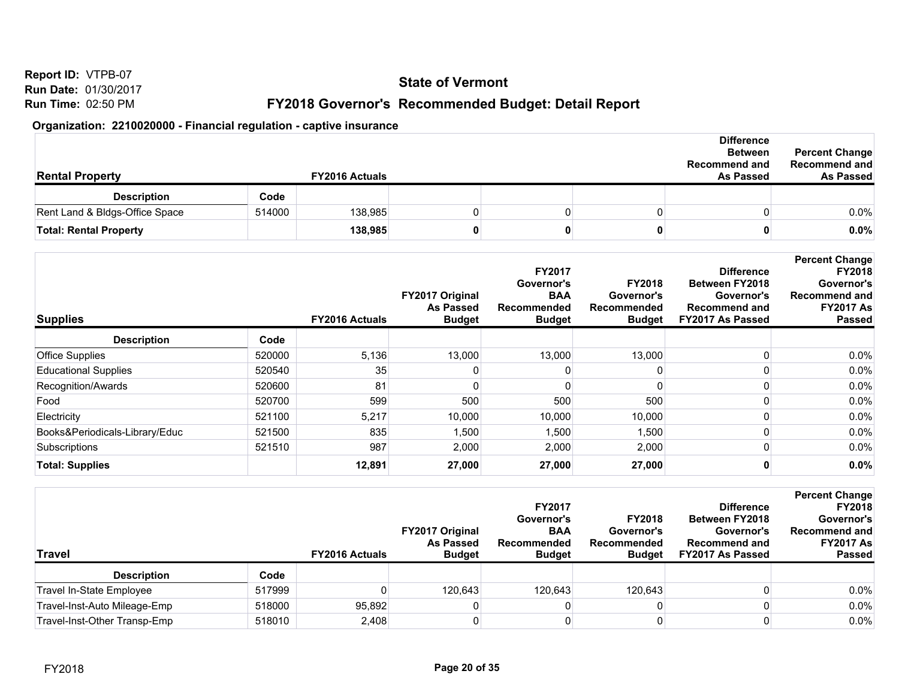**Report ID:** VTPB-07
**Run Date:** 01/30/2017
**Run Time:** 02:50 PM

# State of Vermont

## FY2018 Governor's Recommended Budget: Detail Report

### Organization: 2210020000 - Financial regulation - captive insurance

| Rental Property | | FY2016 Actuals | | | | Difference Between Recommend and As Passed | Percent Change Recommend and As Passed |
|---|---|---|---|---|---|---|---|
| **Description** | **Code** | | | | | | |
| Rent Land & Bldgs-Office Space | 514000 | 138,985 | 0 | 0 | 0 | 0 | 0.0% |
| **Total: Rental Property** | | **138,985** | **0** | **0** | **0** | **0** | **0.0%** |

| Supplies | | FY2016 Actuals | FY2017 Original As Passed Budget | FY2017 Governor's BAA Recommended Budget | FY2018 Governor's Recommended Budget | Difference Between FY2018 Governor's Recommend and FY2017 As Passed | Percent Change FY2018 Governor's Recommend and FY2017 As Passed |
|---|---|---|---|---|---|---|---|
| **Description** | **Code** | | | | | | |
| Office Supplies | 520000 | 5,136 | 13,000 | 13,000 | 13,000 | 0 | 0.0% |
| Educational Supplies | 520540 | 35 | 0 | 0 | 0 | 0 | 0.0% |
| Recognition/Awards | 520600 | 81 | 0 | 0 | 0 | 0 | 0.0% |
| Food | 520700 | 599 | 500 | 500 | 500 | 0 | 0.0% |
| Electricity | 521100 | 5,217 | 10,000 | 10,000 | 10,000 | 0 | 0.0% |
| Books&Periodicals-Library/Educ | 521500 | 835 | 1,500 | 1,500 | 1,500 | 0 | 0.0% |
| Subscriptions | 521510 | 987 | 2,000 | 2,000 | 2,000 | 0 | 0.0% |
| **Total: Supplies** | | **12,891** | **27,000** | **27,000** | **27,000** | **0** | **0.0%** |

| Travel | | FY2016 Actuals | FY2017 Original As Passed Budget | FY2017 Governor's BAA Recommended Budget | FY2018 Governor's Recommended Budget | Difference Between FY2018 Governor's Recommend and FY2017 As Passed | Percent Change FY2018 Governor's Recommend and FY2017 As Passed |
|---|---|---|---|---|---|---|---|
| **Description** | **Code** | | | | | | |
| Travel In-State Employee | 517999 | 0 | 120,643 | 120,643 | 120,643 | 0 | 0.0% |
| Travel-Inst-Auto Mileage-Emp | 518000 | 95,892 | 0 | 0 | 0 | 0 | 0.0% |
| Travel-Inst-Other Transp-Emp | 518010 | 2,408 | 0 | 0 | 0 | 0 | 0.0% |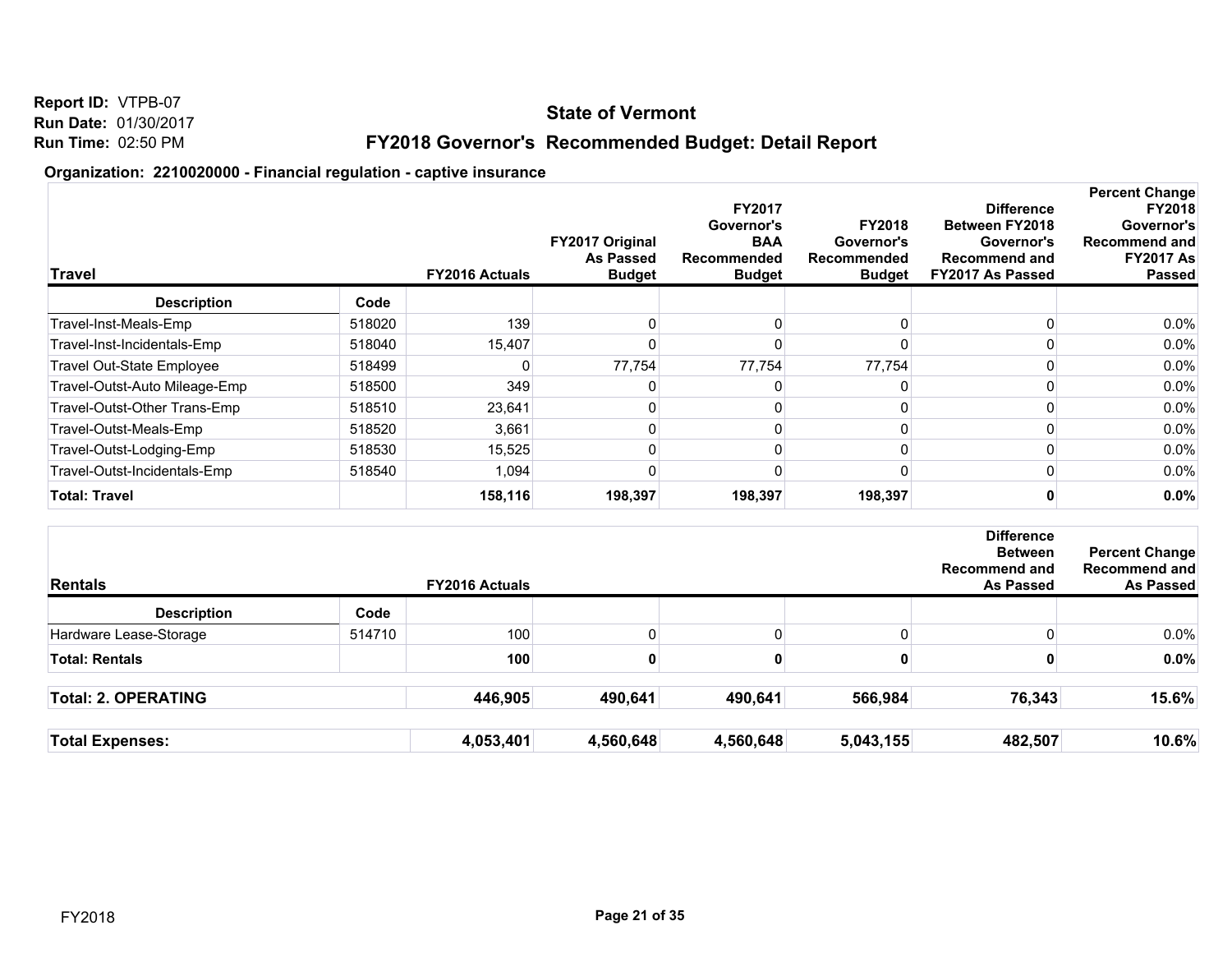**Report ID:** VTPB-07
**Run Date:** 01/30/2017
**Run Time:** 02:50 PM

## State of Vermont

## FY2018 Governor's Recommended Budget: Detail Report

### Organization: 2210020000 - Financial regulation - captive insurance

| Travel | | FY2016 Actuals | FY2017 Original As Passed Budget | FY2017 Governor's BAA Recommended Budget | FY2018 Governor's Recommended Budget | Difference Between FY2018 Governor's Recommend and FY2017 As Passed | Percent Change FY2018 Governor's Recommend and FY2017 As Passed |
|---|---|---|---|---|---|---|---|
| **Description** | **Code** | | | | | | |
| Travel-Inst-Meals-Emp | 518020 | 139 | 0 | 0 | 0 | 0 | 0.0% |
| Travel-Inst-Incidentals-Emp | 518040 | 15,407 | 0 | 0 | 0 | 0 | 0.0% |
| Travel Out-State Employee | 518499 | 0 | 77,754 | 77,754 | 77,754 | 0 | 0.0% |
| Travel-Outst-Auto Mileage-Emp | 518500 | 349 | 0 | 0 | 0 | 0 | 0.0% |
| Travel-Outst-Other Trans-Emp | 518510 | 23,641 | 0 | 0 | 0 | 0 | 0.0% |
| Travel-Outst-Meals-Emp | 518520 | 3,661 | 0 | 0 | 0 | 0 | 0.0% |
| Travel-Outst-Lodging-Emp | 518530 | 15,525 | 0 | 0 | 0 | 0 | 0.0% |
| Travel-Outst-Incidentals-Emp | 518540 | 1,094 | 0 | 0 | 0 | 0 | 0.0% |
| **Total: Travel** | | **158,116** | **198,397** | **198,397** | **198,397** | **0** | **0.0%** |

| Rentals | | FY2016 Actuals | | | | Difference Between Recommend and As Passed | Percent Change Recommend and As Passed |
|---|---|---|---|---|---|---|---|
| **Description** | **Code** | | | | | | |
| Hardware Lease-Storage | 514710 | 100 | 0 | 0 | 0 | 0 | 0.0% |
| **Total: Rentals** | | **100** | **0** | **0** | **0** | **0** | **0.0%** |

| | FY2016 Actuals | FY2017 Original As Passed Budget | FY2017 Governor's BAA Recommended Budget | FY2018 Governor's Recommended Budget | Difference | Percent Change |
|---|---|---|---|---|---|---|
| **Total: 2. OPERATING** | **446,905** | **490,641** | **490,641** | **566,984** | **76,343** | **15.6%** |
| **Total Expenses:** | **4,053,401** | **4,560,648** | **4,560,648** | **5,043,155** | **482,507** | **10.6%** |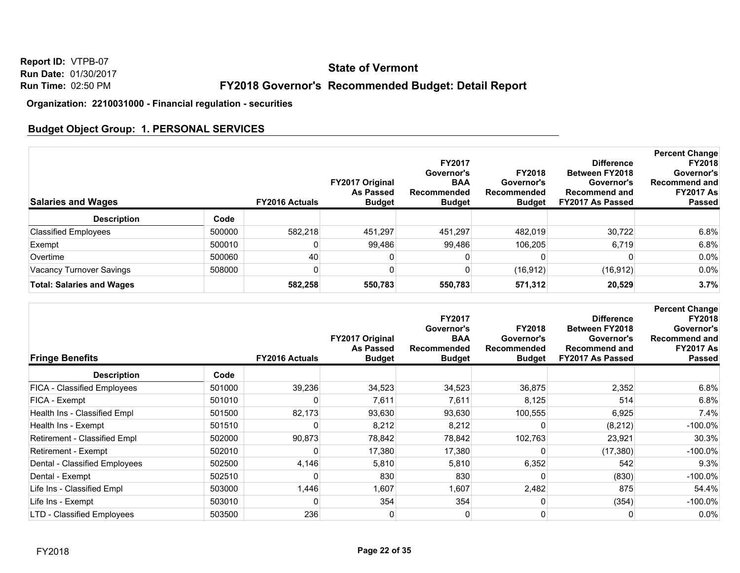Report ID: VTPB-07
Run Date: 01/30/2017
Run Time: 02:50 PM

## State of Vermont

## FY2018 Governor's Recommended Budget: Detail Report

**Organization: 2210031000 - Financial regulation - securities**

### Budget Object Group: 1. PERSONAL SERVICES

| Salaries and Wages | | FY2016 Actuals | FY2017 Original As Passed Budget | FY2017 Governor's BAA Recommended Budget | FY2018 Governor's Recommended Budget | Difference Between FY2018 Governor's Recommend and FY2017 As Passed | Percent Change FY2018 Governor's Recommend and FY2017 As Passed |
|---|---|---|---|---|---|---|---|
| **Description** | **Code** | | | | | | |
| Classified Employees | 500000 | 582,218 | 451,297 | 451,297 | 482,019 | 30,722 | 6.8% |
| Exempt | 500010 | 0 | 99,486 | 99,486 | 106,205 | 6,719 | 6.8% |
| Overtime | 500060 | 40 | 0 | 0 | 0 | 0 | 0.0% |
| Vacancy Turnover Savings | 508000 | 0 | 0 | 0 | (16,912) | (16,912) | 0.0% |
| **Total: Salaries and Wages** | | **582,258** | **550,783** | **550,783** | **571,312** | **20,529** | **3.7%** |

| Fringe Benefits | | FY2016 Actuals | FY2017 Original As Passed Budget | FY2017 Governor's BAA Recommended Budget | FY2018 Governor's Recommended Budget | Difference Between FY2018 Governor's Recommend and FY2017 As Passed | Percent Change FY2018 Governor's Recommend and FY2017 As Passed |
|---|---|---|---|---|---|---|---|
| **Description** | **Code** | | | | | | |
| FICA - Classified Employees | 501000 | 39,236 | 34,523 | 34,523 | 36,875 | 2,352 | 6.8% |
| FICA - Exempt | 501010 | 0 | 7,611 | 7,611 | 8,125 | 514 | 6.8% |
| Health Ins - Classified Empl | 501500 | 82,173 | 93,630 | 93,630 | 100,555 | 6,925 | 7.4% |
| Health Ins - Exempt | 501510 | 0 | 8,212 | 8,212 | 0 | (8,212) | -100.0% |
| Retirement - Classified Empl | 502000 | 90,873 | 78,842 | 78,842 | 102,763 | 23,921 | 30.3% |
| Retirement - Exempt | 502010 | 0 | 17,380 | 17,380 | 0 | (17,380) | -100.0% |
| Dental - Classified Employees | 502500 | 4,146 | 5,810 | 5,810 | 6,352 | 542 | 9.3% |
| Dental - Exempt | 502510 | 0 | 830 | 830 | 0 | (830) | -100.0% |
| Life Ins - Classified Empl | 503000 | 1,446 | 1,607 | 1,607 | 2,482 | 875 | 54.4% |
| Life Ins - Exempt | 503010 | 0 | 354 | 354 | 0 | (354) | -100.0% |
| LTD - Classified Employees | 503500 | 236 | 0 | 0 | 0 | 0 | 0.0% |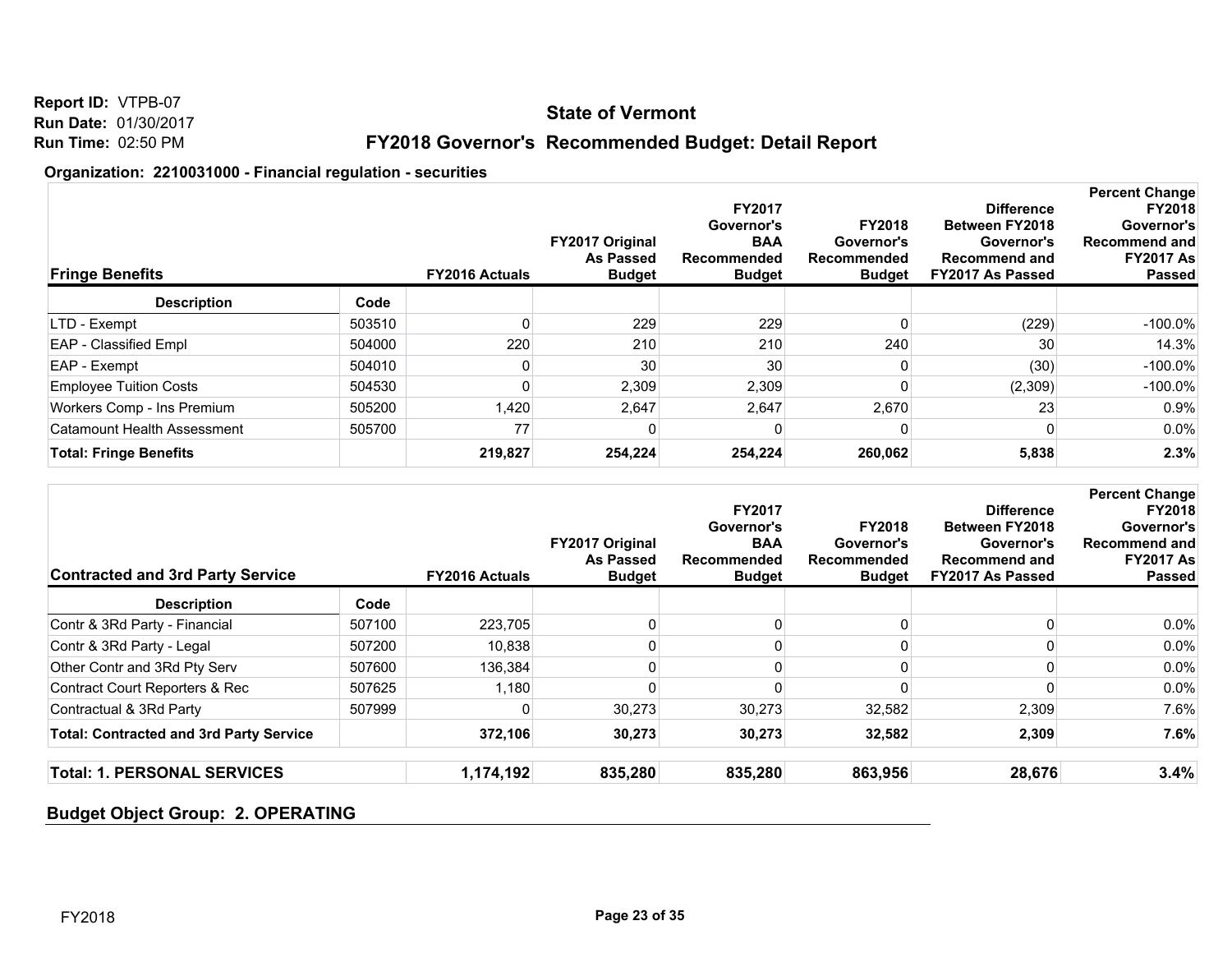**Report ID:** VTPB-07
**Run Date:** 01/30/2017
**Run Time:** 02:50 PM

## State of Vermont

## FY2018 Governor's Recommended Budget: Detail Report

**Organization: 2210031000 - Financial regulation - securities**

| Fringe Benefits | | FY2016 Actuals | FY2017 Original As Passed Budget | FY2017 Governor's BAA Recommended Budget | FY2018 Governor's Recommended Budget | Difference Between FY2018 Governor's Recommend and FY2017 As Passed | Percent Change FY2018 Governor's Recommend and FY2017 As Passed |
|---|---|---|---|---|---|---|---|
| **Description** | **Code** | | | | | | |
| LTD - Exempt | 503510 | 0 | 229 | 229 | 0 | (229) | -100.0% |
| EAP - Classified Empl | 504000 | 220 | 210 | 210 | 240 | 30 | 14.3% |
| EAP - Exempt | 504010 | 0 | 30 | 30 | 0 | (30) | -100.0% |
| Employee Tuition Costs | 504530 | 0 | 2,309 | 2,309 | 0 | (2,309) | -100.0% |
| Workers Comp - Ins Premium | 505200 | 1,420 | 2,647 | 2,647 | 2,670 | 23 | 0.9% |
| Catamount Health Assessment | 505700 | 77 | 0 | 0 | 0 | 0 | 0.0% |
| **Total: Fringe Benefits** | | **219,827** | **254,224** | **254,224** | **260,062** | **5,838** | **2.3%** |

| Contracted and 3rd Party Service | | FY2016 Actuals | FY2017 Original As Passed Budget | FY2017 Governor's BAA Recommended Budget | FY2018 Governor's Recommended Budget | Difference Between FY2018 Governor's Recommend and FY2017 As Passed | Percent Change FY2018 Governor's Recommend and FY2017 As Passed |
|---|---|---|---|---|---|---|---|
| **Description** | **Code** | | | | | | |
| Contr & 3Rd Party - Financial | 507100 | 223,705 | 0 | 0 | 0 | 0 | 0.0% |
| Contr & 3Rd Party - Legal | 507200 | 10,838 | 0 | 0 | 0 | 0 | 0.0% |
| Other Contr and 3Rd Pty Serv | 507600 | 136,384 | 0 | 0 | 0 | 0 | 0.0% |
| Contract Court Reporters & Rec | 507625 | 1,180 | 0 | 0 | 0 | 0 | 0.0% |
| Contractual & 3Rd Party | 507999 | 0 | 30,273 | 30,273 | 32,582 | 2,309 | 7.6% |
| **Total: Contracted and 3rd Party Service** | | **372,106** | **30,273** | **30,273** | **32,582** | **2,309** | **7.6%** |

| | FY2016 Actuals | FY2017 Original As Passed Budget | FY2017 Governor's BAA Recommended Budget | FY2018 Governor's Recommended Budget | Difference | Percent Change |
|---|---|---|---|---|---|---|
| **Total: 1. PERSONAL SERVICES** | **1,174,192** | **835,280** | **835,280** | **863,956** | **28,676** | **3.4%** |

### Budget Object Group: 2. OPERATING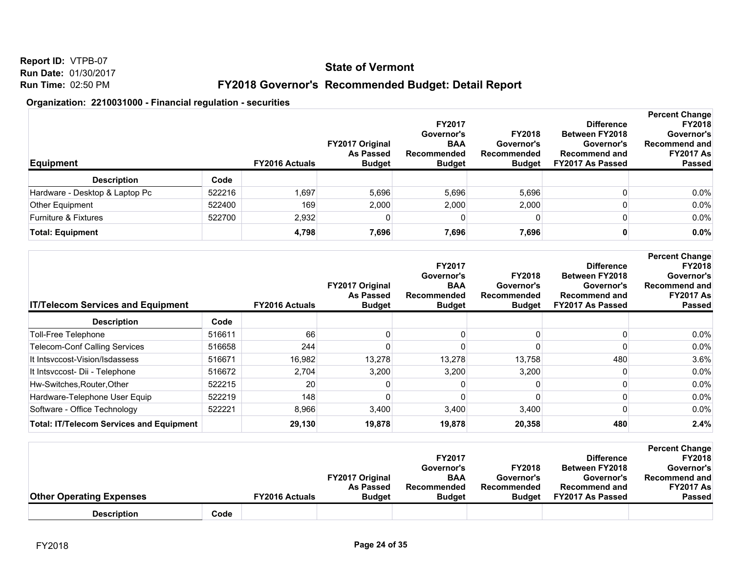**Report ID:** VTPB-07
**Run Date:** 01/30/2017
**Run Time:** 02:50 PM

## State of Vermont

## FY2018 Governor's Recommended Budget: Detail Report

**Organization: 2210031000 - Financial regulation - securities**

| Equipment | | FY2016 Actuals | FY2017 Original As Passed Budget | FY2017 Governor's BAA Recommended Budget | FY2018 Governor's Recommended Budget | Difference Between FY2018 Governor's Recommend and FY2017 As Passed | Percent Change FY2018 Governor's Recommend and FY2017 As Passed |
|---|---|---|---|---|---|---|---|
| **Description** | **Code** | | | | | | |
| Hardware - Desktop & Laptop Pc | 522216 | 1,697 | 5,696 | 5,696 | 5,696 | 0 | 0.0% |
| Other Equipment | 522400 | 169 | 2,000 | 2,000 | 2,000 | 0 | 0.0% |
| Furniture & Fixtures | 522700 | 2,932 | 0 | 0 | 0 | 0 | 0.0% |
| **Total: Equipment** | | **4,798** | **7,696** | **7,696** | **7,696** | **0** | **0.0%** |

| IT/Telecom Services and Equipment | | FY2016 Actuals | FY2017 Original As Passed Budget | FY2017 Governor's BAA Recommended Budget | FY2018 Governor's Recommended Budget | Difference Between FY2018 Governor's Recommend and FY2017 As Passed | Percent Change FY2018 Governor's Recommend and FY2017 As Passed |
|---|---|---|---|---|---|---|---|
| **Description** | **Code** | | | | | | |
| Toll-Free Telephone | 516611 | 66 | 0 | 0 | 0 | 0 | 0.0% |
| Telecom-Conf Calling Services | 516658 | 244 | 0 | 0 | 0 | 0 | 0.0% |
| It Intsvccost-Vision/Isdassess | 516671 | 16,982 | 13,278 | 13,278 | 13,758 | 480 | 3.6% |
| It Intsvccost- Dii - Telephone | 516672 | 2,704 | 3,200 | 3,200 | 3,200 | 0 | 0.0% |
| Hw-Switches,Router,Other | 522215 | 20 | 0 | 0 | 0 | 0 | 0.0% |
| Hardware-Telephone User Equip | 522219 | 148 | 0 | 0 | 0 | 0 | 0.0% |
| Software - Office Technology | 522221 | 8,966 | 3,400 | 3,400 | 3,400 | 0 | 0.0% |
| **Total: IT/Telecom Services and Equipment** | | **29,130** | **19,878** | **19,878** | **20,358** | **480** | **2.4%** |

| Other Operating Expenses | | FY2016 Actuals | FY2017 Original As Passed Budget | FY2017 Governor's BAA Recommended Budget | FY2018 Governor's Recommended Budget | Difference Between FY2018 Governor's Recommend and FY2017 As Passed | Percent Change FY2018 Governor's Recommend and FY2017 As Passed |
|---|---|---|---|---|---|---|---|
| **Description** | **Code** | | | | | | |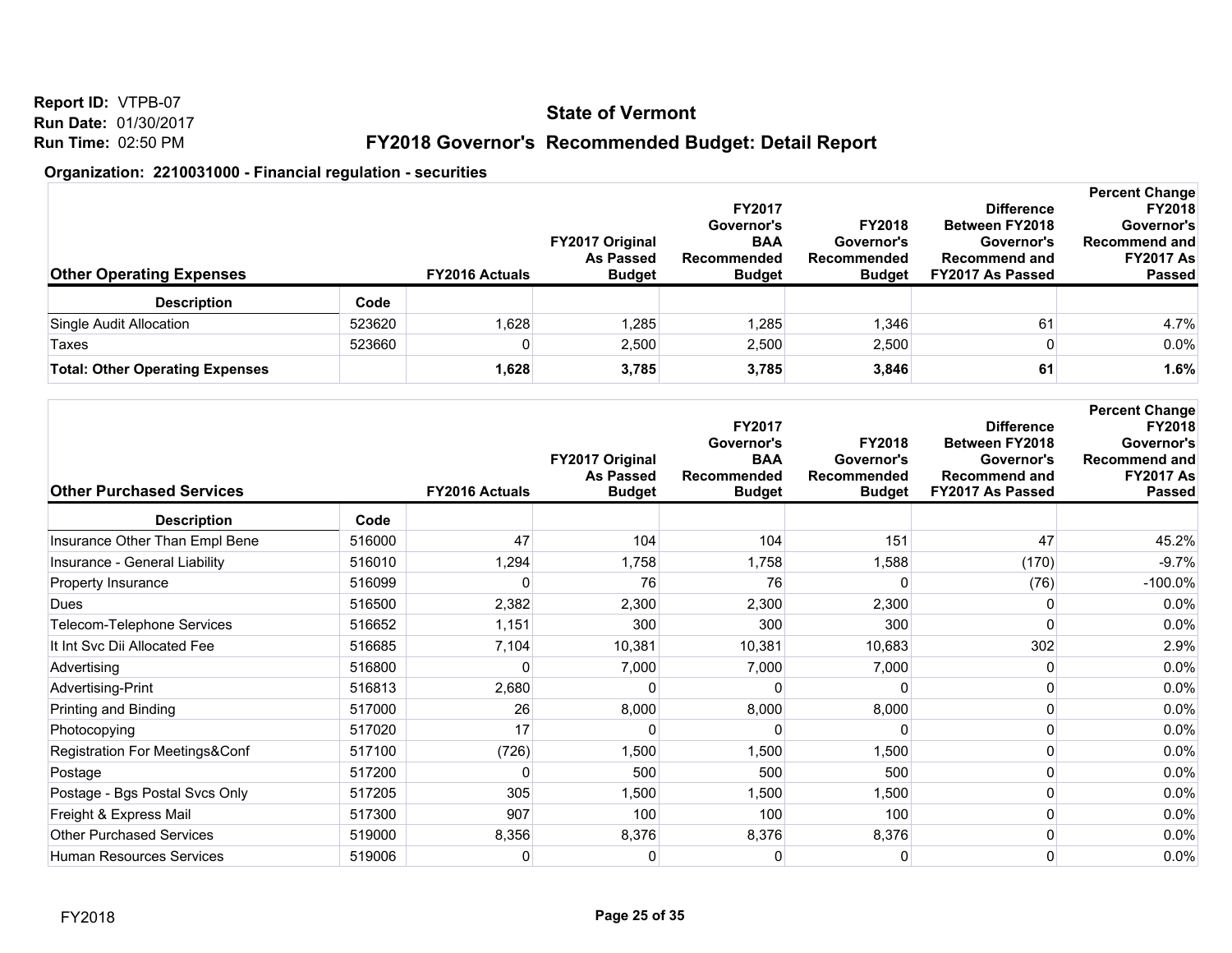Report ID: VTPB-07
Run Date: 01/30/2017
Run Time: 02:50 PM

# State of Vermont

## FY2018 Governor's Recommended Budget: Detail Report

### Organization: 2210031000 - Financial regulation - securities

| Other Operating Expenses | | FY2016 Actuals | FY2017 Original As Passed Budget | FY2017 Governor's BAA Recommended Budget | FY2018 Governor's Recommended Budget | Difference Between FY2018 Governor's Recommend and FY2017 As Passed | Percent Change FY2018 Governor's Recommend and FY2017 As Passed |
|---|---|---|---|---|---|---|---|
| **Description** | **Code** | | | | | | |
| Single Audit Allocation | 523620 | 1,628 | 1,285 | 1,285 | 1,346 | 61 | 4.7% |
| Taxes | 523660 | 0 | 2,500 | 2,500 | 2,500 | 0 | 0.0% |
| **Total: Other Operating Expenses** | | **1,628** | **3,785** | **3,785** | **3,846** | **61** | **1.6%** |

| Other Purchased Services | | FY2016 Actuals | FY2017 Original As Passed Budget | FY2017 Governor's BAA Recommended Budget | FY2018 Governor's Recommended Budget | Difference Between FY2018 Governor's Recommend and FY2017 As Passed | Percent Change FY2018 Governor's Recommend and FY2017 As Passed |
|---|---|---|---|---|---|---|---|
| **Description** | **Code** | | | | | | |
| Insurance Other Than Empl Bene | 516000 | 47 | 104 | 104 | 151 | 47 | 45.2% |
| Insurance - General Liability | 516010 | 1,294 | 1,758 | 1,758 | 1,588 | (170) | -9.7% |
| Property Insurance | 516099 | 0 | 76 | 76 | 0 | (76) | -100.0% |
| Dues | 516500 | 2,382 | 2,300 | 2,300 | 2,300 | 0 | 0.0% |
| Telecom-Telephone Services | 516652 | 1,151 | 300 | 300 | 300 | 0 | 0.0% |
| It Int Svc Dii Allocated Fee | 516685 | 7,104 | 10,381 | 10,381 | 10,683 | 302 | 2.9% |
| Advertising | 516800 | 0 | 7,000 | 7,000 | 7,000 | 0 | 0.0% |
| Advertising-Print | 516813 | 2,680 | 0 | 0 | 0 | 0 | 0.0% |
| Printing and Binding | 517000 | 26 | 8,000 | 8,000 | 8,000 | 0 | 0.0% |
| Photocopying | 517020 | 17 | 0 | 0 | 0 | 0 | 0.0% |
| Registration For Meetings&Conf | 517100 | (726) | 1,500 | 1,500 | 1,500 | 0 | 0.0% |
| Postage | 517200 | 0 | 500 | 500 | 500 | 0 | 0.0% |
| Postage - Bgs Postal Svcs Only | 517205 | 305 | 1,500 | 1,500 | 1,500 | 0 | 0.0% |
| Freight & Express Mail | 517300 | 907 | 100 | 100 | 100 | 0 | 0.0% |
| Other Purchased Services | 519000 | 8,356 | 8,376 | 8,376 | 8,376 | 0 | 0.0% |
| Human Resources Services | 519006 | 0 | 0 | 0 | 0 | 0 | 0.0% |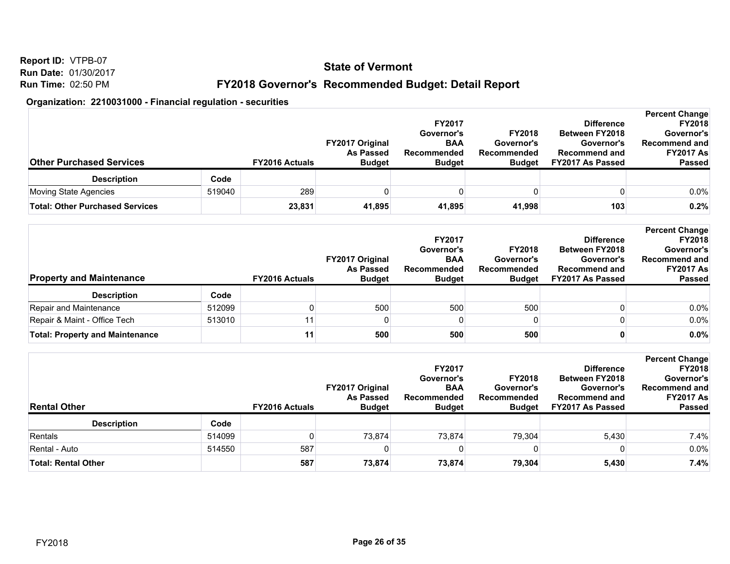Report ID: VTPB-07
Run Date: 01/30/2017
Run Time: 02:50 PM

# State of Vermont

## FY2018 Governor's Recommended Budget: Detail Report

### Organization: 2210031000 - Financial regulation - securities

| Other Purchased Services | | FY2016 Actuals | FY2017 Original As Passed Budget | FY2017 Governor's BAA Recommended Budget | FY2018 Governor's Recommended Budget | Difference Between FY2018 Governor's Recommend and FY2017 As Passed | Percent Change FY2018 Governor's Recommend and FY2017 As Passed |
|---|---|---|---|---|---|---|---|
| **Description** | **Code** | | | | | | |
| Moving State Agencies | 519040 | 289 | 0 | 0 | 0 | 0 | 0.0% |
| **Total: Other Purchased Services** | | **23,831** | **41,895** | **41,895** | **41,998** | **103** | **0.2%** |

| Property and Maintenance | | FY2016 Actuals | FY2017 Original As Passed Budget | FY2017 Governor's BAA Recommended Budget | FY2018 Governor's Recommended Budget | Difference Between FY2018 Governor's Recommend and FY2017 As Passed | Percent Change FY2018 Governor's Recommend and FY2017 As Passed |
|---|---|---|---|---|---|---|---|
| **Description** | **Code** | | | | | | |
| Repair and Maintenance | 512099 | 0 | 500 | 500 | 500 | 0 | 0.0% |
| Repair & Maint - Office Tech | 513010 | 11 | 0 | 0 | 0 | 0 | 0.0% |
| **Total: Property and Maintenance** | | **11** | **500** | **500** | **500** | **0** | **0.0%** |

| Rental Other | | FY2016 Actuals | FY2017 Original As Passed Budget | FY2017 Governor's BAA Recommended Budget | FY2018 Governor's Recommended Budget | Difference Between FY2018 Governor's Recommend and FY2017 As Passed | Percent Change FY2018 Governor's Recommend and FY2017 As Passed |
|---|---|---|---|---|---|---|---|
| **Description** | **Code** | | | | | | |
| Rentals | 514099 | 0 | 73,874 | 73,874 | 79,304 | 5,430 | 7.4% |
| Rental - Auto | 514550 | 587 | 0 | 0 | 0 | 0 | 0.0% |
| **Total: Rental Other** | | **587** | **73,874** | **73,874** | **79,304** | **5,430** | **7.4%** |

FY2018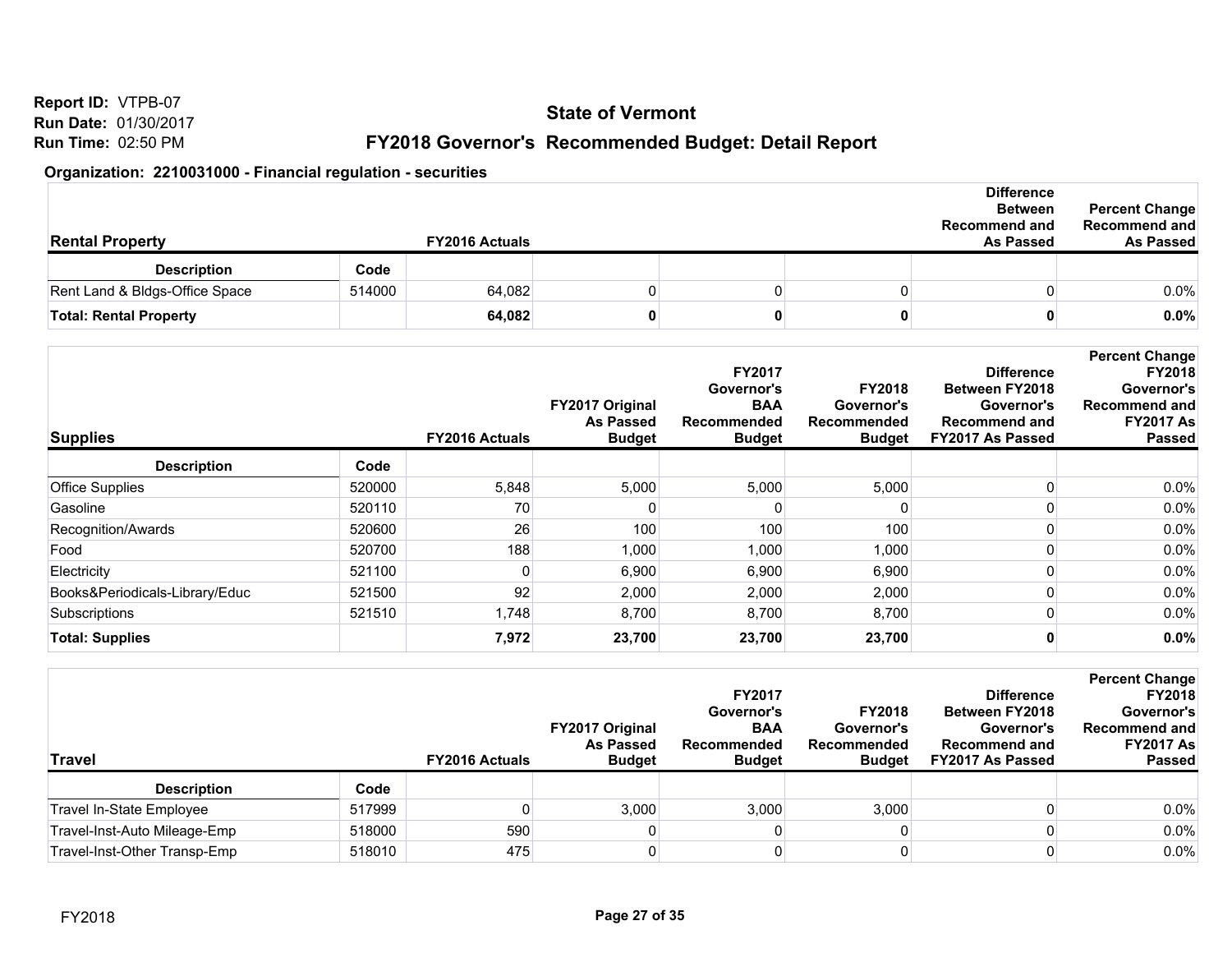**Report ID:** VTPB-07
**Run Date:** 01/30/2017
**Run Time:** 02:50 PM

## State of Vermont

## FY2018 Governor's Recommended Budget: Detail Report

### Organization: 2210031000 - Financial regulation - securities

| Rental Property | | FY2016 Actuals | | | | Difference Between Recommend and As Passed | Percent Change Recommend and As Passed |
|---|---|---|---|---|---|---|---|
| **Description** | **Code** | | | | | | |
| Rent Land & Bldgs-Office Space | 514000 | 64,082 | 0 | 0 | 0 | 0 | 0.0% |
| **Total: Rental Property** | | **64,082** | **0** | **0** | **0** | **0** | **0.0%** |

| Supplies | | FY2016 Actuals | FY2017 Original As Passed Budget | FY2017 Governor's BAA Recommended Budget | FY2018 Governor's Recommended Budget | Difference Between FY2018 Governor's Recommend and FY2017 As Passed | Percent Change FY2018 Governor's Recommend and FY2017 As Passed |
|---|---|---|---|---|---|---|---|
| **Description** | **Code** | | | | | | |
| Office Supplies | 520000 | 5,848 | 5,000 | 5,000 | 5,000 | 0 | 0.0% |
| Gasoline | 520110 | 70 | 0 | 0 | 0 | 0 | 0.0% |
| Recognition/Awards | 520600 | 26 | 100 | 100 | 100 | 0 | 0.0% |
| Food | 520700 | 188 | 1,000 | 1,000 | 1,000 | 0 | 0.0% |
| Electricity | 521100 | 0 | 6,900 | 6,900 | 6,900 | 0 | 0.0% |
| Books&Periodicals-Library/Educ | 521500 | 92 | 2,000 | 2,000 | 2,000 | 0 | 0.0% |
| Subscriptions | 521510 | 1,748 | 8,700 | 8,700 | 8,700 | 0 | 0.0% |
| **Total: Supplies** | | **7,972** | **23,700** | **23,700** | **23,700** | **0** | **0.0%** |

| Travel | | FY2016 Actuals | FY2017 Original As Passed Budget | FY2017 Governor's BAA Recommended Budget | FY2018 Governor's Recommended Budget | Difference Between FY2018 Governor's Recommend and FY2017 As Passed | Percent Change FY2018 Governor's Recommend and FY2017 As Passed |
|---|---|---|---|---|---|---|---|
| **Description** | **Code** | | | | | | |
| Travel In-State Employee | 517999 | 0 | 3,000 | 3,000 | 3,000 | 0 | 0.0% |
| Travel-Inst-Auto Mileage-Emp | 518000 | 590 | 0 | 0 | 0 | 0 | 0.0% |
| Travel-Inst-Other Transp-Emp | 518010 | 475 | 0 | 0 | 0 | 0 | 0.0% |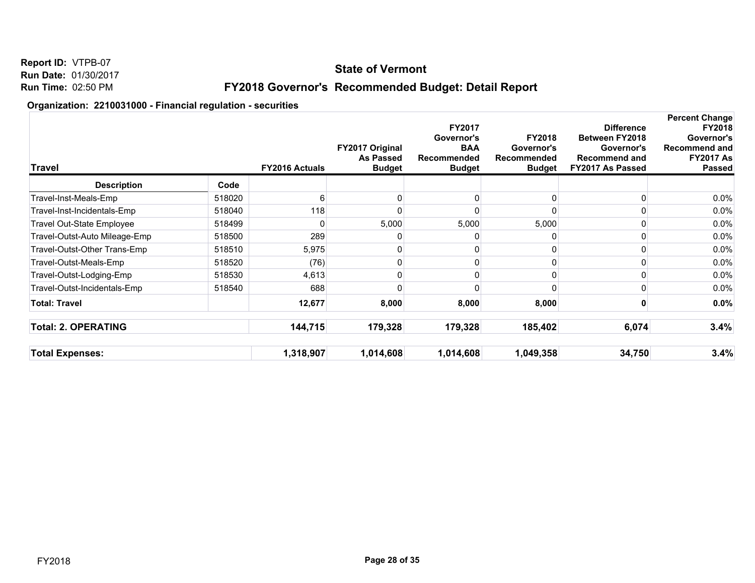**Report ID:** VTPB-07
**Run Date:** 01/30/2017
**Run Time:** 02:50 PM

## State of Vermont

## FY2018 Governor's Recommended Budget: Detail Report

**Organization: 2210031000 - Financial regulation - securities**

| Travel | | FY2016 Actuals | FY2017 Original As Passed Budget | FY2017 Governor's BAA Recommended Budget | FY2018 Governor's Recommended Budget | Difference Between FY2018 Governor's Recommend and FY2017 As Passed | Percent Change FY2018 Governor's Recommend and FY2017 As Passed |
|---|---|---|---|---|---|---|---|
| **Description** | **Code** | | | | | | |
| Travel-Inst-Meals-Emp | 518020 | 6 | 0 | 0 | 0 | 0 | 0.0% |
| Travel-Inst-Incidentals-Emp | 518040 | 118 | 0 | 0 | 0 | 0 | 0.0% |
| Travel Out-State Employee | 518499 | 0 | 5,000 | 5,000 | 5,000 | 0 | 0.0% |
| Travel-Outst-Auto Mileage-Emp | 518500 | 289 | 0 | 0 | 0 | 0 | 0.0% |
| Travel-Outst-Other Trans-Emp | 518510 | 5,975 | 0 | 0 | 0 | 0 | 0.0% |
| Travel-Outst-Meals-Emp | 518520 | (76) | 0 | 0 | 0 | 0 | 0.0% |
| Travel-Outst-Lodging-Emp | 518530 | 4,613 | 0 | 0 | 0 | 0 | 0.0% |
| Travel-Outst-Incidentals-Emp | 518540 | 688 | 0 | 0 | 0 | 0 | 0.0% |
| **Total: Travel** | | **12,677** | **8,000** | **8,000** | **8,000** | **0** | **0.0%** |
| **Total: 2. OPERATING** | | **144,715** | **179,328** | **179,328** | **185,402** | **6,074** | **3.4%** |
| **Total Expenses:** | | **1,318,907** | **1,014,608** | **1,014,608** | **1,049,358** | **34,750** | **3.4%** |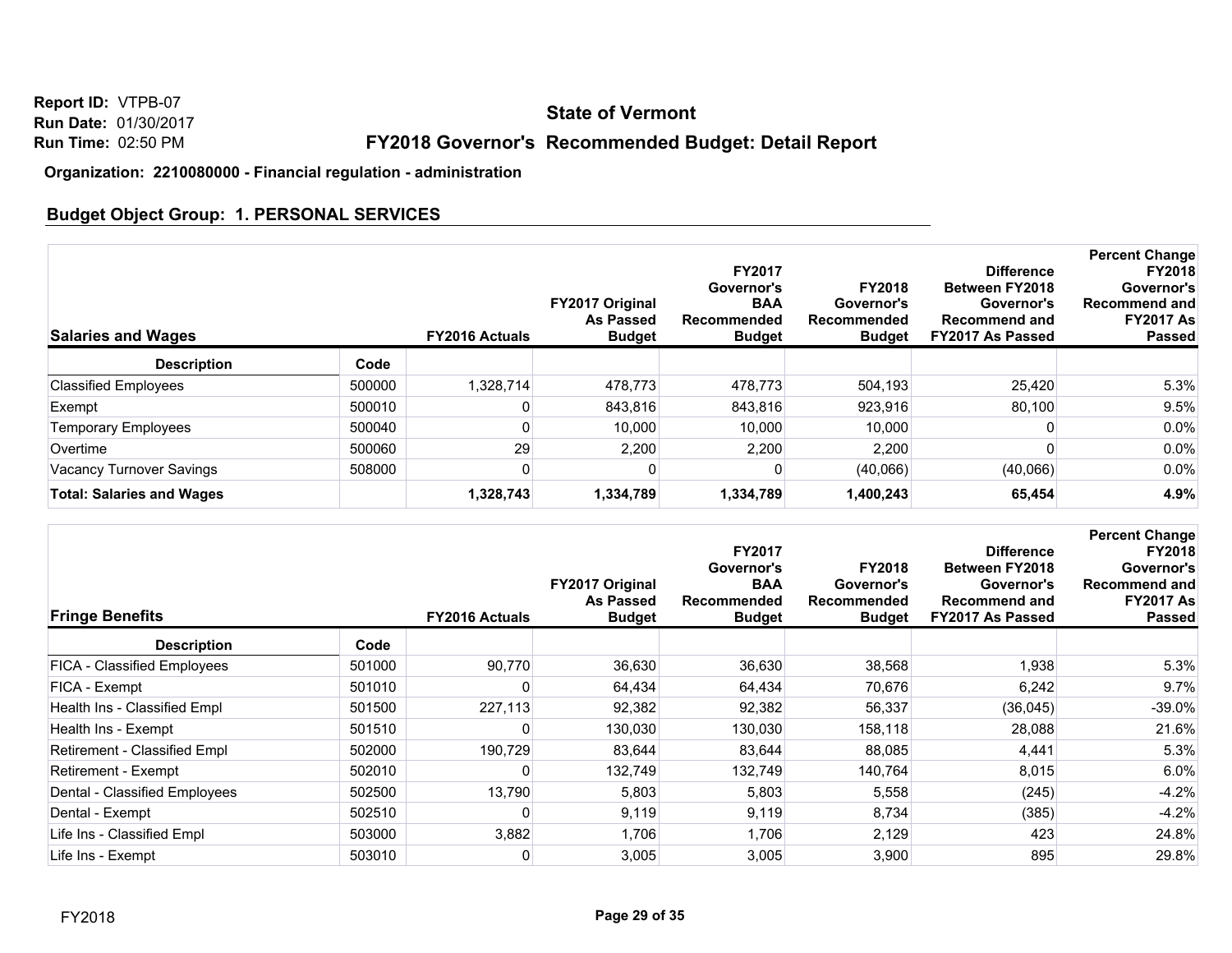Report ID: VTPB-07
Run Date: 01/30/2017
Run Time: 02:50 PM

## State of Vermont

## FY2018 Governor's Recommended Budget: Detail Report

**Organization: 2210080000 - Financial regulation - administration**

### Budget Object Group: 1. PERSONAL SERVICES

| Salaries and Wages | | FY2016 Actuals | FY2017 Original As Passed Budget | FY2017 Governor's BAA Recommended Budget | FY2018 Governor's Recommended Budget | Difference Between FY2018 Governor's Recommend and FY2017 As Passed | Percent Change FY2018 Governor's Recommend and FY2017 As Passed |
|---|---|---|---|---|---|---|---|
| **Description** | **Code** | | | | | | |
| Classified Employees | 500000 | 1,328,714 | 478,773 | 478,773 | 504,193 | 25,420 | 5.3% |
| Exempt | 500010 | 0 | 843,816 | 843,816 | 923,916 | 80,100 | 9.5% |
| Temporary Employees | 500040 | 0 | 10,000 | 10,000 | 10,000 | 0 | 0.0% |
| Overtime | 500060 | 29 | 2,200 | 2,200 | 2,200 | 0 | 0.0% |
| Vacancy Turnover Savings | 508000 | 0 | 0 | 0 | (40,066) | (40,066) | 0.0% |
| **Total: Salaries and Wages** | | **1,328,743** | **1,334,789** | **1,334,789** | **1,400,243** | **65,454** | **4.9%** |

| Fringe Benefits | | FY2016 Actuals | FY2017 Original As Passed Budget | FY2017 Governor's BAA Recommended Budget | FY2018 Governor's Recommended Budget | Difference Between FY2018 Governor's Recommend and FY2017 As Passed | Percent Change FY2018 Governor's Recommend and FY2017 As Passed |
|---|---|---|---|---|---|---|---|
| **Description** | **Code** | | | | | | |
| FICA - Classified Employees | 501000 | 90,770 | 36,630 | 36,630 | 38,568 | 1,938 | 5.3% |
| FICA - Exempt | 501010 | 0 | 64,434 | 64,434 | 70,676 | 6,242 | 9.7% |
| Health Ins - Classified Empl | 501500 | 227,113 | 92,382 | 92,382 | 56,337 | (36,045) | -39.0% |
| Health Ins - Exempt | 501510 | 0 | 130,030 | 130,030 | 158,118 | 28,088 | 21.6% |
| Retirement - Classified Empl | 502000 | 190,729 | 83,644 | 83,644 | 88,085 | 4,441 | 5.3% |
| Retirement - Exempt | 502010 | 0 | 132,749 | 132,749 | 140,764 | 8,015 | 6.0% |
| Dental - Classified Employees | 502500 | 13,790 | 5,803 | 5,803 | 5,558 | (245) | -4.2% |
| Dental - Exempt | 502510 | 0 | 9,119 | 9,119 | 8,734 | (385) | -4.2% |
| Life Ins - Classified Empl | 503000 | 3,882 | 1,706 | 1,706 | 2,129 | 423 | 24.8% |
| Life Ins - Exempt | 503010 | 0 | 3,005 | 3,005 | 3,900 | 895 | 29.8% |

FY2018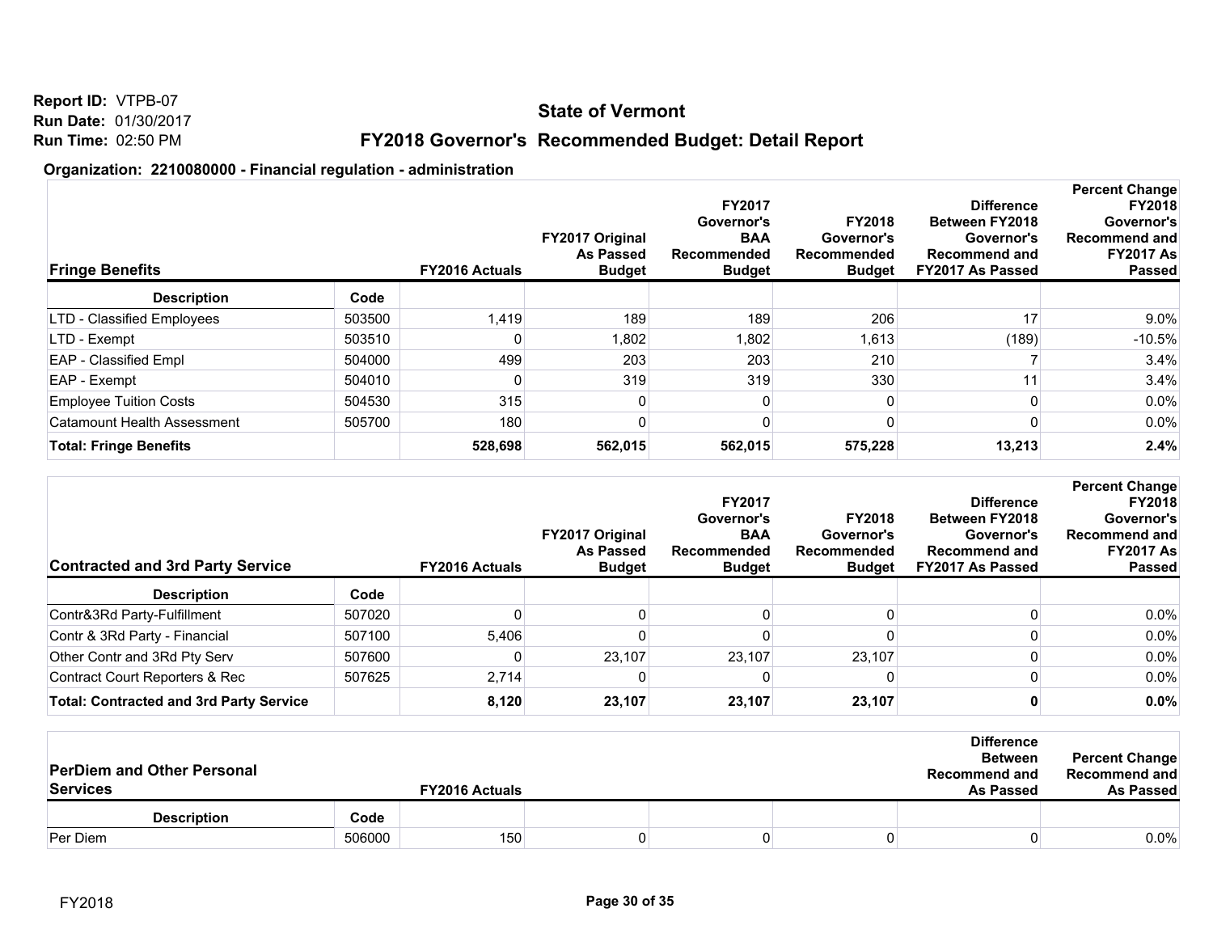Report ID: VTPB-07
Run Date: 01/30/2017
Run Time: 02:50 PM

# State of Vermont

## FY2018 Governor's Recommended Budget: Detail Report

### Organization: 2210080000 - Financial regulation - administration

| Fringe Benefits | | FY2016 Actuals | FY2017 Original As Passed Budget | FY2017 Governor's BAA Recommended Budget | FY2018 Governor's Recommended Budget | Difference Between FY2018 Governor's Recommend and FY2017 As Passed | Percent Change FY2018 Governor's Recommend and FY2017 As Passed |
|---|---|---|---|---|---|---|---|
| **Description** | **Code** | | | | | | |
| LTD - Classified Employees | 503500 | 1,419 | 189 | 189 | 206 | 17 | 9.0% |
| LTD - Exempt | 503510 | 0 | 1,802 | 1,802 | 1,613 | (189) | -10.5% |
| EAP - Classified Empl | 504000 | 499 | 203 | 203 | 210 | 7 | 3.4% |
| EAP - Exempt | 504010 | 0 | 319 | 319 | 330 | 11 | 3.4% |
| Employee Tuition Costs | 504530 | 315 | 0 | 0 | 0 | 0 | 0.0% |
| Catamount Health Assessment | 505700 | 180 | 0 | 0 | 0 | 0 | 0.0% |
| **Total: Fringe Benefits** | | **528,698** | **562,015** | **562,015** | **575,228** | **13,213** | **2.4%** |

| Contracted and 3rd Party Service | | FY2016 Actuals | FY2017 Original As Passed Budget | FY2017 Governor's BAA Recommended Budget | FY2018 Governor's Recommended Budget | Difference Between FY2018 Governor's Recommend and FY2017 As Passed | Percent Change FY2018 Governor's Recommend and FY2017 As Passed |
|---|---|---|---|---|---|---|---|
| **Description** | **Code** | | | | | | |
| Contr&3Rd Party-Fulfillment | 507020 | 0 | 0 | 0 | 0 | 0 | 0.0% |
| Contr & 3Rd Party - Financial | 507100 | 5,406 | 0 | 0 | 0 | 0 | 0.0% |
| Other Contr and 3Rd Pty Serv | 507600 | 0 | 23,107 | 23,107 | 23,107 | 0 | 0.0% |
| Contract Court Reporters & Rec | 507625 | 2,714 | 0 | 0 | 0 | 0 | 0.0% |
| **Total: Contracted and 3rd Party Service** | | **8,120** | **23,107** | **23,107** | **23,107** | **0** | **0.0%** |

| PerDiem and Other Personal Services | | FY2016 Actuals | | | | Difference Between Recommend and As Passed | Percent Change Recommend and As Passed |
|---|---|---|---|---|---|---|---|
| **Description** | **Code** | | | | | | |
| Per Diem | 506000 | 150 | 0 | 0 | 0 | 0 | 0.0% |

FY2018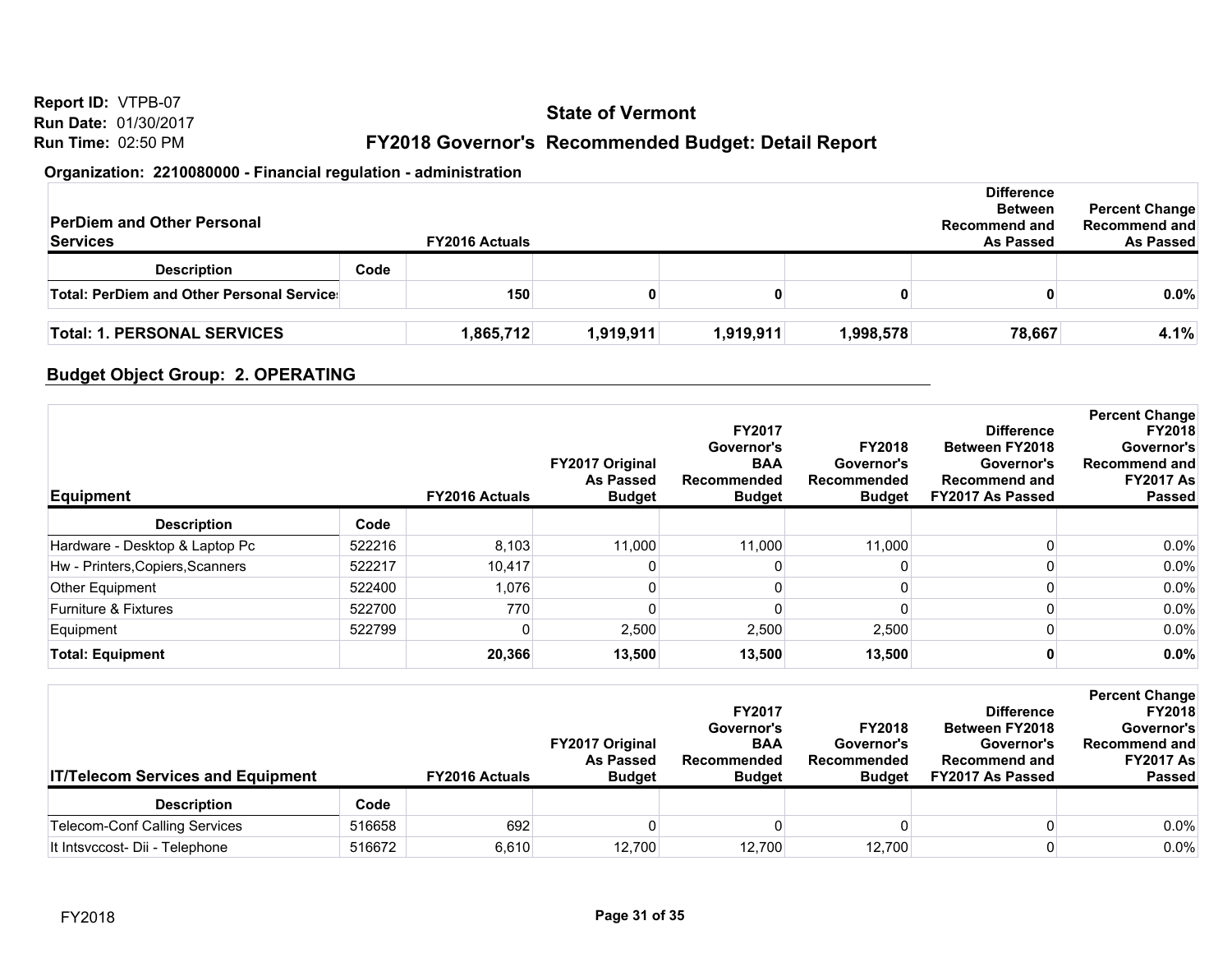**Report ID:** VTPB-07
**Run Date:** 01/30/2017
**Run Time:** 02:50 PM

## State of Vermont

## FY2018 Governor's Recommended Budget: Detail Report

**Organization: 2210080000 - Financial regulation - administration**

| PerDiem and Other Personal Services | | FY2016 Actuals | | | | Difference Between Recommend and As Passed | Percent Change Recommend and As Passed |
|---|---|---|---|---|---|---|---|
| **Description** | **Code** | | | | | | |
| **Total: PerDiem and Other Personal Services** | | **150** | **0** | **0** | **0** | **0** | **0.0%** |
| | | | | | | | |
| **Total: 1. PERSONAL SERVICES** | | **1,865,712** | **1,919,911** | **1,919,911** | **1,998,578** | **78,667** | **4.1%** |

### Budget Object Group: 2. OPERATING

| Equipment | | FY2016 Actuals | FY2017 Original As Passed Budget | FY2017 Governor's BAA Recommended Budget | FY2018 Governor's Recommended Budget | Difference Between FY2018 Governor's Recommend and FY2017 As Passed | Percent Change FY2018 Governor's Recommend and FY2017 As Passed |
|---|---|---|---|---|---|---|---|
| **Description** | **Code** | | | | | | |
| Hardware - Desktop & Laptop Pc | 522216 | 8,103 | 11,000 | 11,000 | 11,000 | 0 | 0.0% |
| Hw - Printers,Copiers,Scanners | 522217 | 10,417 | 0 | 0 | 0 | 0 | 0.0% |
| Other Equipment | 522400 | 1,076 | 0 | 0 | 0 | 0 | 0.0% |
| Furniture & Fixtures | 522700 | 770 | 0 | 0 | 0 | 0 | 0.0% |
| Equipment | 522799 | 0 | 2,500 | 2,500 | 2,500 | 0 | 0.0% |
| **Total: Equipment** | | **20,366** | **13,500** | **13,500** | **13,500** | **0** | **0.0%** |

| IT/Telecom Services and Equipment | | FY2016 Actuals | FY2017 Original As Passed Budget | FY2017 Governor's BAA Recommended Budget | FY2018 Governor's Recommended Budget | Difference Between FY2018 Governor's Recommend and FY2017 As Passed | Percent Change FY2018 Governor's Recommend and FY2017 As Passed |
|---|---|---|---|---|---|---|---|
| **Description** | **Code** | | | | | | |
| Telecom-Conf Calling Services | 516658 | 692 | 0 | 0 | 0 | 0 | 0.0% |
| It Intsvccost- Dii - Telephone | 516672 | 6,610 | 12,700 | 12,700 | 12,700 | 0 | 0.0% |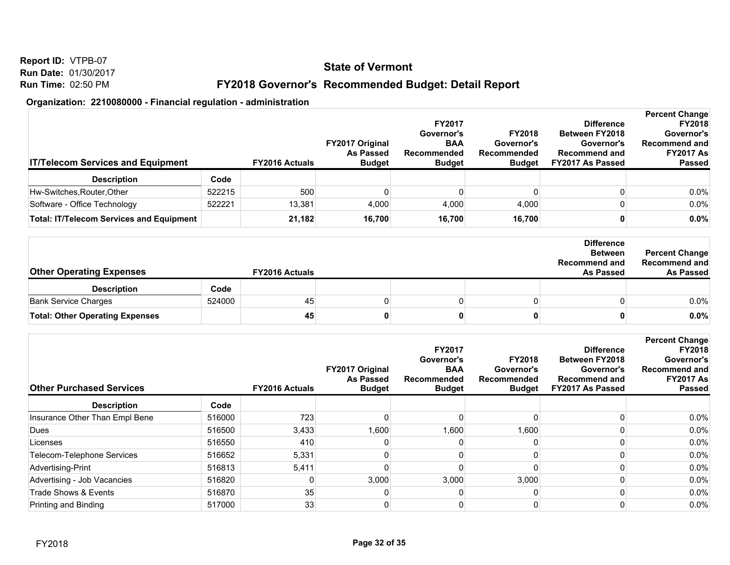Report ID: VTPB-07
Run Date: 01/30/2017
Run Time: 02:50 PM

# State of Vermont

## FY2018 Governor's Recommended Budget: Detail Report

### Organization: 2210080000 - Financial regulation - administration

| IT/Telecom Services and Equipment | | FY2016 Actuals | FY2017 Original As Passed Budget | FY2017 Governor's BAA Recommended Budget | FY2018 Governor's Recommended Budget | Difference Between FY2018 Governor's Recommend and FY2017 As Passed | Percent Change FY2018 Governor's Recommend and FY2017 As Passed |
|---|---|---|---|---|---|---|---|
| **Description** | **Code** | | | | | | |
| Hw-Switches,Router,Other | 522215 | 500 | 0 | 0 | 0 | 0 | 0.0% |
| Software - Office Technology | 522221 | 13,381 | 4,000 | 4,000 | 4,000 | 0 | 0.0% |
| **Total: IT/Telecom Services and Equipment** | | **21,182** | **16,700** | **16,700** | **16,700** | **0** | **0.0%** |

| Other Operating Expenses | | FY2016 Actuals | | | | Difference Between Recommend and As Passed | Percent Change Recommend and As Passed |
|---|---|---|---|---|---|---|---|
| **Description** | **Code** | | | | | | |
| Bank Service Charges | 524000 | 45 | 0 | 0 | 0 | 0 | 0.0% |
| **Total: Other Operating Expenses** | | **45** | **0** | **0** | **0** | **0** | **0.0%** |

| Other Purchased Services | | FY2016 Actuals | FY2017 Original As Passed Budget | FY2017 Governor's BAA Recommended Budget | FY2018 Governor's Recommended Budget | Difference Between FY2018 Governor's Recommend and FY2017 As Passed | Percent Change FY2018 Governor's Recommend and FY2017 As Passed |
|---|---|---|---|---|---|---|---|
| **Description** | **Code** | | | | | | |
| Insurance Other Than Empl Bene | 516000 | 723 | 0 | 0 | 0 | 0 | 0.0% |
| Dues | 516500 | 3,433 | 1,600 | 1,600 | 1,600 | 0 | 0.0% |
| Licenses | 516550 | 410 | 0 | 0 | 0 | 0 | 0.0% |
| Telecom-Telephone Services | 516652 | 5,331 | 0 | 0 | 0 | 0 | 0.0% |
| Advertising-Print | 516813 | 5,411 | 0 | 0 | 0 | 0 | 0.0% |
| Advertising - Job Vacancies | 516820 | 0 | 3,000 | 3,000 | 3,000 | 0 | 0.0% |
| Trade Shows & Events | 516870 | 35 | 0 | 0 | 0 | 0 | 0.0% |
| Printing and Binding | 517000 | 33 | 0 | 0 | 0 | 0 | 0.0% |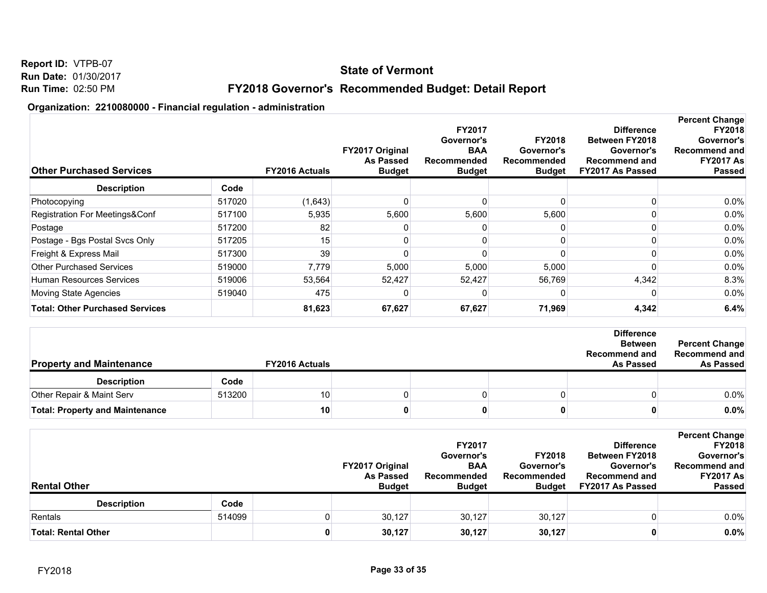**Report ID:** VTPB-07
**Run Date:** 01/30/2017
**Run Time:** 02:50 PM

## State of Vermont

## FY2018 Governor's Recommended Budget: Detail Report

**Organization: 2210080000 - Financial regulation - administration**

| Other Purchased Services | | FY2016 Actuals | FY2017 Original As Passed Budget | FY2017 Governor's BAA Recommended Budget | FY2018 Governor's Recommended Budget | Difference Between FY2018 Governor's Recommend and FY2017 As Passed | Percent Change FY2018 Governor's Recommend and FY2017 As Passed |
|---|---|---|---|---|---|---|---|
| **Description** | **Code** | | | | | | |
| Photocopying | 517020 | (1,643) | 0 | 0 | 0 | 0 | 0.0% |
| Registration For Meetings&Conf | 517100 | 5,935 | 5,600 | 5,600 | 5,600 | 0 | 0.0% |
| Postage | 517200 | 82 | 0 | 0 | 0 | 0 | 0.0% |
| Postage - Bgs Postal Svcs Only | 517205 | 15 | 0 | 0 | 0 | 0 | 0.0% |
| Freight & Express Mail | 517300 | 39 | 0 | 0 | 0 | 0 | 0.0% |
| Other Purchased Services | 519000 | 7,779 | 5,000 | 5,000 | 5,000 | 0 | 0.0% |
| Human Resources Services | 519006 | 53,564 | 52,427 | 52,427 | 56,769 | 4,342 | 8.3% |
| Moving State Agencies | 519040 | 475 | 0 | 0 | 0 | 0 | 0.0% |
| **Total: Other Purchased Services** | | **81,623** | **67,627** | **67,627** | **71,969** | **4,342** | **6.4%** |

| Property and Maintenance | | FY2016 Actuals | | | | Difference Between Recommend and As Passed | Percent Change Recommend and As Passed |
|---|---|---|---|---|---|---|---|
| **Description** | **Code** | | | | | | |
| Other Repair & Maint Serv | 513200 | 10 | 0 | 0 | 0 | 0 | 0.0% |
| **Total: Property and Maintenance** | | **10** | **0** | **0** | **0** | **0** | **0.0%** |

| Rental Other | | | FY2017 Original As Passed Budget | FY2017 Governor's BAA Recommended Budget | FY2018 Governor's Recommended Budget | Difference Between FY2018 Governor's Recommend and FY2017 As Passed | Percent Change FY2018 Governor's Recommend and FY2017 As Passed |
|---|---|---|---|---|---|---|---|
| **Description** | **Code** | | | | | | |
| Rentals | 514099 | 0 | 30,127 | 30,127 | 30,127 | 0 | 0.0% |
| **Total: Rental Other** | | **0** | **30,127** | **30,127** | **30,127** | **0** | **0.0%** |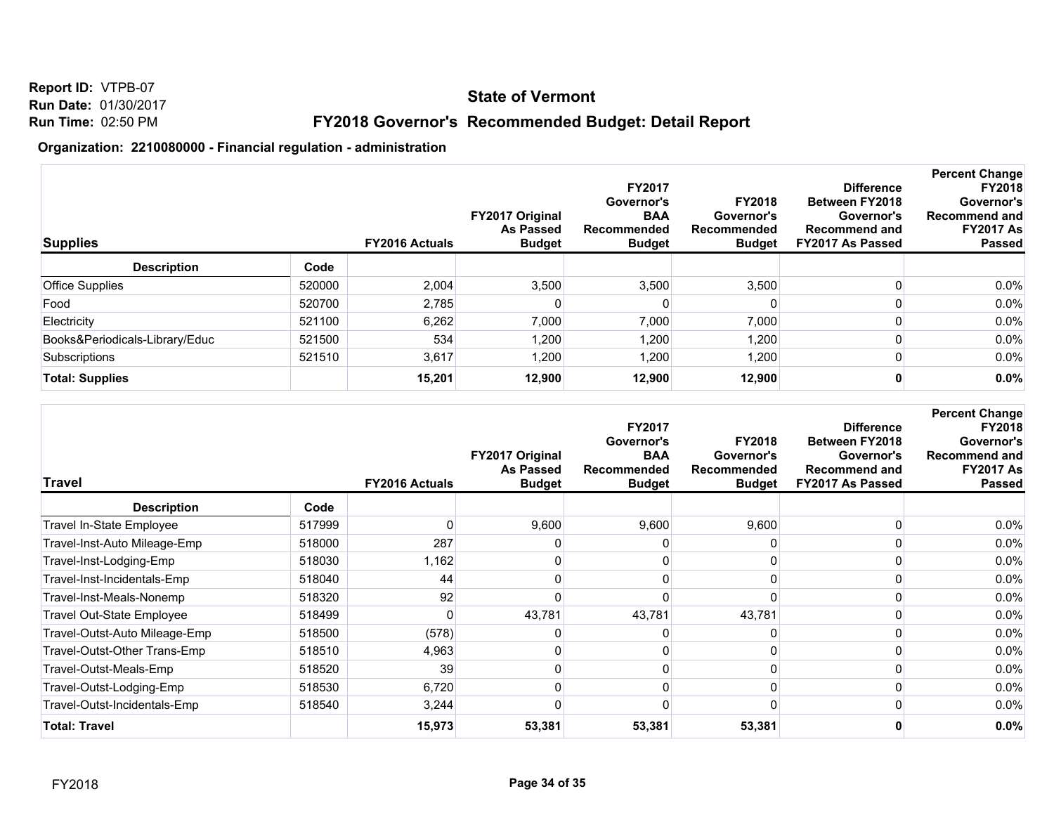Report ID: VTPB-07
Run Date: 01/30/2017
Run Time: 02:50 PM

# State of Vermont

## FY2018 Governor's Recommended Budget: Detail Report

**Organization: 2210080000 - Financial regulation - administration**

| Supplies | | FY2016 Actuals | FY2017 Original As Passed Budget | FY2017 Governor's BAA Recommended Budget | FY2018 Governor's Recommended Budget | Difference Between FY2018 Governor's Recommend and FY2017 As Passed | Percent Change FY2018 Governor's Recommend and FY2017 As Passed |
|---|---|---|---|---|---|---|---|
| **Description** | **Code** | | | | | | |
| Office Supplies | 520000 | 2,004 | 3,500 | 3,500 | 3,500 | 0 | 0.0% |
| Food | 520700 | 2,785 | 0 | 0 | 0 | 0 | 0.0% |
| Electricity | 521100 | 6,262 | 7,000 | 7,000 | 7,000 | 0 | 0.0% |
| Books&Periodicals-Library/Educ | 521500 | 534 | 1,200 | 1,200 | 1,200 | 0 | 0.0% |
| Subscriptions | 521510 | 3,617 | 1,200 | 1,200 | 1,200 | 0 | 0.0% |
| **Total: Supplies** | | **15,201** | **12,900** | **12,900** | **12,900** | **0** | **0.0%** |

| Travel | | FY2016 Actuals | FY2017 Original As Passed Budget | FY2017 Governor's BAA Recommended Budget | FY2018 Governor's Recommended Budget | Difference Between FY2018 Governor's Recommend and FY2017 As Passed | Percent Change FY2018 Governor's Recommend and FY2017 As Passed |
|---|---|---|---|---|---|---|---|
| **Description** | **Code** | | | | | | |
| Travel In-State Employee | 517999 | 0 | 9,600 | 9,600 | 9,600 | 0 | 0.0% |
| Travel-Inst-Auto Mileage-Emp | 518000 | 287 | 0 | 0 | 0 | 0 | 0.0% |
| Travel-Inst-Lodging-Emp | 518030 | 1,162 | 0 | 0 | 0 | 0 | 0.0% |
| Travel-Inst-Incidentals-Emp | 518040 | 44 | 0 | 0 | 0 | 0 | 0.0% |
| Travel-Inst-Meals-Nonemp | 518320 | 92 | 0 | 0 | 0 | 0 | 0.0% |
| Travel Out-State Employee | 518499 | 0 | 43,781 | 43,781 | 43,781 | 0 | 0.0% |
| Travel-Outst-Auto Mileage-Emp | 518500 | (578) | 0 | 0 | 0 | 0 | 0.0% |
| Travel-Outst-Other Trans-Emp | 518510 | 4,963 | 0 | 0 | 0 | 0 | 0.0% |
| Travel-Outst-Meals-Emp | 518520 | 39 | 0 | 0 | 0 | 0 | 0.0% |
| Travel-Outst-Lodging-Emp | 518530 | 6,720 | 0 | 0 | 0 | 0 | 0.0% |
| Travel-Outst-Incidentals-Emp | 518540 | 3,244 | 0 | 0 | 0 | 0 | 0.0% |
| **Total: Travel** | | **15,973** | **53,381** | **53,381** | **53,381** | **0** | **0.0%** |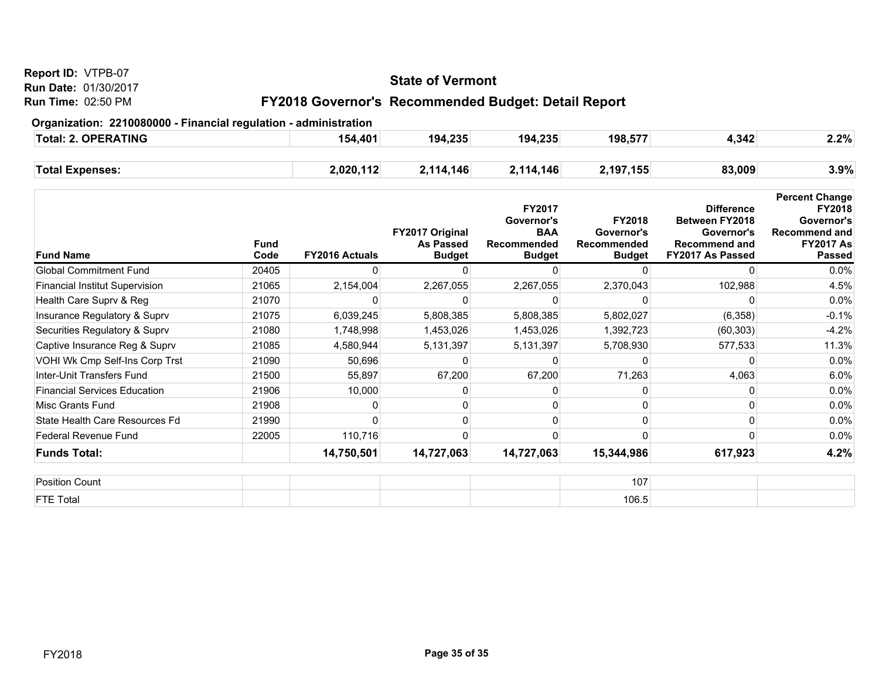Report ID: VTPB-07
Run Date: 01/30/2017
Run Time: 02:50 PM

# State of Vermont

## FY2018 Governor's Recommended Budget: Detail Report

### Organization: 2210080000 - Financial regulation - administration

| | | | | | | |
|---|---|---|---|---|---|---|
| **Total: 2. OPERATING** | **154,401** | **194,235** | **194,235** | **198,577** | **4,342** | **2.2%** |
| **Total Expenses:** | **2,020,112** | **2,114,146** | **2,114,146** | **2,197,155** | **83,009** | **3.9%** |

| Fund Name | Fund Code | FY2016 Actuals | FY2017 Original As Passed Budget | FY2017 Governor's BAA Recommended Budget | FY2018 Governor's Recommended Budget | Difference Between FY2018 Governor's Recommend and FY2017 As Passed | Percent Change FY2018 Governor's Recommend and FY2017 As Passed |
|---|---|---|---|---|---|---|---|
| Global Commitment Fund | 20405 | 0 | 0 | 0 | 0 | 0 | 0.0% |
| Financial Institut Supervision | 21065 | 2,154,004 | 2,267,055 | 2,267,055 | 2,370,043 | 102,988 | 4.5% |
| Health Care Suprv & Reg | 21070 | 0 | 0 | 0 | 0 | 0 | 0.0% |
| Insurance Regulatory & Suprv | 21075 | 6,039,245 | 5,808,385 | 5,808,385 | 5,802,027 | (6,358) | -0.1% |
| Securities Regulatory & Suprv | 21080 | 1,748,998 | 1,453,026 | 1,453,026 | 1,392,723 | (60,303) | -4.2% |
| Captive Insurance Reg & Suprv | 21085 | 4,580,944 | 5,131,397 | 5,131,397 | 5,708,930 | 577,533 | 11.3% |
| VOHI Wk Cmp Self-Ins Corp Trst | 21090 | 50,696 | 0 | 0 | 0 | 0 | 0.0% |
| Inter-Unit Transfers Fund | 21500 | 55,897 | 67,200 | 67,200 | 71,263 | 4,063 | 6.0% |
| Financial Services Education | 21906 | 10,000 | 0 | 0 | 0 | 0 | 0.0% |
| Misc Grants Fund | 21908 | 0 | 0 | 0 | 0 | 0 | 0.0% |
| State Health Care Resources Fd | 21990 | 0 | 0 | 0 | 0 | 0 | 0.0% |
| Federal Revenue Fund | 22005 | 110,716 | 0 | 0 | 0 | 0 | 0.0% |
| **Funds Total:** | | **14,750,501** | **14,727,063** | **14,727,063** | **15,344,986** | **617,923** | **4.2%** |

| | | | | | | | |
|---|---|---|---|---|---|---|---|
| Position Count | | | | | 107 | | |
| FTE Total | | | | | 106.5 | | |

FY2018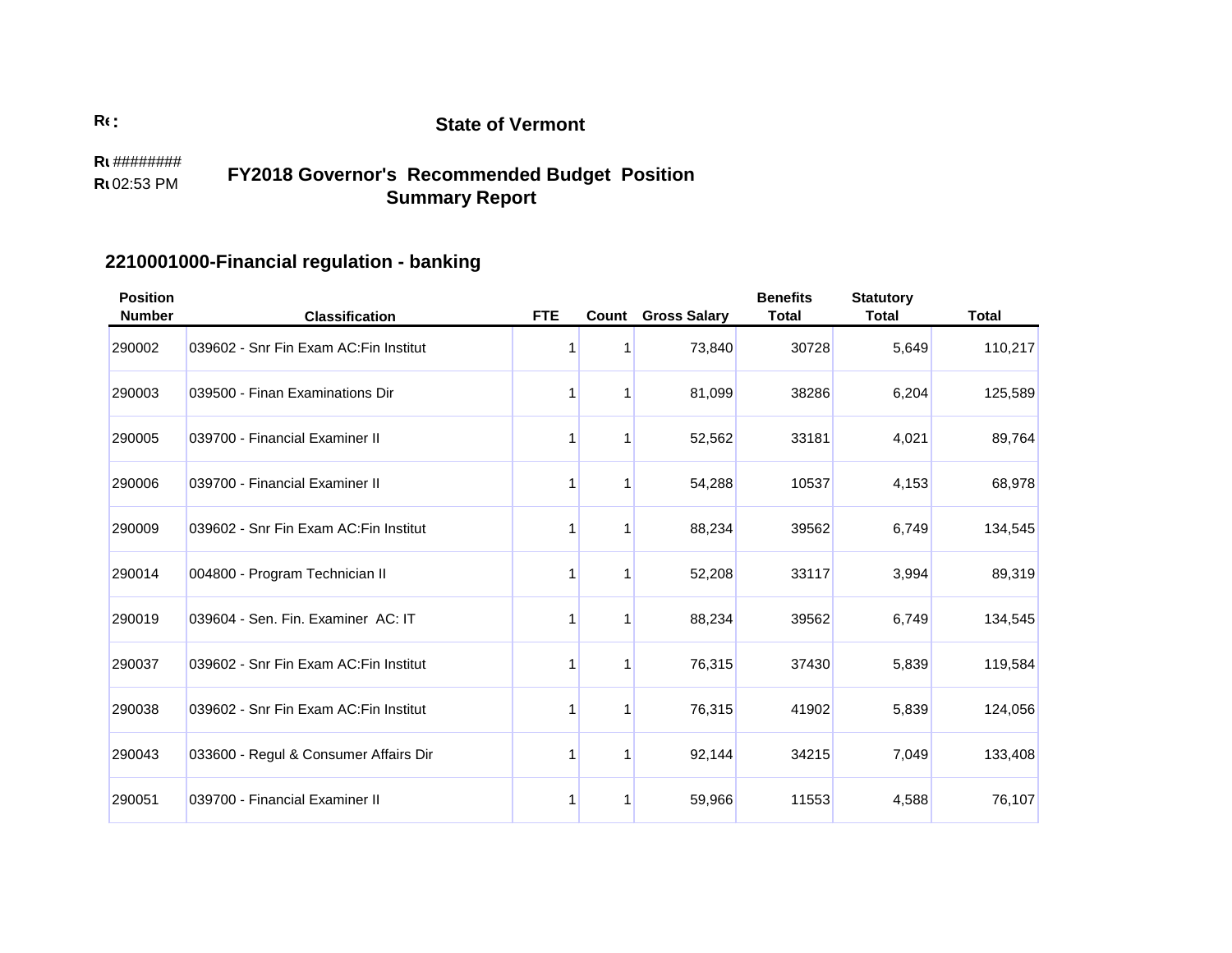Re:

**State of Vermont**

Ru ########
Ru 02:53 PM

**FY2018 Governor's Recommended Budget Position Summary Report**

## 2210001000-Financial regulation - banking

| Position Number | Classification | FTE | Count | Gross Salary | Benefits Total | Statutory Total | Total |
|---|---|---|---|---|---|---|---|
| 290002 | 039602 - Snr Fin Exam AC:Fin Institut | 1 | 1 | 73,840 | 30728 | 5,649 | 110,217 |
| 290003 | 039500 - Finan Examinations Dir | 1 | 1 | 81,099 | 38286 | 6,204 | 125,589 |
| 290005 | 039700 - Financial Examiner II | 1 | 1 | 52,562 | 33181 | 4,021 | 89,764 |
| 290006 | 039700 - Financial Examiner II | 1 | 1 | 54,288 | 10537 | 4,153 | 68,978 |
| 290009 | 039602 - Snr Fin Exam AC:Fin Institut | 1 | 1 | 88,234 | 39562 | 6,749 | 134,545 |
| 290014 | 004800 - Program Technician II | 1 | 1 | 52,208 | 33117 | 3,994 | 89,319 |
| 290019 | 039604 - Sen. Fin. Examiner AC: IT | 1 | 1 | 88,234 | 39562 | 6,749 | 134,545 |
| 290037 | 039602 - Snr Fin Exam AC:Fin Institut | 1 | 1 | 76,315 | 37430 | 5,839 | 119,584 |
| 290038 | 039602 - Snr Fin Exam AC:Fin Institut | 1 | 1 | 76,315 | 41902 | 5,839 | 124,056 |
| 290043 | 033600 - Regul & Consumer Affairs Dir | 1 | 1 | 92,144 | 34215 | 7,049 | 133,408 |
| 290051 | 039700 - Financial Examiner II | 1 | 1 | 59,966 | 11553 | 4,588 | 76,107 |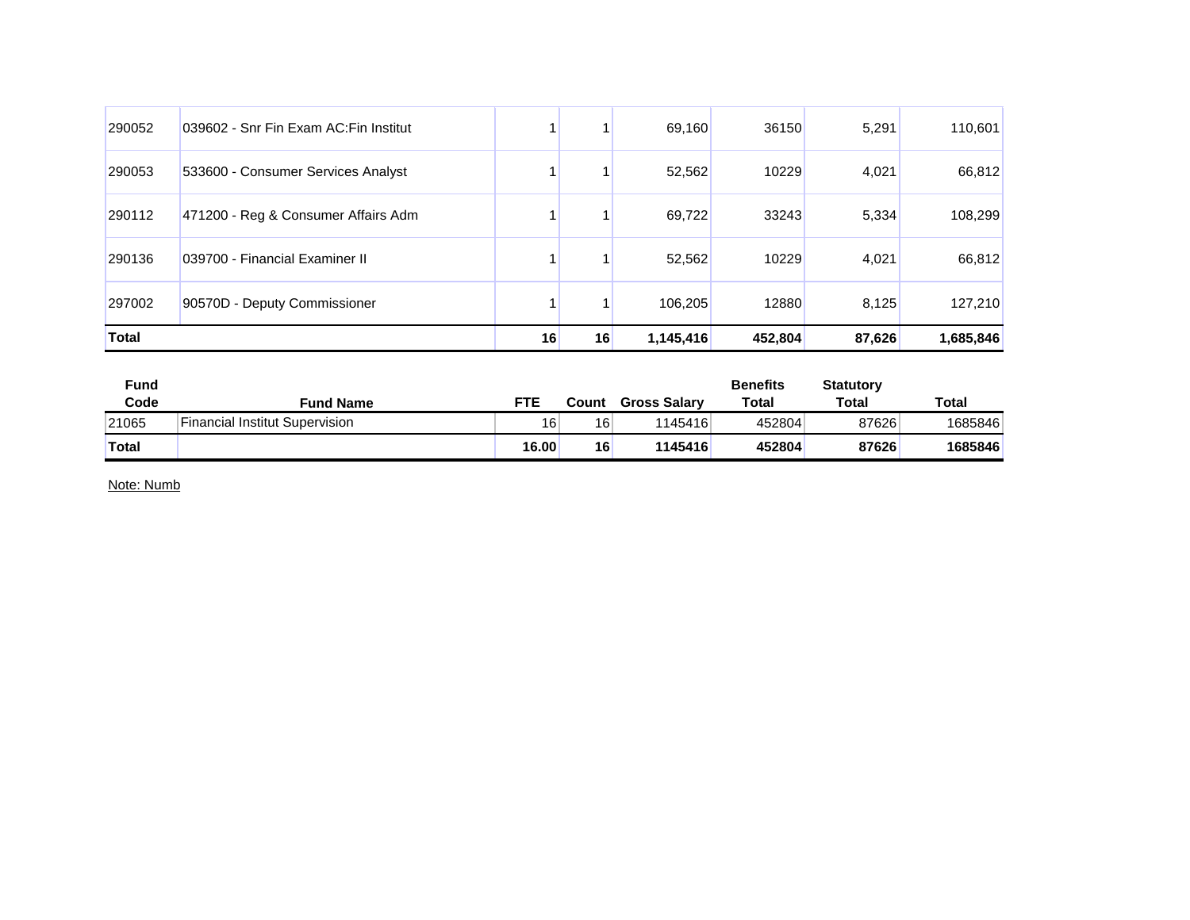| | | | | | | | |
|---|---|---|---|---|---|---|---|
| 290052 | 039602 - Snr Fin Exam AC:Fin Institut | 1 | 1 | 69,160 | 36150 | 5,291 | 110,601 |
| 290053 | 533600 - Consumer Services Analyst | 1 | 1 | 52,562 | 10229 | 4,021 | 66,812 |
| 290112 | 471200 - Reg & Consumer Affairs Adm | 1 | 1 | 69,722 | 33243 | 5,334 | 108,299 |
| 290136 | 039700 - Financial Examiner II | 1 | 1 | 52,562 | 10229 | 4,021 | 66,812 |
| 297002 | 90570D - Deputy Commissioner | 1 | 1 | 106,205 | 12880 | 8,125 | 127,210 |
| **Total** | | **16** | **16** | **1,145,416** | **452,804** | **87,626** | **1,685,846** |

| Fund Code | Fund Name | FTE | Count | Gross Salary | Benefits Total | Statutory Total | Total |
|---|---|---|---|---|---|---|---|
| 21065 | Financial Institut Supervision | 16 | 16 | 1145416 | 452804 | 87626 | 1685846 |
| **Total** | | **16.00** | **16** | **1145416** | **452804** | **87626** | **1685846** |

Note: Numb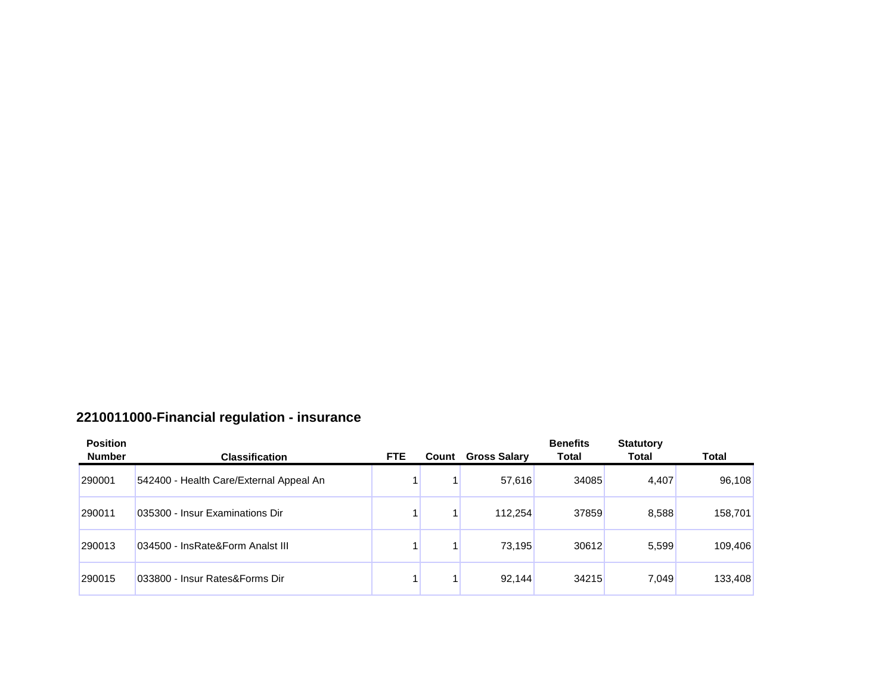## 2210011000-Financial regulation - insurance

| Position Number | Classification | FTE | Count | Gross Salary | Benefits Total | Statutory Total | Total |
|---|---|---|---|---|---|---|---|
| 290001 | 542400 - Health Care/External Appeal An | 1 | 1 | 57,616 | 34085 | 4,407 | 96,108 |
| 290011 | 035300 - Insur Examinations Dir | 1 | 1 | 112,254 | 37859 | 8,588 | 158,701 |
| 290013 | 034500 - InsRate&Form Analst III | 1 | 1 | 73,195 | 30612 | 5,599 | 109,406 |
| 290015 | 033800 - Insur Rates&Forms Dir | 1 | 1 | 92,144 | 34215 | 7,049 | 133,408 |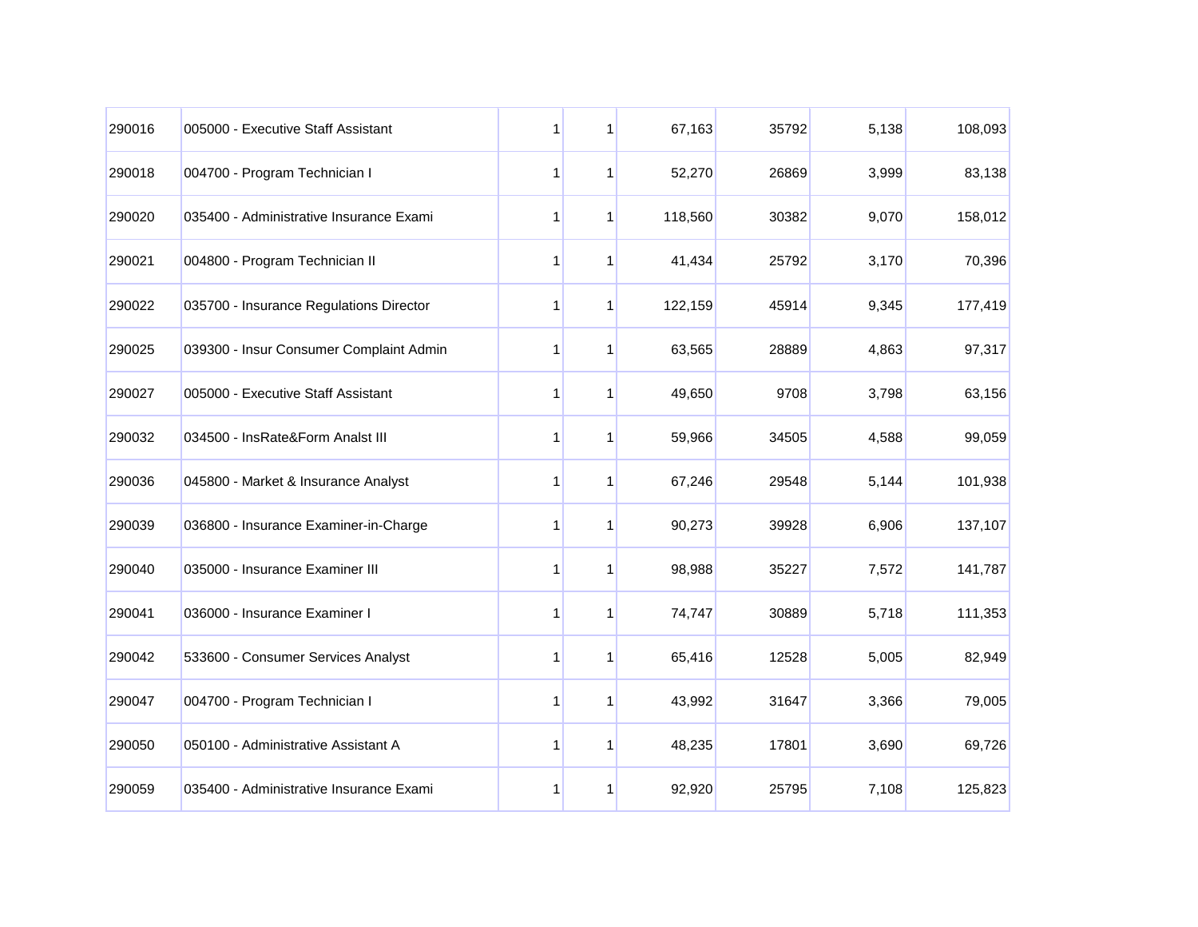| | | | | | | | |
|---|---|---|---|---|---|---|---|
| 290016 | 005000 - Executive Staff Assistant | 1 | 1 | 67,163 | 35792 | 5,138 | 108,093 |
| 290018 | 004700 - Program Technician I | 1 | 1 | 52,270 | 26869 | 3,999 | 83,138 |
| 290020 | 035400 - Administrative Insurance Exami | 1 | 1 | 118,560 | 30382 | 9,070 | 158,012 |
| 290021 | 004800 - Program Technician II | 1 | 1 | 41,434 | 25792 | 3,170 | 70,396 |
| 290022 | 035700 - Insurance Regulations Director | 1 | 1 | 122,159 | 45914 | 9,345 | 177,419 |
| 290025 | 039300 - Insur Consumer Complaint Admin | 1 | 1 | 63,565 | 28889 | 4,863 | 97,317 |
| 290027 | 005000 - Executive Staff Assistant | 1 | 1 | 49,650 | 9708 | 3,798 | 63,156 |
| 290032 | 034500 - InsRate&Form Analst III | 1 | 1 | 59,966 | 34505 | 4,588 | 99,059 |
| 290036 | 045800 - Market & Insurance Analyst | 1 | 1 | 67,246 | 29548 | 5,144 | 101,938 |
| 290039 | 036800 - Insurance Examiner-in-Charge | 1 | 1 | 90,273 | 39928 | 6,906 | 137,107 |
| 290040 | 035000 - Insurance Examiner III | 1 | 1 | 98,988 | 35227 | 7,572 | 141,787 |
| 290041 | 036000 - Insurance Examiner I | 1 | 1 | 74,747 | 30889 | 5,718 | 111,353 |
| 290042 | 533600 - Consumer Services Analyst | 1 | 1 | 65,416 | 12528 | 5,005 | 82,949 |
| 290047 | 004700 - Program Technician I | 1 | 1 | 43,992 | 31647 | 3,366 | 79,005 |
| 290050 | 050100 - Administrative Assistant A | 1 | 1 | 48,235 | 17801 | 3,690 | 69,726 |
| 290059 | 035400 - Administrative Insurance Exami | 1 | 1 | 92,920 | 25795 | 7,108 | 125,823 |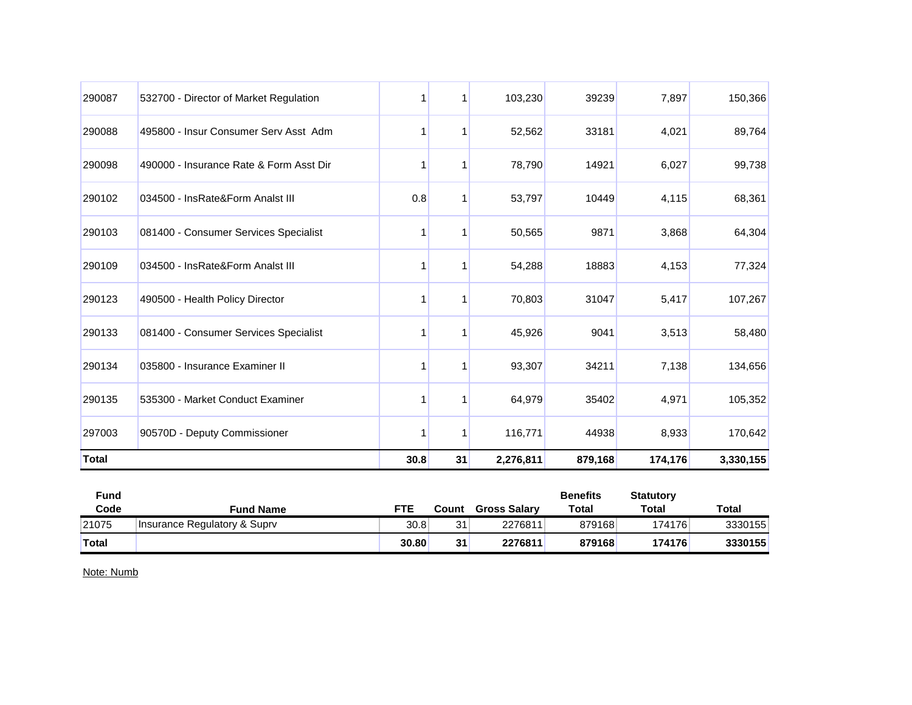| | | | | | | | |
|---|---|---|---|---|---|---|---|
| 290087 | 532700 - Director of Market Regulation | 1 | 1 | 103,230 | 39239 | 7,897 | 150,366 |
| 290088 | 495800 - Insur Consumer Serv Asst Adm | 1 | 1 | 52,562 | 33181 | 4,021 | 89,764 |
| 290098 | 490000 - Insurance Rate & Form Asst Dir | 1 | 1 | 78,790 | 14921 | 6,027 | 99,738 |
| 290102 | 034500 - InsRate&Form Analst III | 0.8 | 1 | 53,797 | 10449 | 4,115 | 68,361 |
| 290103 | 081400 - Consumer Services Specialist | 1 | 1 | 50,565 | 9871 | 3,868 | 64,304 |
| 290109 | 034500 - InsRate&Form Analst III | 1 | 1 | 54,288 | 18883 | 4,153 | 77,324 |
| 290123 | 490500 - Health Policy Director | 1 | 1 | 70,803 | 31047 | 5,417 | 107,267 |
| 290133 | 081400 - Consumer Services Specialist | 1 | 1 | 45,926 | 9041 | 3,513 | 58,480 |
| 290134 | 035800 - Insurance Examiner II | 1 | 1 | 93,307 | 34211 | 7,138 | 134,656 |
| 290135 | 535300 - Market Conduct Examiner | 1 | 1 | 64,979 | 35402 | 4,971 | 105,352 |
| 297003 | 90570D - Deputy Commissioner | 1 | 1 | 116,771 | 44938 | 8,933 | 170,642 |
| **Total** | | **30.8** | **31** | **2,276,811** | **879,168** | **174,176** | **3,330,155** |

| Fund Code | Fund Name | FTE | Count | Gross Salary | Benefits Total | Statutory Total | Total |
|---|---|---|---|---|---|---|---|
| 21075 | Insurance Regulatory & Suprv | 30.8 | 31 | 2276811 | 879168 | 174176 | 3330155 |
| **Total** | | **30.80** | **31** | **2276811** | **879168** | **174176** | **3330155** |

Note: Numb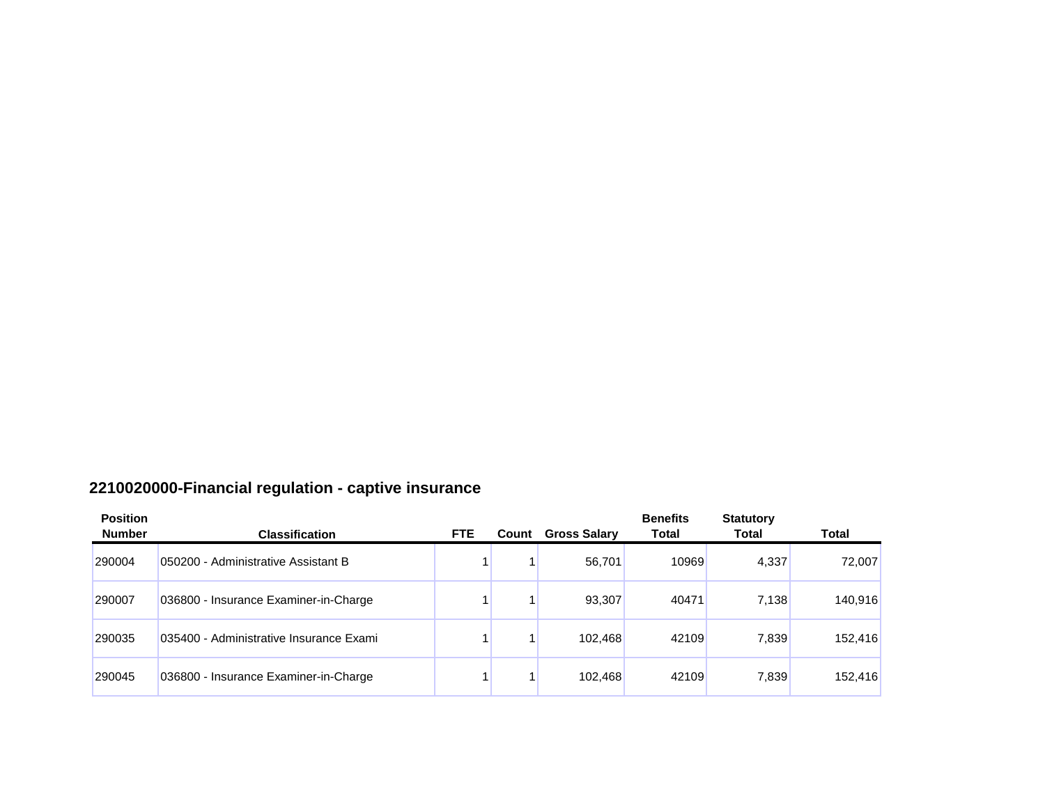## 2210020000-Financial regulation - captive insurance

| Position Number | Classification | FTE | Count | Gross Salary | Benefits Total | Statutory Total | Total |
|---|---|---|---|---|---|---|---|
| 290004 | 050200 - Administrative Assistant B | 1 | 1 | 56,701 | 10969 | 4,337 | 72,007 |
| 290007 | 036800 - Insurance Examiner-in-Charge | 1 | 1 | 93,307 | 40471 | 7,138 | 140,916 |
| 290035 | 035400 - Administrative Insurance Exami | 1 | 1 | 102,468 | 42109 | 7,839 | 152,416 |
| 290045 | 036800 - Insurance Examiner-in-Charge | 1 | 1 | 102,468 | 42109 | 7,839 | 152,416 |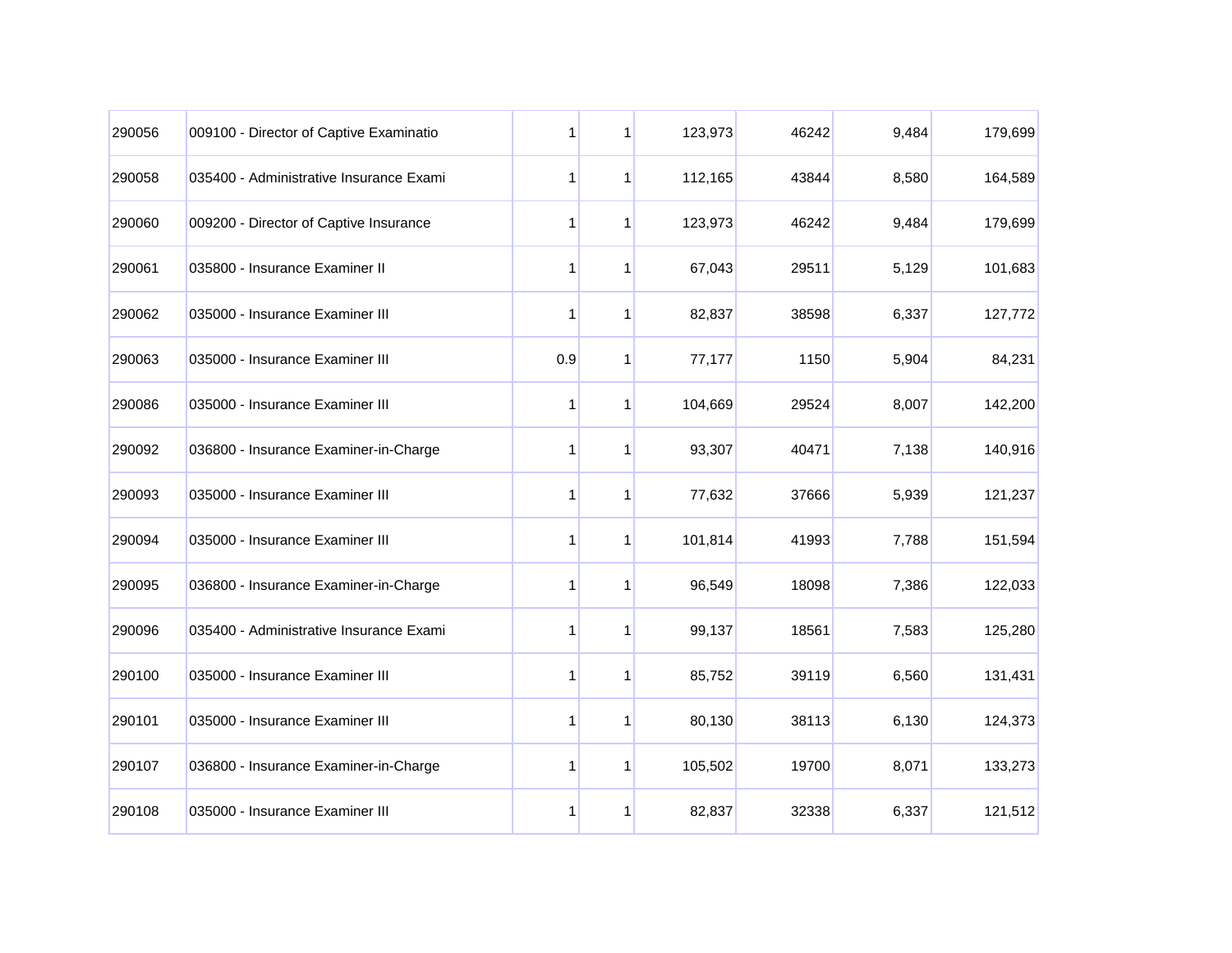| | | | | | | | |
|---|---|---|---|---|---|---|---|
| 290056 | 009100 - Director of Captive Examinatio | 1 | 1 | 123,973 | 46242 | 9,484 | 179,699 |
| 290058 | 035400 - Administrative Insurance Exami | 1 | 1 | 112,165 | 43844 | 8,580 | 164,589 |
| 290060 | 009200 - Director of Captive Insurance | 1 | 1 | 123,973 | 46242 | 9,484 | 179,699 |
| 290061 | 035800 - Insurance Examiner II | 1 | 1 | 67,043 | 29511 | 5,129 | 101,683 |
| 290062 | 035000 - Insurance Examiner III | 1 | 1 | 82,837 | 38598 | 6,337 | 127,772 |
| 290063 | 035000 - Insurance Examiner III | 0.9 | 1 | 77,177 | 1150 | 5,904 | 84,231 |
| 290086 | 035000 - Insurance Examiner III | 1 | 1 | 104,669 | 29524 | 8,007 | 142,200 |
| 290092 | 036800 - Insurance Examiner-in-Charge | 1 | 1 | 93,307 | 40471 | 7,138 | 140,916 |
| 290093 | 035000 - Insurance Examiner III | 1 | 1 | 77,632 | 37666 | 5,939 | 121,237 |
| 290094 | 035000 - Insurance Examiner III | 1 | 1 | 101,814 | 41993 | 7,788 | 151,594 |
| 290095 | 036800 - Insurance Examiner-in-Charge | 1 | 1 | 96,549 | 18098 | 7,386 | 122,033 |
| 290096 | 035400 - Administrative Insurance Exami | 1 | 1 | 99,137 | 18561 | 7,583 | 125,280 |
| 290100 | 035000 - Insurance Examiner III | 1 | 1 | 85,752 | 39119 | 6,560 | 131,431 |
| 290101 | 035000 - Insurance Examiner III | 1 | 1 | 80,130 | 38113 | 6,130 | 124,373 |
| 290107 | 036800 - Insurance Examiner-in-Charge | 1 | 1 | 105,502 | 19700 | 8,071 | 133,273 |
| 290108 | 035000 - Insurance Examiner III | 1 | 1 | 82,837 | 32338 | 6,337 | 121,512 |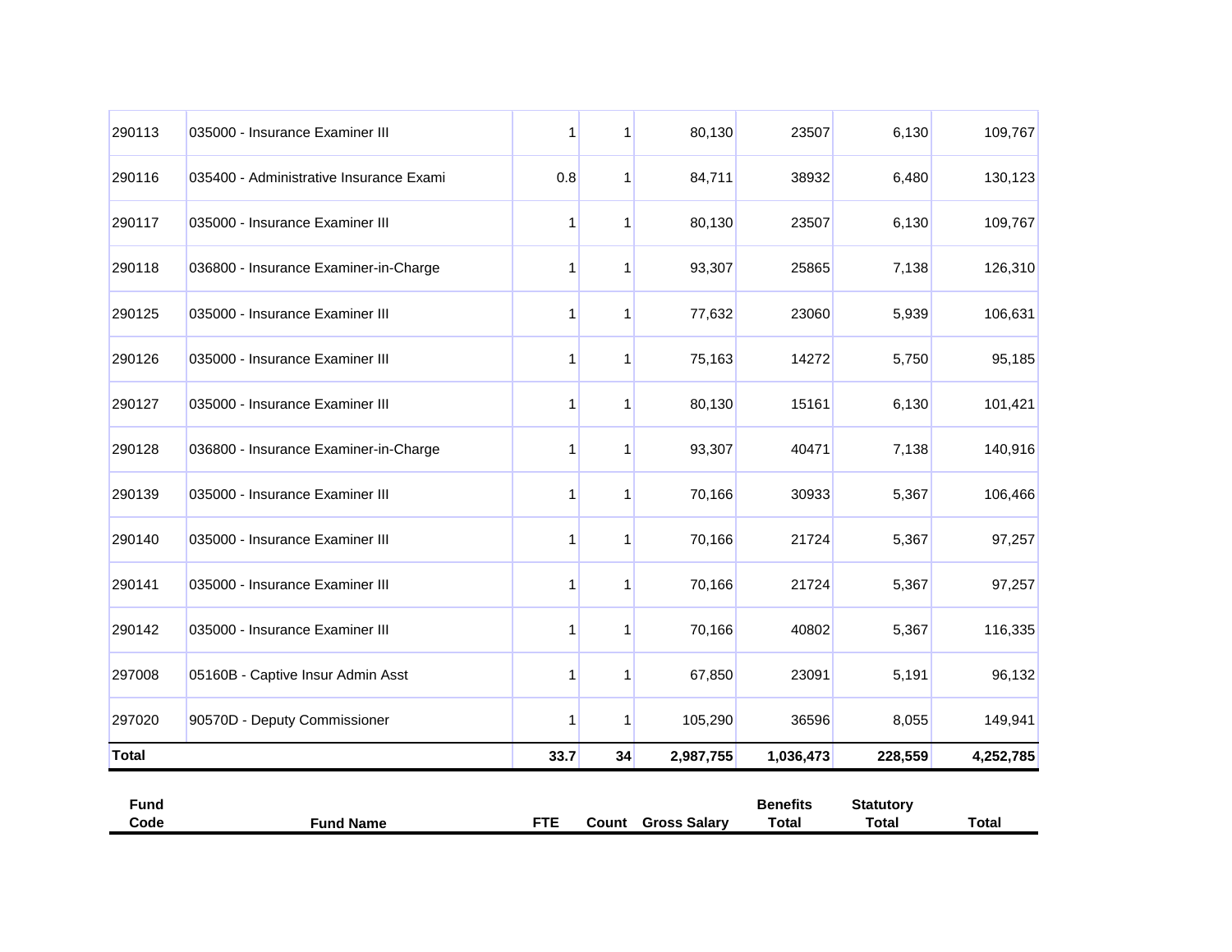| Fund Code | Fund Name | FTE | Count | Gross Salary | Benefits Total | Statutory Total | Total |
|---|---|---|---|---|---|---|---|
| 290113 | 035000 - Insurance Examiner III | 1 | 1 | 80,130 | 23507 | 6,130 | 109,767 |
| 290116 | 035400 - Administrative Insurance Exami | 0.8 | 1 | 84,711 | 38932 | 6,480 | 130,123 |
| 290117 | 035000 - Insurance Examiner III | 1 | 1 | 80,130 | 23507 | 6,130 | 109,767 |
| 290118 | 036800 - Insurance Examiner-in-Charge | 1 | 1 | 93,307 | 25865 | 7,138 | 126,310 |
| 290125 | 035000 - Insurance Examiner III | 1 | 1 | 77,632 | 23060 | 5,939 | 106,631 |
| 290126 | 035000 - Insurance Examiner III | 1 | 1 | 75,163 | 14272 | 5,750 | 95,185 |
| 290127 | 035000 - Insurance Examiner III | 1 | 1 | 80,130 | 15161 | 6,130 | 101,421 |
| 290128 | 036800 - Insurance Examiner-in-Charge | 1 | 1 | 93,307 | 40471 | 7,138 | 140,916 |
| 290139 | 035000 - Insurance Examiner III | 1 | 1 | 70,166 | 30933 | 5,367 | 106,466 |
| 290140 | 035000 - Insurance Examiner III | 1 | 1 | 70,166 | 21724 | 5,367 | 97,257 |
| 290141 | 035000 - Insurance Examiner III | 1 | 1 | 70,166 | 21724 | 5,367 | 97,257 |
| 290142 | 035000 - Insurance Examiner III | 1 | 1 | 70,166 | 40802 | 5,367 | 116,335 |
| 297008 | 05160B - Captive Insur Admin Asst | 1 | 1 | 67,850 | 23091 | 5,191 | 96,132 |
| 297020 | 90570D - Deputy Commissioner | 1 | 1 | 105,290 | 36596 | 8,055 | 149,941 |
| **Total** | | **33.7** | **34** | **2,987,755** | **1,036,473** | **228,559** | **4,252,785** |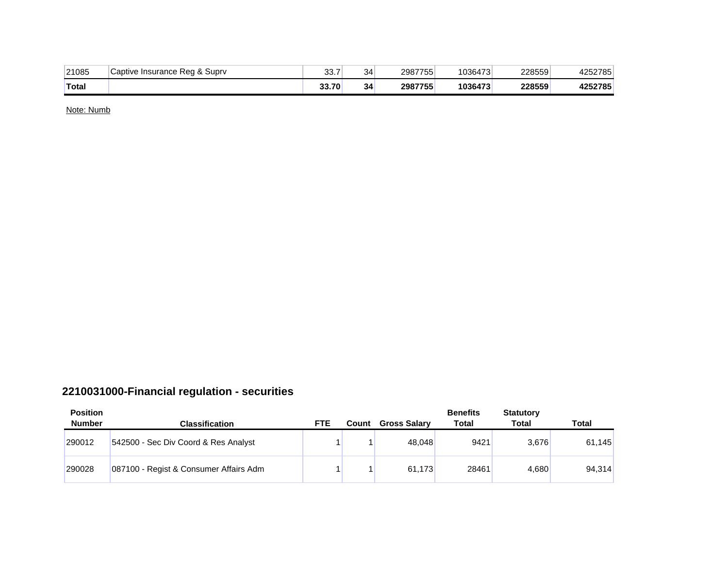| | | | | | | | |
|---|---|---|---|---|---|---|---|
| 21085 | Captive Insurance Reg & Suprv | 33.7 | 34 | 2987755 | 1036473 | 228559 | 4252785 |
| **Total** | | **33.70** | **34** | **2987755** | **1036473** | **228559** | **4252785** |

Note: Numb

## 2210031000-Financial regulation - securities

| Position Number | Classification | FTE | Count | Gross Salary | Benefits Total | Statutory Total | Total |
|---|---|---|---|---|---|---|---|
| 290012 | 542500 - Sec Div Coord & Res Analyst | 1 | 1 | 48,048 | 9421 | 3,676 | 61,145 |
| 290028 | 087100 - Regist & Consumer Affairs Adm | 1 | 1 | 61,173 | 28461 | 4,680 | 94,314 |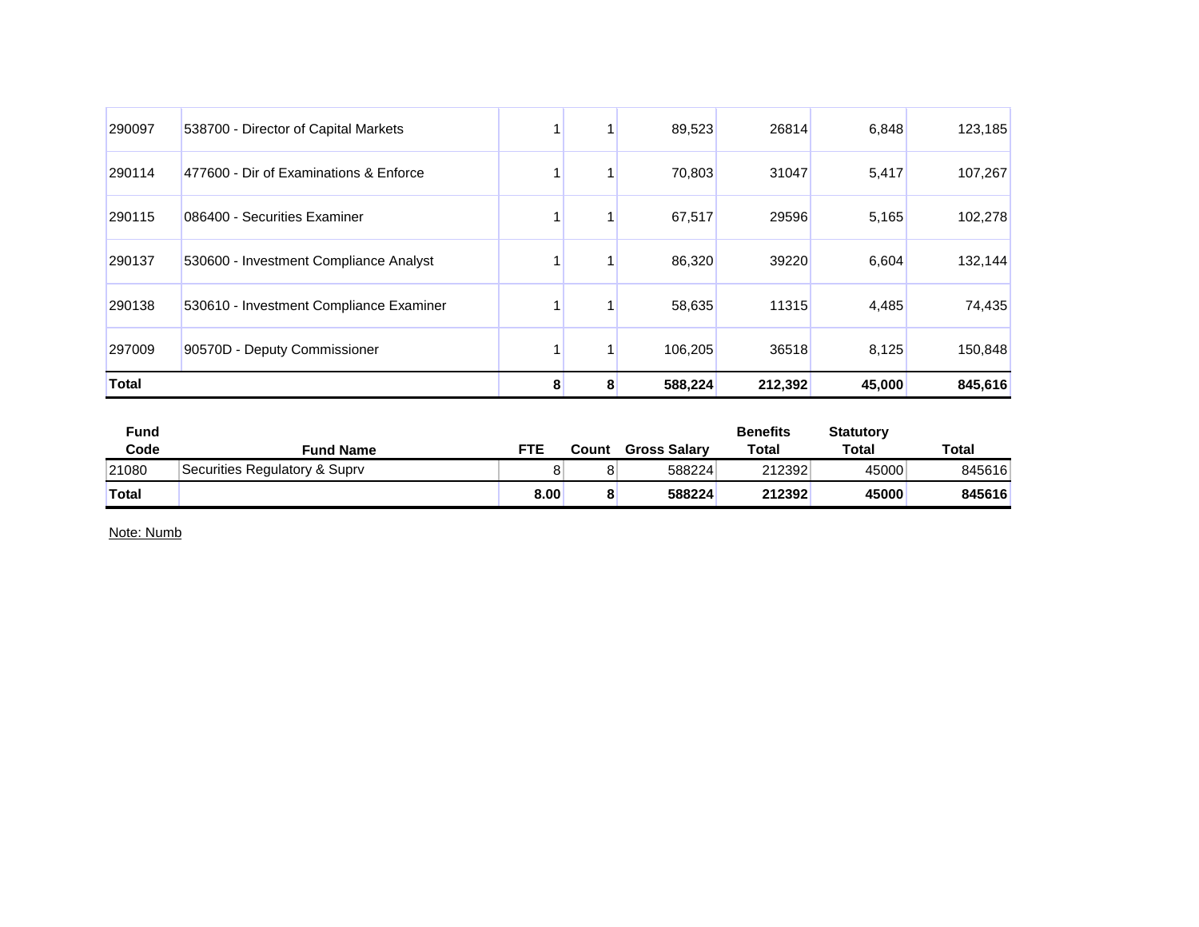| | | | | | | | |
|---|---|---|---|---|---|---|---|
| 290097 | 538700 - Director of Capital Markets | 1 | 1 | 89,523 | 26814 | 6,848 | 123,185 |
| 290114 | 477600 - Dir of Examinations & Enforce | 1 | 1 | 70,803 | 31047 | 5,417 | 107,267 |
| 290115 | 086400 - Securities Examiner | 1 | 1 | 67,517 | 29596 | 5,165 | 102,278 |
| 290137 | 530600 - Investment Compliance Analyst | 1 | 1 | 86,320 | 39220 | 6,604 | 132,144 |
| 290138 | 530610 - Investment Compliance Examiner | 1 | 1 | 58,635 | 11315 | 4,485 | 74,435 |
| 297009 | 90570D - Deputy Commissioner | 1 | 1 | 106,205 | 36518 | 8,125 | 150,848 |
| **Total** | | **8** | **8** | **588,224** | **212,392** | **45,000** | **845,616** |

| Fund Code | Fund Name | FTE | Count | Gross Salary | Benefits Total | Statutory Total | Total |
|---|---|---|---|---|---|---|---|
| 21080 | Securities Regulatory & Suprv | 8 | 8 | 588224 | 212392 | 45000 | 845616 |
| **Total** | | **8.00** | **8** | **588224** | **212392** | **45000** | **845616** |

Note: Numb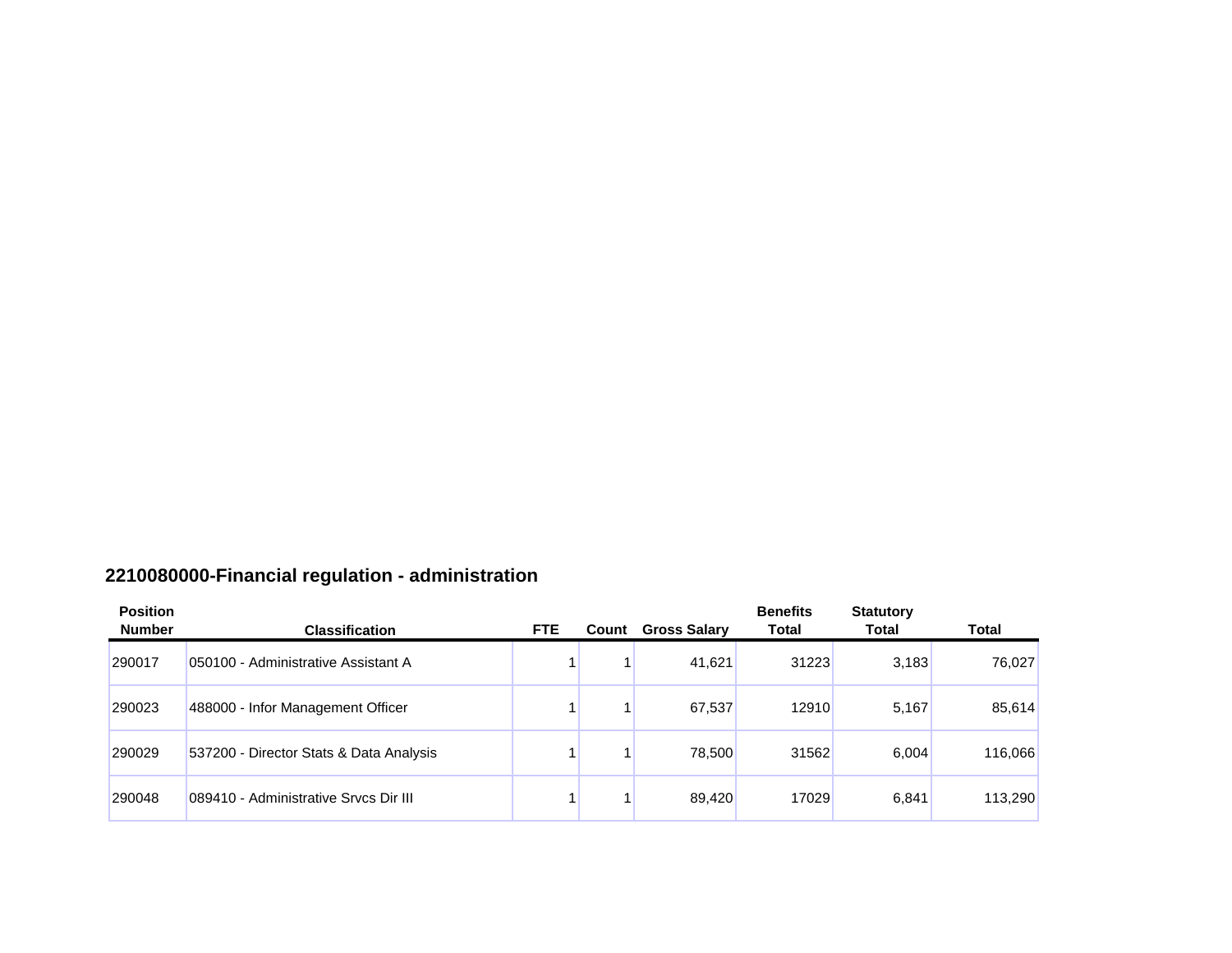## 2210080000-Financial regulation - administration

| Position Number | Classification | FTE | Count | Gross Salary | Benefits Total | Statutory Total | Total |
|---|---|---|---|---|---|---|---|
| 290017 | 050100 - Administrative Assistant A | 1 | 1 | 41,621 | 31223 | 3,183 | 76,027 |
| 290023 | 488000 - Infor Management Officer | 1 | 1 | 67,537 | 12910 | 5,167 | 85,614 |
| 290029 | 537200 - Director Stats & Data Analysis | 1 | 1 | 78,500 | 31562 | 6,004 | 116,066 |
| 290048 | 089410 - Administrative Srvcs Dir III | 1 | 1 | 89,420 | 17029 | 6,841 | 113,290 |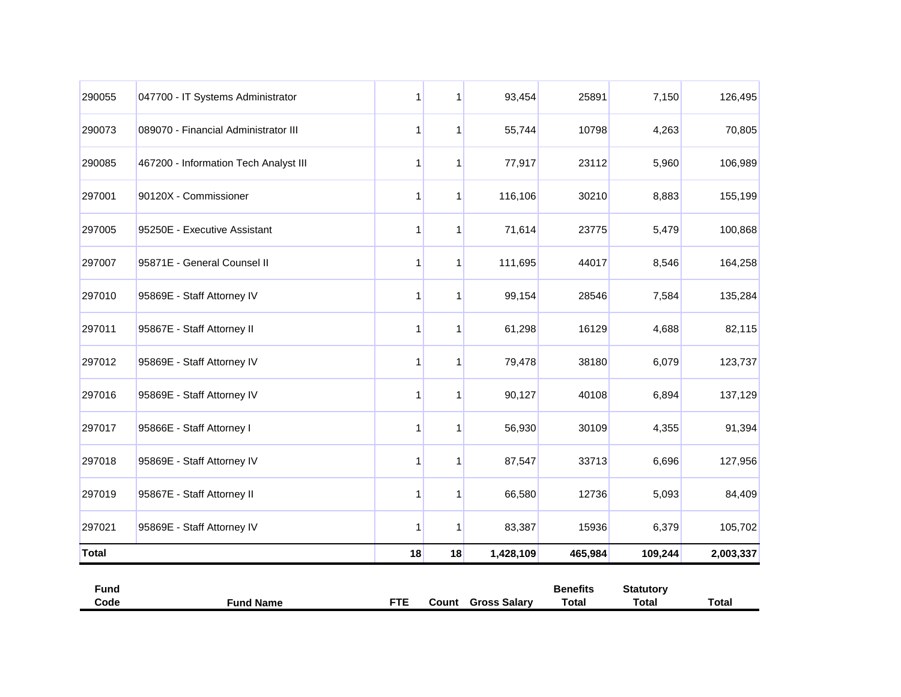| | | | | | | | |
|---|---|---|---|---|---|---|---|
| 290055 | 047700 - IT Systems Administrator | 1 | 1 | 93,454 | 25891 | 7,150 | 126,495 |
| 290073 | 089070 - Financial Administrator III | 1 | 1 | 55,744 | 10798 | 4,263 | 70,805 |
| 290085 | 467200 - Information Tech Analyst III | 1 | 1 | 77,917 | 23112 | 5,960 | 106,989 |
| 297001 | 90120X - Commissioner | 1 | 1 | 116,106 | 30210 | 8,883 | 155,199 |
| 297005 | 95250E - Executive Assistant | 1 | 1 | 71,614 | 23775 | 5,479 | 100,868 |
| 297007 | 95871E - General Counsel II | 1 | 1 | 111,695 | 44017 | 8,546 | 164,258 |
| 297010 | 95869E - Staff Attorney IV | 1 | 1 | 99,154 | 28546 | 7,584 | 135,284 |
| 297011 | 95867E - Staff Attorney II | 1 | 1 | 61,298 | 16129 | 4,688 | 82,115 |
| 297012 | 95869E - Staff Attorney IV | 1 | 1 | 79,478 | 38180 | 6,079 | 123,737 |
| 297016 | 95869E - Staff Attorney IV | 1 | 1 | 90,127 | 40108 | 6,894 | 137,129 |
| 297017 | 95866E - Staff Attorney I | 1 | 1 | 56,930 | 30109 | 4,355 | 91,394 |
| 297018 | 95869E - Staff Attorney IV | 1 | 1 | 87,547 | 33713 | 6,696 | 127,956 |
| 297019 | 95867E - Staff Attorney II | 1 | 1 | 66,580 | 12736 | 5,093 | 84,409 |
| 297021 | 95869E - Staff Attorney IV | 1 | 1 | 83,387 | 15936 | 6,379 | 105,702 |
| **Total** | | **18** | **18** | **1,428,109** | **465,984** | **109,244** | **2,003,337** |

| Fund Code | Fund Name | FTE | Count | Gross Salary | Benefits Total | Statutory Total | Total |
|---|---|---|---|---|---|---|---|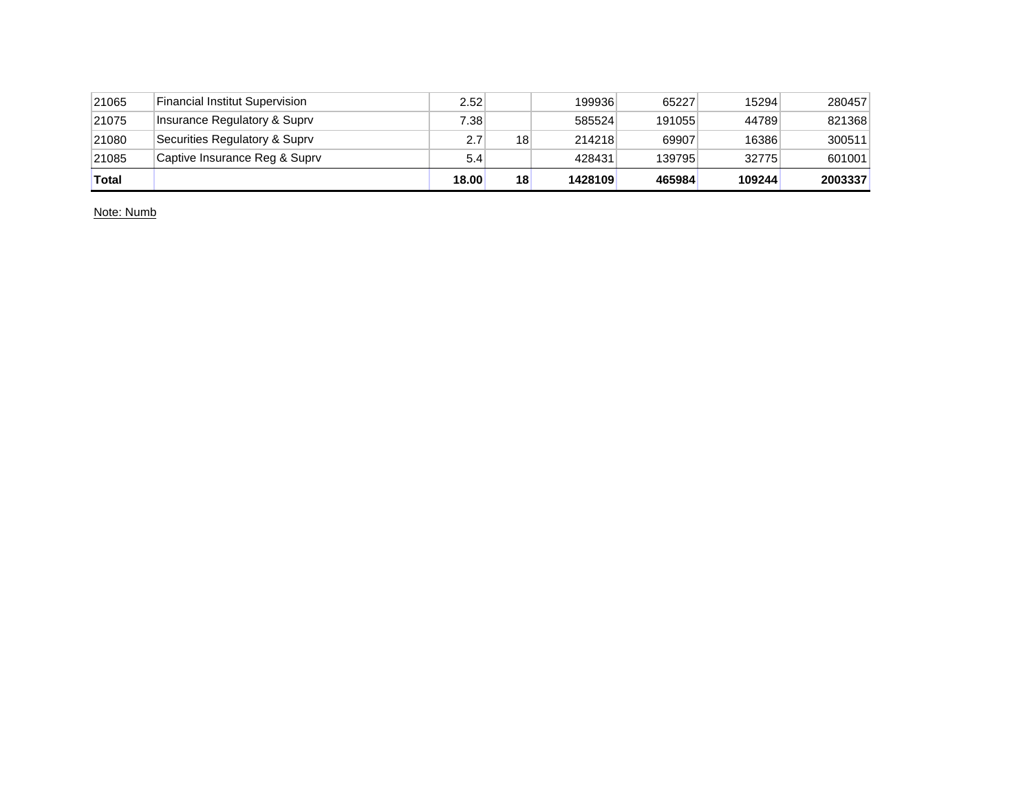| | | | | | | | |
|---|---|---|---|---|---|---|---|
| 21065 | Financial Institut Supervision | 2.52 | | 199936 | 65227 | 15294 | 280457 |
| 21075 | Insurance Regulatory & Suprv | 7.38 | | 585524 | 191055 | 44789 | 821368 |
| 21080 | Securities Regulatory & Suprv | 2.7 | 18 | 214218 | 69907 | 16386 | 300511 |
| 21085 | Captive Insurance Reg & Suprv | 5.4 | | 428431 | 139795 | 32775 | 601001 |
| **Total** | | **18.00** | **18** | **1428109** | **465984** | **109244** | **2003337** |

Note: Numb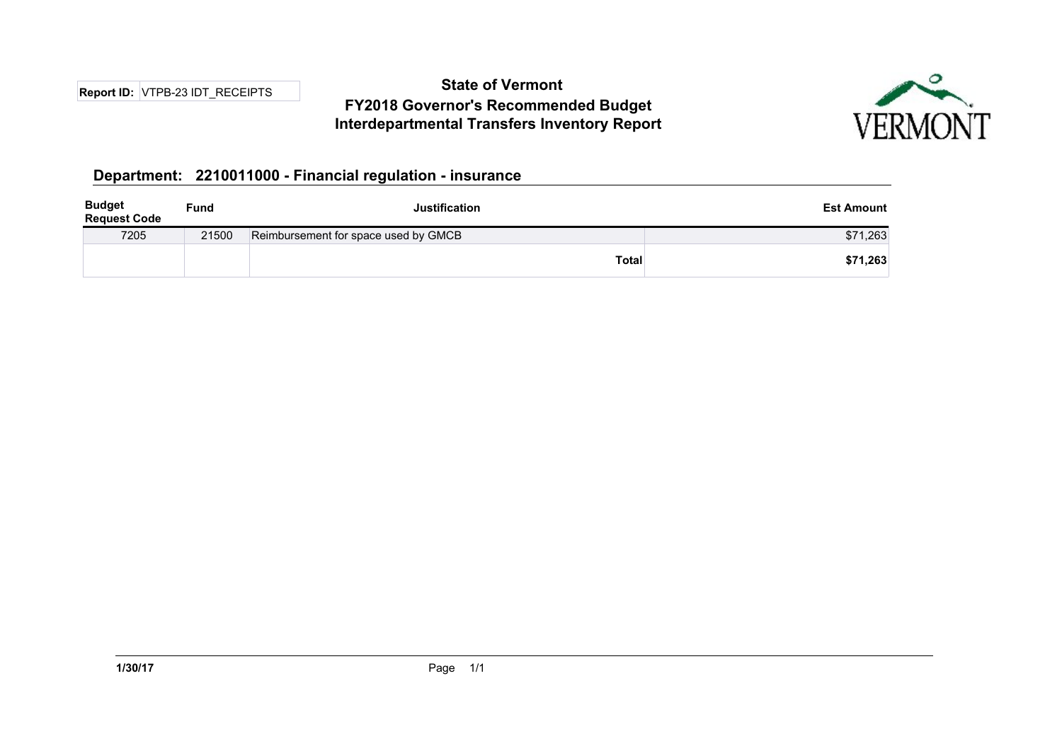**Report ID:** VTPB-23 IDT_RECEIPTS

# State of Vermont
## FY2018 Governor's Recommended Budget
## Interdepartmental Transfers Inventory Report

### Department: 2210011000 - Financial regulation - insurance

| Budget Request Code | Fund | Justification | Est Amount |
|---|---|---|---|
| 7205 | 21500 | Reimbursement for space used by GMCB | $71,263 |
| | | **Total** | **$71,263** |

**1/30/17**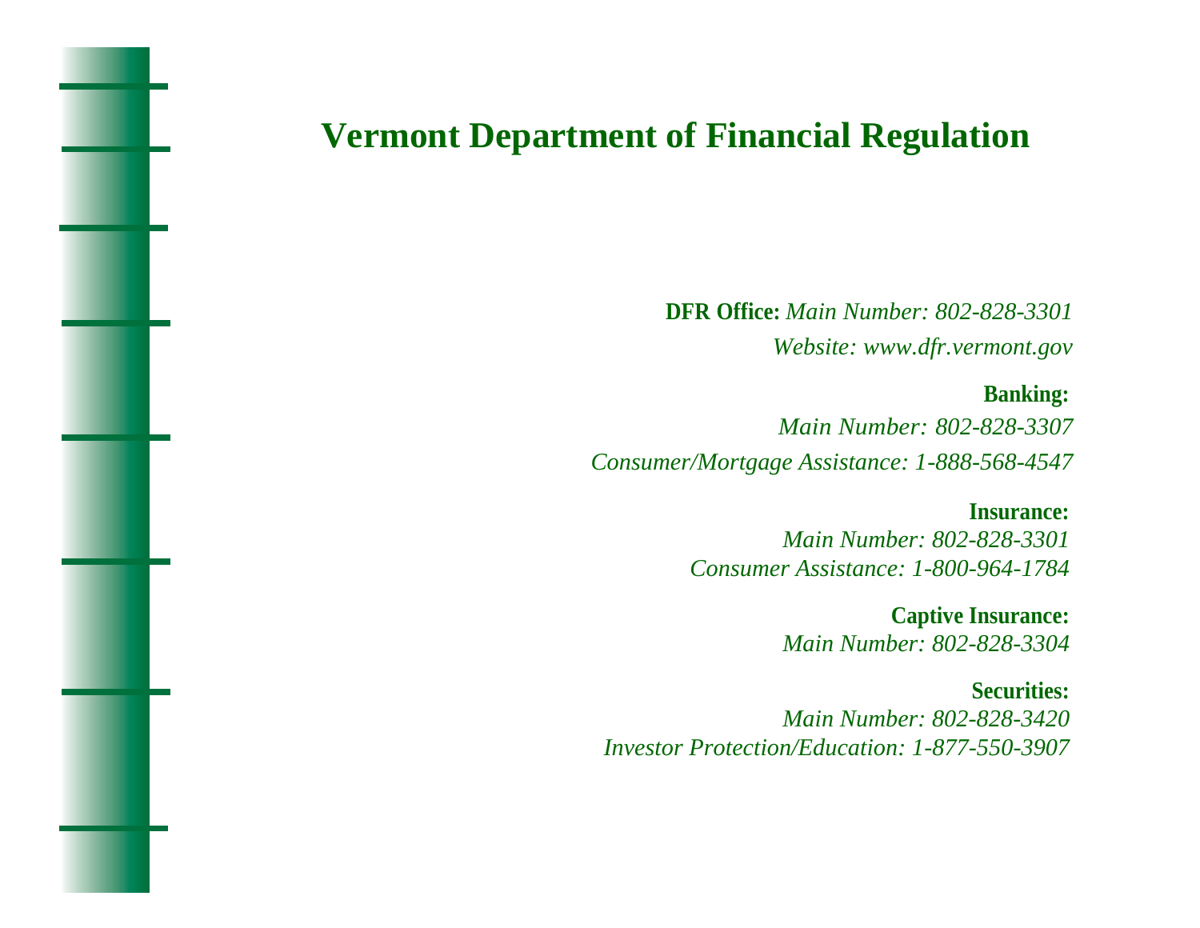# Vermont Department of Financial Regulation

**DFR Office:** *Main Number: 802-828-3301*
*Website: www.dfr.vermont.gov*

**Banking:**
*Main Number: 802-828-3307*
*Consumer/Mortgage Assistance: 1-888-568-4547*

**Insurance:**
*Main Number: 802-828-3301*
*Consumer Assistance: 1-800-964-1784*

**Captive Insurance:**
*Main Number: 802-828-3304*

**Securities:**
*Main Number: 802-828-3420*
*Investor Protection/Education: 1-877-550-3907*